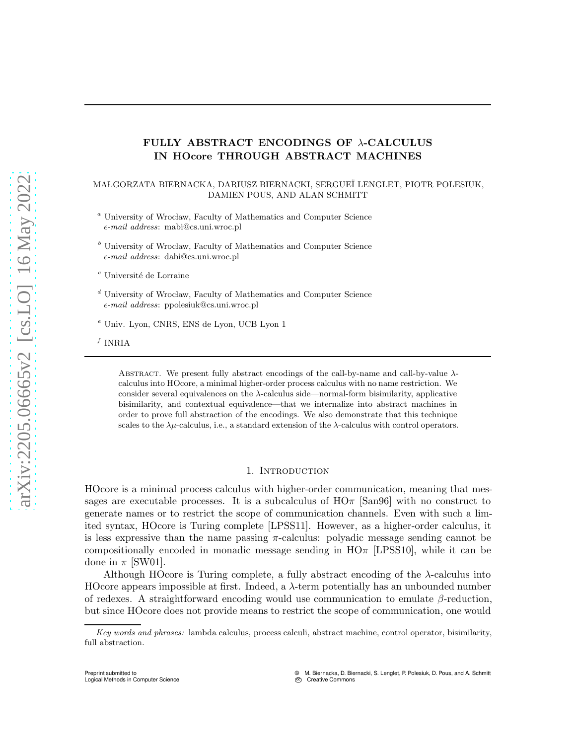# FULLY ABSTRACT ENCODINGS OF $\lambda$-CALCULUS IN HOcore THROUGH ABSTRACT MACHINES

MAŁGORZATA BIERNACKA, DARIUSZ BIERNACKI, SERGUEÏ LENGLET, PIOTR POLESIUK, DAMIEN POUS, AND ALAN SCHMITT

[a] University of Wrocław, Faculty of Mathematics and Computer Science
*e-mail address*: mabi@cs.uni.wroc.pl

[b] University of Wrocław, Faculty of Mathematics and Computer Science
*e-mail address*: dabi@cs.uni.wroc.pl

[c] Université de Lorraine

[d] University of Wrocław, Faculty of Mathematics and Computer Science
*e-mail address*: ppolesiuk@cs.uni.wroc.pl

[e] Univ. Lyon, CNRS, ENS de Lyon, UCB Lyon 1

[f] INRIA

Abstract. We present fully abstract encodings of the call-by-name and call-by-value $\lambda$-calculus into HOcore, a minimal higher-order process calculus with no name restriction. We consider several equivalences on the $\lambda$-calculus side—normal-form bisimilarity, applicative bisimilarity, and contextual equivalence—that we internalize into abstract machines in order to prove full abstraction of the encodings. We also demonstrate that this technique scales to the $\lambda\mu$-calculus, i.e., a standard extension of the $\lambda$-calculus with control operators.

## 1. Introduction

HOcore is a minimal process calculus with higher-order communication, meaning that messages are executable processes. It is a subcalculus of HO$\pi$ [San96] with no construct to generate names or to restrict the scope of communication channels. Even with such a limited syntax, HOcore is Turing complete [LPSS11]. However, as a higher-order calculus, it is less expressive than the name passing $\pi$-calculus: polyadic message sending cannot be compositionally encoded in monadic message sending in HO$\pi$ [LPSS10], while it can be done in $\pi$ [SW01].

Although HOcore is Turing complete, a fully abstract encoding of the $\lambda$-calculus into HOcore appears impossible at first. Indeed, a $\lambda$-term potentially has an unbounded number of redexes. A straightforward encoding would use communication to emulate $\beta$-reduction, but since HOcore does not provide means to restrict the scope of communication, one would

*Key words and phrases:* lambda calculus, process calculi, abstract machine, control operator, bisimilarity, full abstraction.

Preprint submitted to
Logical Methods in Computer Science

© M. Biernacka, D. Biernacki, S. Lenglet, P. Polesiuk, D. Pous, and A. Schmitt
Creative Commons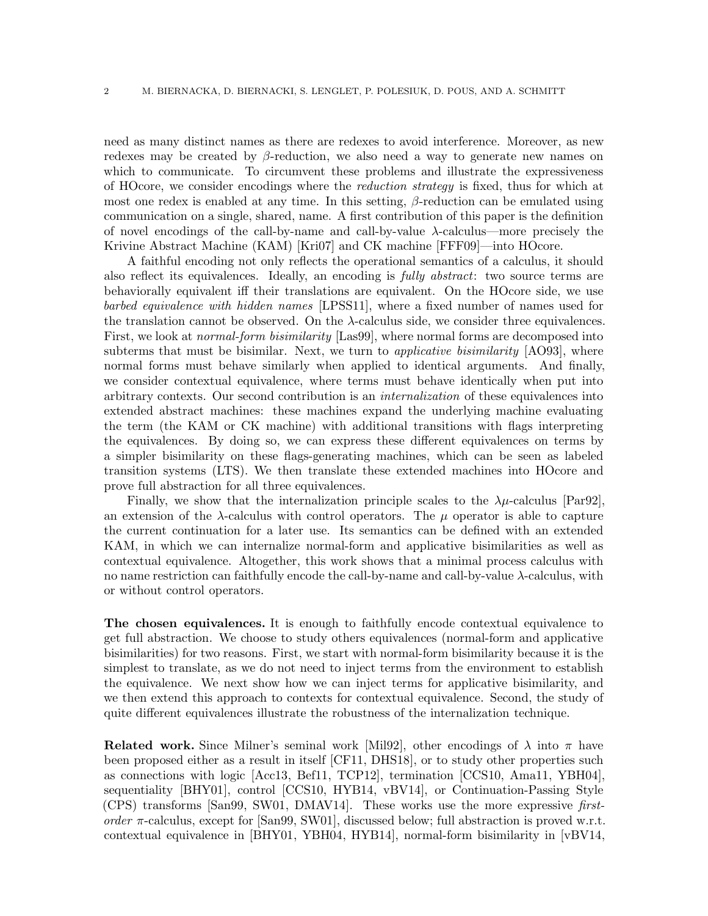need as many distinct names as there are redexes to avoid interference. Moreover, as new redexes may be created by $\beta$-reduction, we also need a way to generate new names on which to communicate. To circumvent these problems and illustrate the expressiveness of HOcore, we consider encodings where the *reduction strategy* is fixed, thus for which at most one redex is enabled at any time. In this setting, $\beta$-reduction can be emulated using communication on a single, shared, name. A first contribution of this paper is the definition of novel encodings of the call-by-name and call-by-value $\lambda$-calculus—more precisely the Krivine Abstract Machine (KAM) [Kri07] and CK machine [FFF09]—into HOcore.

A faithful encoding not only reflects the operational semantics of a calculus, it should also reflect its equivalences. Ideally, an encoding is *fully abstract*: two source terms are behaviorally equivalent iff their translations are equivalent. On the HOcore side, we use *barbed equivalence with hidden names* [LPSS11], where a fixed number of names used for the translation cannot be observed. On the $\lambda$-calculus side, we consider three equivalences. First, we look at *normal-form bisimilarity* [Las99], where normal forms are decomposed into subterms that must be bisimilar. Next, we turn to *applicative bisimilarity* [AO93], where normal forms must behave similarly when applied to identical arguments. And finally, we consider contextual equivalence, where terms must behave identically when put into arbitrary contexts. Our second contribution is an *internalization* of these equivalences into extended abstract machines: these machines expand the underlying machine evaluating the term (the KAM or CK machine) with additional transitions with flags interpreting the equivalences. By doing so, we can express these different equivalences on terms by a simpler bisimilarity on these flags-generating machines, which can be seen as labeled transition systems (LTS). We then translate these extended machines into HOcore and prove full abstraction for all three equivalences.

Finally, we show that the internalization principle scales to the $\lambda\mu$-calculus [Par92], an extension of the $\lambda$-calculus with control operators. The $\mu$ operator is able to capture the current continuation for a later use. Its semantics can be defined with an extended KAM, in which we can internalize normal-form and applicative bisimilarities as well as contextual equivalence. Altogether, this work shows that a minimal process calculus with no name restriction can faithfully encode the call-by-name and call-by-value $\lambda$-calculus, with or without control operators.

**The chosen equivalences.** It is enough to faithfully encode contextual equivalence to get full abstraction. We choose to study others equivalences (normal-form and applicative bisimilarities) for two reasons. First, we start with normal-form bisimilarity because it is the simplest to translate, as we do not need to inject terms from the environment to establish the equivalence. We next show how we can inject terms for applicative bisimilarity, and we then extend this approach to contexts for contextual equivalence. Second, the study of quite different equivalences illustrate the robustness of the internalization technique.

**Related work.** Since Milner's seminal work [Mil92], other encodings of $\lambda$ into $\pi$ have been proposed either as a result in itself [CF11, DHS18], or to study other properties such as connections with logic [Acc13, Bef11, TCP12], termination [CCS10, Ama11, YBH04], sequentiality [BHY01], control [CCS10, HYB14, vBV14], or Continuation-Passing Style (CPS) transforms [San99, SW01, DMAV14]. These works use the more expressive *first-order* $\pi$-calculus, except for [San99, SW01], discussed below; full abstraction is proved w.r.t. contextual equivalence in [BHY01, YBH04, HYB14], normal-form bisimilarity in [vBV14,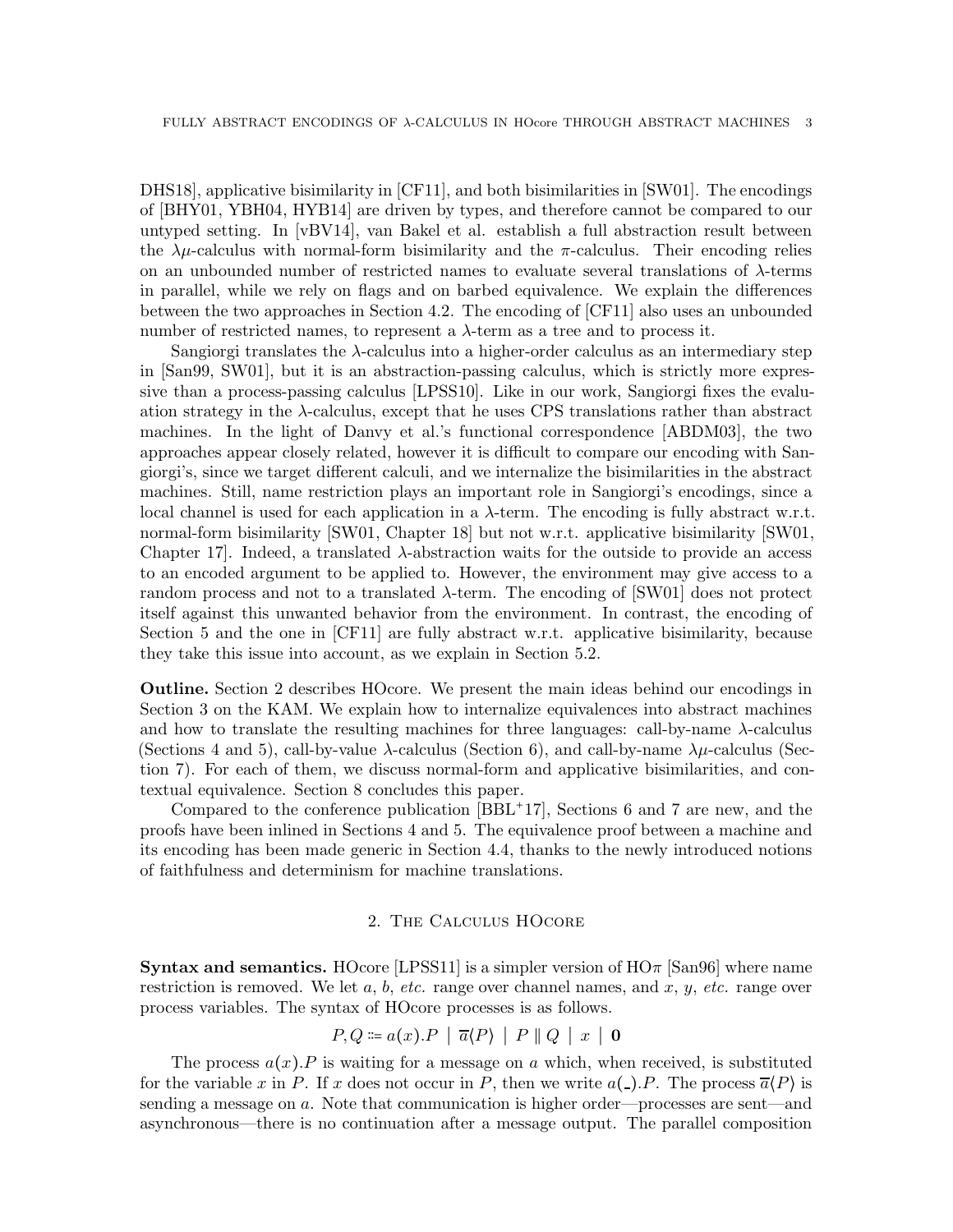DHS18], applicative bisimilarity in [CF11], and both bisimilarities in [SW01]. The encodings of [BHY01, YBH04, HYB14] are driven by types, and therefore cannot be compared to our untyped setting. In [vBV14], van Bakel et al. establish a full abstraction result between the $\lambda\mu$-calculus with normal-form bisimilarity and the $\pi$-calculus. Their encoding relies on an unbounded number of restricted names to evaluate several translations of $\lambda$-terms in parallel, while we rely on flags and on barbed equivalence. We explain the differences between the two approaches in Section 4.2. The encoding of [CF11] also uses an unbounded number of restricted names, to represent a $\lambda$-term as a tree and to process it.

Sangiorgi translates the $\lambda$-calculus into a higher-order calculus as an intermediary step in [San99, SW01], but it is an abstraction-passing calculus, which is strictly more expressive than a process-passing calculus [LPSS10]. Like in our work, Sangiorgi fixes the evaluation strategy in the $\lambda$-calculus, except that he uses CPS translations rather than abstract machines. In the light of Danvy et al.'s functional correspondence [ABDM03], the two approaches appear closely related, however it is difficult to compare our encoding with Sangiorgi's, since we target different calculi, and we internalize the bisimilarities in the abstract machines. Still, name restriction plays an important role in Sangiorgi's encodings, since a local channel is used for each application in a $\lambda$-term. The encoding is fully abstract w.r.t. normal-form bisimilarity [SW01, Chapter 18] but not w.r.t. applicative bisimilarity [SW01, Chapter 17]. Indeed, a translated $\lambda$-abstraction waits for the outside to provide an access to an encoded argument to be applied to. However, the environment may give access to a random process and not to a translated $\lambda$-term. The encoding of [SW01] does not protect itself against this unwanted behavior from the environment. In contrast, the encoding of Section 5 and the one in [CF11] are fully abstract w.r.t. applicative bisimilarity, because they take this issue into account, as we explain in Section 5.2.

**Outline.** Section 2 describes HOcore. We present the main ideas behind our encodings in Section 3 on the KAM. We explain how to internalize equivalences into abstract machines and how to translate the resulting machines for three languages: call-by-name $\lambda$-calculus (Sections 4 and 5), call-by-value $\lambda$-calculus (Section 6), and call-by-name $\lambda\mu$-calculus (Section 7). For each of them, we discuss normal-form and applicative bisimilarities, and contextual equivalence. Section 8 concludes this paper.

Compared to the conference publication [BBL+17], Sections 6 and 7 are new, and the proofs have been inlined in Sections 4 and 5. The equivalence proof between a machine and its encoding has been made generic in Section 4.4, thanks to the newly introduced notions of faithfulness and determinism for machine translations.

## 2. The Calculus HOcore

**Syntax and semantics.** HOcore [LPSS11] is a simpler version of HO$\pi$ [San96] where name restriction is removed. We let $a$, $b$, *etc.* range over channel names, and $x$, $y$, *etc.* range over process variables. The syntax of HOcore processes is as follows.

$$P, Q ::= a(x).P \mid \overline{a}\langle P \rangle \mid P \parallel Q \mid x \mid \mathbf{0}$$

The process $a(x).P$ is waiting for a message on $a$ which, when received, is substituted for the variable $x$ in $P$. If $x$ does not occur in $P$, then we write $a(\_).P$. The process $\overline{a}\langle P \rangle$ is sending a message on $a$. Note that communication is higher order—processes are sent—and asynchronous—there is no continuation after a message output. The parallel composition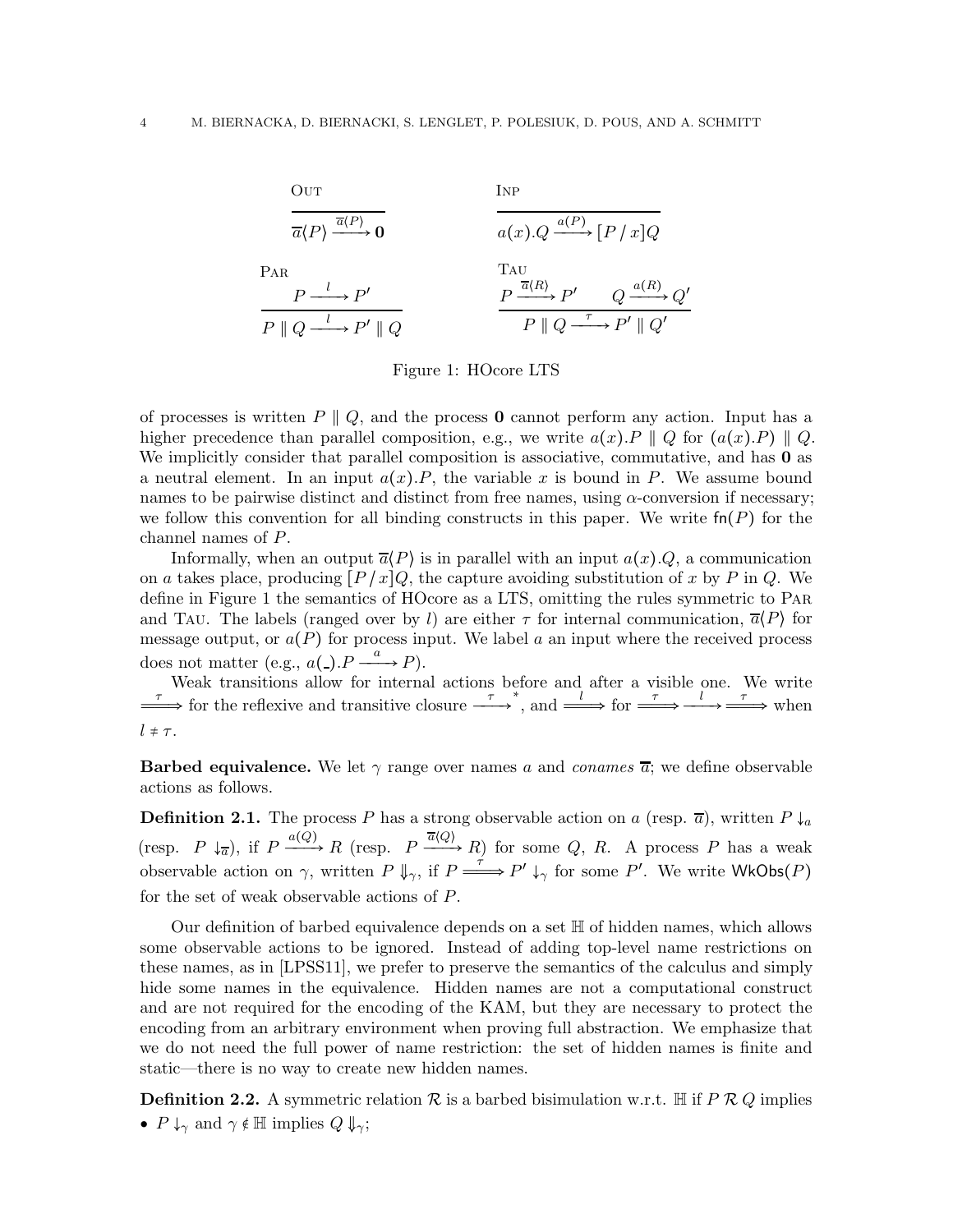$$\textsc{Out}\quad \frac{}{\overline{a}\langle P\rangle \xrightarrow{\overline{a}\langle P\rangle} \mathbf{0}} \qquad\qquad \textsc{Inp}\quad \frac{}{a(x).Q \xrightarrow{a(P)} [P\,/\,x]Q}$$

$$\textsc{Par}\quad \frac{P \xrightarrow{l} P'}{P \parallel Q \xrightarrow{l} P' \parallel Q} \qquad\qquad \textsc{Tau}\quad \frac{P \xrightarrow{\overline{a}\langle R\rangle} P' \qquad Q \xrightarrow{a(R)} Q'}{P \parallel Q \xrightarrow{\tau} P' \parallel Q'}$$

Figure 1: HOcore LTS

of processes is written $P \parallel Q$, and the process $\mathbf{0}$ cannot perform any action. Input has a higher precedence than parallel composition, e.g., we write $a(x).P \parallel Q$ for $(a(x).P) \parallel Q$. We implicitly consider that parallel composition is associative, commutative, and has $\mathbf{0}$ as a neutral element. In an input $a(x).P$, the variable $x$ is bound in $P$. We assume bound names to be pairwise distinct and distinct from free names, using $\alpha$-conversion if necessary; we follow this convention for all binding constructs in this paper. We write $\mathsf{fn}(P)$ for the channel names of $P$.

Informally, when an output $\overline{a}\langle P\rangle$ is in parallel with an input $a(x).Q$, a communication on $a$ takes place, producing $[P\,/\,x]Q$, the capture avoiding substitution of $x$ by $P$ in $Q$. We define in Figure 1 the semantics of HOcore as a LTS, omitting the rules symmetric to Par and Tau. The labels (ranged over by $l$) are either $\tau$ for internal communication, $\overline{a}\langle P\rangle$ for message output, or $a(P)$ for process input. We label $a$ an input where the received process does not matter (e.g., $a(\_).P \xrightarrow{a} P$).

Weak transitions allow for internal actions before and after a visible one. We write $\xRightarrow{\tau}$ for the reflexive and transitive closure $\xrightarrow{\tau}^{*}$, and $\xRightarrow{l}$ for $\xRightarrow{\tau}\xrightarrow{l}\xRightarrow{\tau}$ when $l \neq \tau$.

**Barbed equivalence.** We let $\gamma$ range over names $a$ and *conames* $\overline{a}$; we define observable actions as follows.

**Definition 2.1.** The process $P$ has a strong observable action on $a$ (resp. $\overline{a}$), written $P \downarrow_a$ (resp. $P \downarrow_{\overline{a}}$), if $P \xrightarrow{a(Q)} R$ (resp. $P \xrightarrow{\overline{a}\langle Q\rangle} R$) for some $Q$, $R$. A process $P$ has a weak observable action on $\gamma$, written $P \Downarrow_\gamma$, if $P \xRightarrow{\tau} P' \downarrow_\gamma$ for some $P'$. We write $\mathsf{WkObs}(P)$ for the set of weak observable actions of $P$.

Our definition of barbed equivalence depends on a set $\mathbb{H}$ of hidden names, which allows some observable actions to be ignored. Instead of adding top-level name restrictions on these names, as in [LPSS11], we prefer to preserve the semantics of the calculus and simply hide some names in the equivalence. Hidden names are not a computational construct and are not required for the encoding of the KAM, but they are necessary to protect the encoding from an arbitrary environment when proving full abstraction. We emphasize that we do not need the full power of name restriction: the set of hidden names is finite and static—there is no way to create new hidden names.

**Definition 2.2.** A symmetric relation $\mathcal{R}$ is a barbed bisimulation w.r.t. $\mathbb{H}$ if $P \mathrel{\mathcal{R}} Q$ implies

- $P \downarrow_\gamma$ and $\gamma \notin \mathbb{H}$ implies $Q \Downarrow_\gamma$;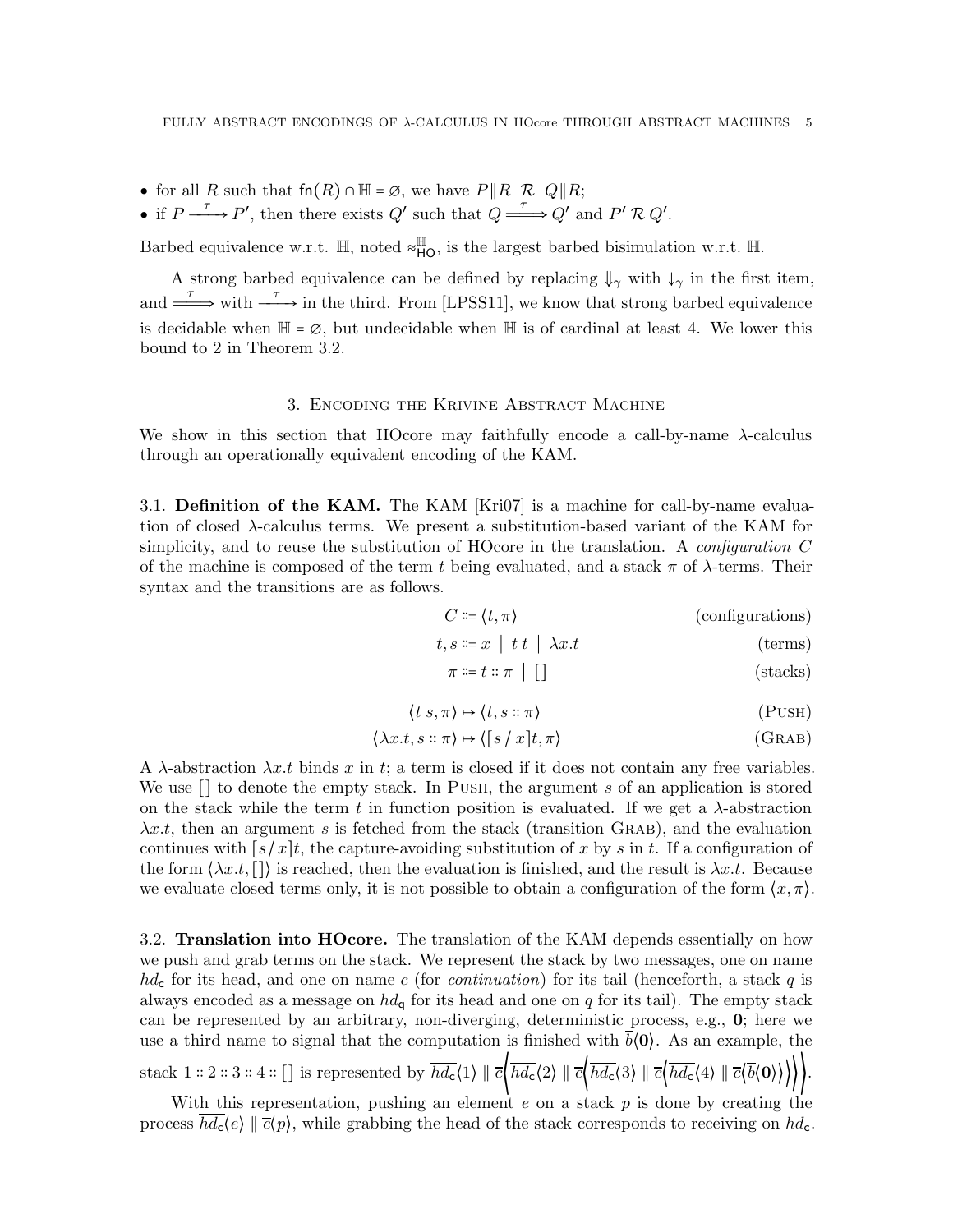- for all $R$ such that $\mathsf{fn}(R) \cap \mathbb{H} = \varnothing$, we have $P \| R \;\mathcal{R}\; Q \| R$;
- if $P \xrightarrow{\tau} P'$, then there exists $Q'$ such that $Q \xRightarrow{\tau} Q'$ and $P' \mathcal{R}\, Q'$.

Barbed equivalence w.r.t. $\mathbb{H}$, noted $\approx^{\mathbb{H}}_{\mathsf{HO}}$, is the largest barbed bisimulation w.r.t. $\mathbb{H}$.

A strong barbed equivalence can be defined by replacing $\Downarrow_\gamma$ with $\downarrow_\gamma$ in the first item, and $\xRightarrow{\tau}$ with $\xrightarrow{\tau}$ in the third. From [LPSS11], we know that strong barbed equivalence is decidable when $\mathbb{H} = \varnothing$, but undecidable when $\mathbb{H}$ is of cardinal at least 4. We lower this bound to 2 in Theorem 3.2.

## 3. Encoding the Krivine Abstract Machine

We show in this section that HOcore may faithfully encode a call-by-name $\lambda$-calculus through an operationally equivalent encoding of the KAM.

**3.1. Definition of the KAM.** The KAM [Kri07] is a machine for call-by-name evaluation of closed $\lambda$-calculus terms. We present a substitution-based variant of the KAM for simplicity, and to reuse the substitution of HOcore in the translation. A *configuration* $C$ of the machine is composed of the term $t$ being evaluated, and a stack $\pi$ of $\lambda$-terms. Their syntax and the transitions are as follows.

$$C ::= \langle t, \pi \rangle \qquad \text{(configurations)}$$

$$t, s ::= x \mid t\,t \mid \lambda x.t \qquad \text{(terms)}$$

$$\pi ::= t :: \pi \mid [] \qquad \text{(stacks)}$$

$$\langle t\, s, \pi \rangle \mapsto \langle t, s :: \pi \rangle \qquad (\textsc{Push})$$

$$\langle \lambda x.t, s :: \pi \rangle \mapsto \langle [s\,/\,x]t, \pi \rangle \qquad (\textsc{Grab})$$

A $\lambda$-abstraction $\lambda x.t$ binds $x$ in $t$; a term is closed if it does not contain any free variables. We use $[]$ to denote the empty stack. In Push, the argument $s$ of an application is stored on the stack while the term $t$ in function position is evaluated. If we get a $\lambda$-abstraction $\lambda x.t$, then an argument $s$ is fetched from the stack (transition Grab), and the evaluation continues with $[s\,/\,x]t$, the capture-avoiding substitution of $x$ by $s$ in $t$. If a configuration of the form $\langle \lambda x.t, [] \rangle$ is reached, then the evaluation is finished, and the result is $\lambda x.t$. Because we evaluate closed terms only, it is not possible to obtain a configuration of the form $\langle x, \pi \rangle$.

**3.2. Translation into HOcore.** The translation of the KAM depends essentially on how we push and grab terms on the stack. We represent the stack by two messages, one on name $hd_{\mathsf{c}}$ for its head, and one on name $c$ (for *continuation*) for its tail (henceforth, a stack $q$ is always encoded as a message on $hd_{\mathsf{q}}$ for its head and one on $q$ for its tail). The empty stack can be represented by an arbitrary, non-diverging, deterministic process, e.g., $\mathbf{0}$; here we use a third name to signal that the computation is finished with $\overline{b}\langle \mathbf{0} \rangle$. As an example, the stack $1 :: 2 :: 3 :: 4 :: []$ is represented by $\overline{hd_{\mathsf{c}}}\langle 1 \rangle \parallel \overline{c}\Big\langle \overline{hd_{\mathsf{c}}}\langle 2 \rangle \parallel \overline{c}\Big\langle \overline{hd_{\mathsf{c}}}\langle 3 \rangle \parallel \overline{c}\Big\langle \overline{hd_{\mathsf{c}}}\langle 4 \rangle \parallel \overline{c}\langle \overline{b}\langle \mathbf{0} \rangle \rangle \Big\rangle \Big\rangle \Big\rangle$.

With this representation, pushing an element $e$ on a stack $p$ is done by creating the process $\overline{hd_{\mathsf{c}}}\langle e \rangle \parallel \overline{c}\langle p \rangle$, while grabbing the head of the stack corresponds to receiving on $hd_{\mathsf{c}}$.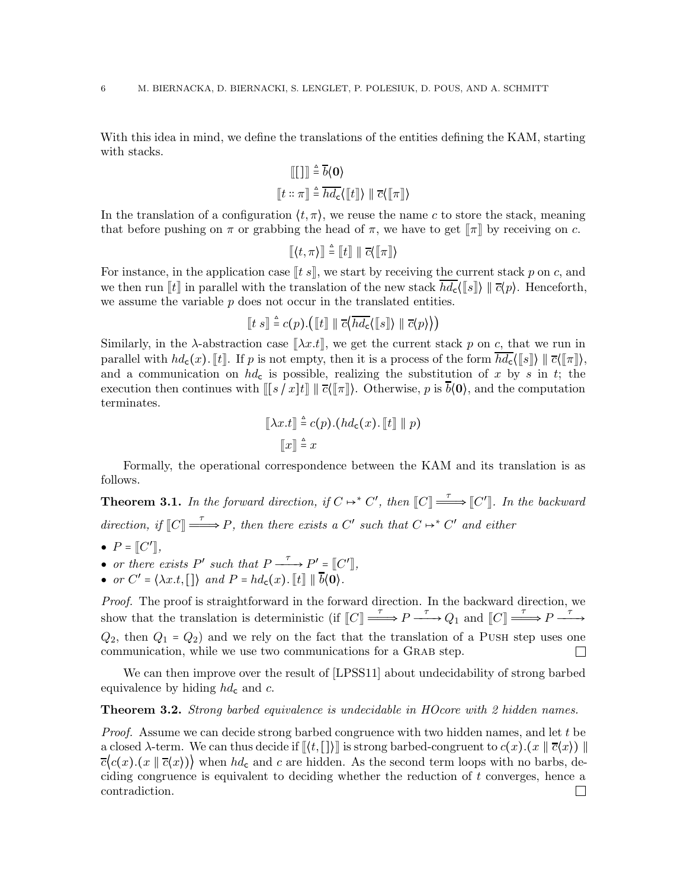With this idea in mind, we define the translations of the entities defining the KAM, starting with stacks.

$$[\![[]]\!] \triangleq \overline{b}\langle \mathbf{0} \rangle$$

$$[\![t :: \pi]\!] \triangleq \overline{hd_{\mathsf{c}}}\langle [\![t]\!] \rangle \parallel \overline{c}\langle [\![\pi]\!] \rangle$$

In the translation of a configuration $\langle t, \pi \rangle$, we reuse the name $c$ to store the stack, meaning that before pushing on $\pi$ or grabbing the head of $\pi$, we have to get $[\![\pi]\!]$ by receiving on $c$.

$$[\![\langle t, \pi \rangle]\!] \triangleq [\![t]\!] \parallel \overline{c}\langle [\![\pi]\!] \rangle$$

For instance, in the application case $[\![t\ s]\!]$, we start by receiving the current stack $p$ on $c$, and we then run $[\![t]\!]$ in parallel with the translation of the new stack $\overline{hd_{\mathsf{c}}}\langle [\![s]\!] \rangle \parallel \overline{c}\langle p \rangle$. Henceforth, we assume the variable $p$ does not occur in the translated entities.

$$[\![t\ s]\!] \triangleq c(p).\big([\![t]\!] \parallel \overline{c}\big\langle \overline{hd_{\mathsf{c}}}\langle [\![s]\!] \rangle \parallel \overline{c}\langle p \rangle \big\rangle\big)$$

Similarly, in the $\lambda$-abstraction case $[\![\lambda x.t]\!]$, we get the current stack $p$ on $c$, that we run in parallel with $hd_{\mathsf{c}}(x).[\![t]\!]$. If $p$ is not empty, then it is a process of the form $\overline{hd_{\mathsf{c}}}\langle [\![s]\!] \rangle \parallel \overline{c}\langle [\![\pi]\!] \rangle$, and a communication on $hd_{\mathsf{c}}$ is possible, realizing the substitution of $x$ by $s$ in $t$; the execution then continues with $[\![[s\,/\,x]t]\!] \parallel \overline{c}\langle [\![\pi]\!] \rangle$. Otherwise, $p$ is $\overline{b}\langle \mathbf{0} \rangle$, and the computation terminates.

$$[\![\lambda x.t]\!] \triangleq c(p).(hd_{\mathsf{c}}(x).[\![t]\!] \parallel p)$$

$$[\![x]\!] \triangleq x$$

Formally, the operational correspondence between the KAM and its translation is as follows.

**Theorem 3.1.** *In the forward direction, if $C \mapsto^* C'$, then $[\![C]\!] \stackrel{\tau}{\Longrightarrow} [\![C']\!]$. In the backward direction, if $[\![C]\!] \stackrel{\tau}{\Longrightarrow} P$, then there exists a $C'$ such that $C \mapsto^* C'$ and either*

- *$P = [\![C']\!]$,*
- *or there exists $P'$ such that $P \xrightarrow{\tau} P' = [\![C']\!]$,*
- *or $C' = \langle \lambda x.t, [] \rangle$ and $P = hd_{\mathsf{c}}(x).[\![t]\!] \parallel \overline{b}\langle \mathbf{0} \rangle$.*

*Proof.* The proof is straightforward in the forward direction. In the backward direction, we show that the translation is deterministic (if $[\![C]\!] \stackrel{\tau}{\Longrightarrow} P \xrightarrow{\tau} Q_1$ and $[\![C]\!] \stackrel{\tau}{\Longrightarrow} P \xrightarrow{\tau} Q_2$, then $Q_1 = Q_2$) and we rely on the fact that the translation of a Push step uses one communication, while we use two communications for a Grab step. ☐

We can then improve over the result of [LPSS11] about undecidability of strong barbed equivalence by hiding $hd_{\mathsf{c}}$ and $c$.

**Theorem 3.2.** *Strong barbed equivalence is undecidable in HOcore with 2 hidden names.*

*Proof.* Assume we can decide strong barbed congruence with two hidden names, and let $t$ be a closed $\lambda$-term. We can thus decide if $[\![\langle t, [] \rangle]\!]$ is strong barbed-congruent to $c(x).(x \parallel \overline{c}\langle x \rangle) \parallel \overline{c}\big\langle c(x).(x \parallel \overline{c}\langle x \rangle)\big\rangle$ when $hd_{\mathsf{c}}$ and $c$ are hidden. As the second term loops with no barbs, deciding congruence is equivalent to deciding whether the reduction of $t$ converges, hence a contradiction. ☐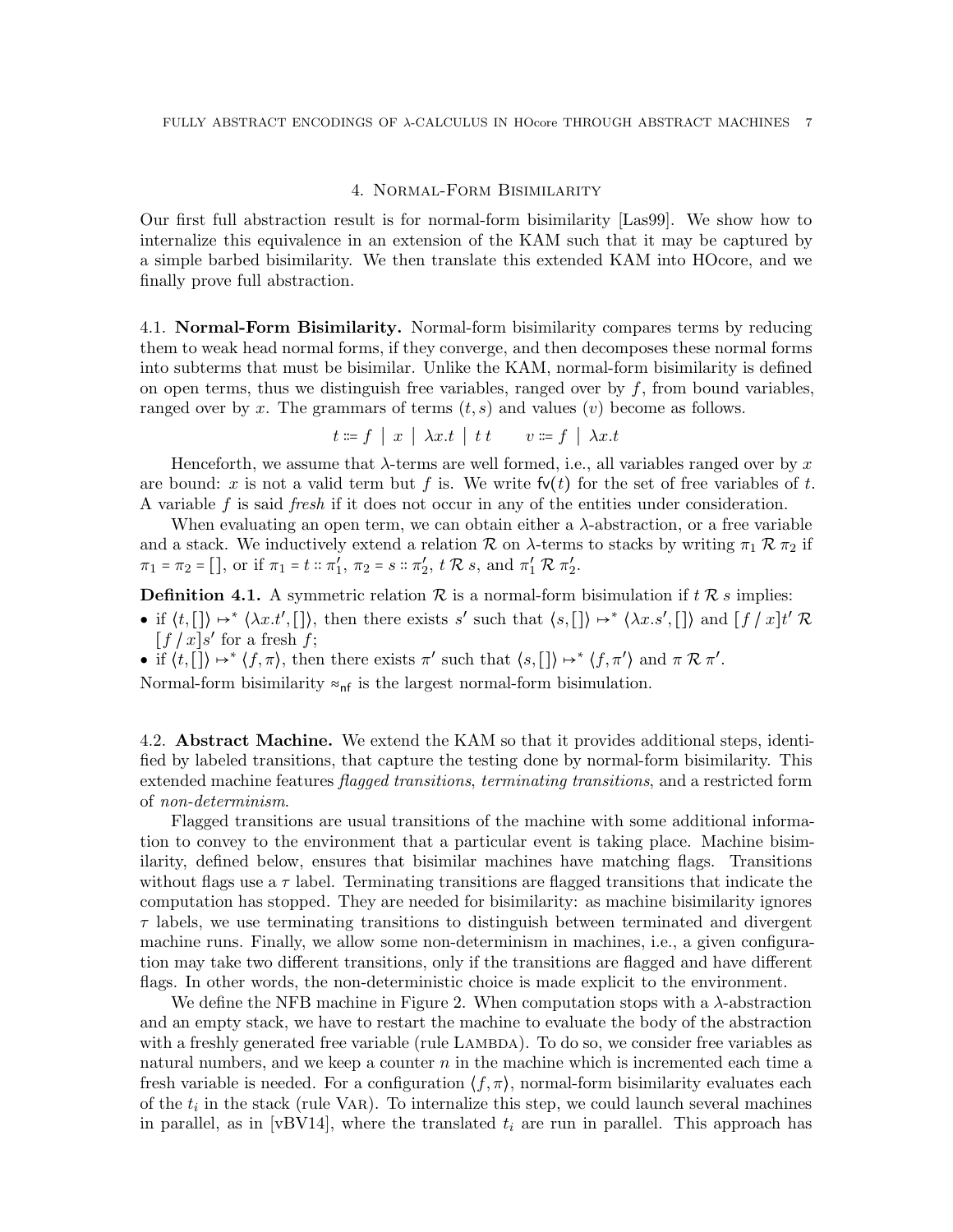## 4. Normal-Form Bisimilarity

Our first full abstraction result is for normal-form bisimilarity [Las99]. We show how to internalize this equivalence in an extension of the KAM such that it may be captured by a simple barbed bisimilarity. We then translate this extended KAM into HOcore, and we finally prove full abstraction.

### 4.1. Normal-Form Bisimilarity.

Normal-form bisimilarity compares terms by reducing them to weak head normal forms, if they converge, and then decomposes these normal forms into subterms that must be bisimilar. Unlike the KAM, normal-form bisimilarity is defined on open terms, thus we distinguish free variables, ranged over by $f$, from bound variables, ranged over by $x$. The grammars of terms $(t, s)$ and values $(v)$ become as follows.

$$t ::= f \mid x \mid \lambda x.t \mid t\, t \qquad v ::= f \mid \lambda x.t$$

Henceforth, we assume that $\lambda$-terms are well formed, i.e., all variables ranged over by $x$ are bound: $x$ is not a valid term but $f$ is. We write $\mathsf{fv}(t)$ for the set of free variables of $t$. A variable $f$ is said *fresh* if it does not occur in any of the entities under consideration.

When evaluating an open term, we can obtain either a $\lambda$-abstraction, or a free variable and a stack. We inductively extend a relation $\mathcal{R}$ on $\lambda$-terms to stacks by writing $\pi_1 \mathrel{\mathcal{R}} \pi_2$ if $\pi_1 = \pi_2 = []$, or if $\pi_1 = t :: \pi_1'$, $\pi_2 = s :: \pi_2'$, $t \mathrel{\mathcal{R}} s$, and $\pi_1' \mathrel{\mathcal{R}} \pi_2'$.

**Definition 4.1.** A symmetric relation $\mathcal{R}$ is a normal-form bisimulation if $t \mathrel{\mathcal{R}} s$ implies:

- if $\langle t, [] \rangle \mapsto^* \langle \lambda x.t', [] \rangle$, then there exists $s'$ such that $\langle s, [] \rangle \mapsto^* \langle \lambda x.s', [] \rangle$ and $[f \,/\, x]t' \mathrel{\mathcal{R}} [f \,/\, x]s'$ for a fresh $f$;
- if $\langle t, [] \rangle \mapsto^* \langle f, \pi \rangle$, then there exists $\pi'$ such that $\langle s, [] \rangle \mapsto^* \langle f, \pi' \rangle$ and $\pi \mathrel{\mathcal{R}} \pi'$.

Normal-form bisimilarity $\approx_{\mathsf{nf}}$ is the largest normal-form bisimulation.

### 4.2. Abstract Machine.

We extend the KAM so that it provides additional steps, identified by labeled transitions, that capture the testing done by normal-form bisimilarity. This extended machine features *flagged transitions*, *terminating transitions*, and a restricted form of *non-determinism*.

Flagged transitions are usual transitions of the machine with some additional information to convey to the environment that a particular event is taking place. Machine bisimilarity, defined below, ensures that bisimilar machines have matching flags. Transitions without flags use a $\tau$ label. Terminating transitions are flagged transitions that indicate the computation has stopped. They are needed for bisimilarity: as machine bisimilarity ignores $\tau$ labels, we use terminating transitions to distinguish between terminated and divergent machine runs. Finally, we allow some non-determinism in machines, i.e., a given configuration may take two different transitions, only if the transitions are flagged and have different flags. In other words, the non-deterministic choice is made explicit to the environment.

We define the NFB machine in Figure 2. When computation stops with a $\lambda$-abstraction and an empty stack, we have to restart the machine to evaluate the body of the abstraction with a freshly generated free variable (rule Lambda). To do so, we consider free variables as natural numbers, and we keep a counter $n$ in the machine which is incremented each time a fresh variable is needed. For a configuration $\langle f, \pi \rangle$, normal-form bisimilarity evaluates each of the $t_i$ in the stack (rule Var). To internalize this step, we could launch several machines in parallel, as in [vBV14], where the translated $t_i$ are run in parallel. This approach has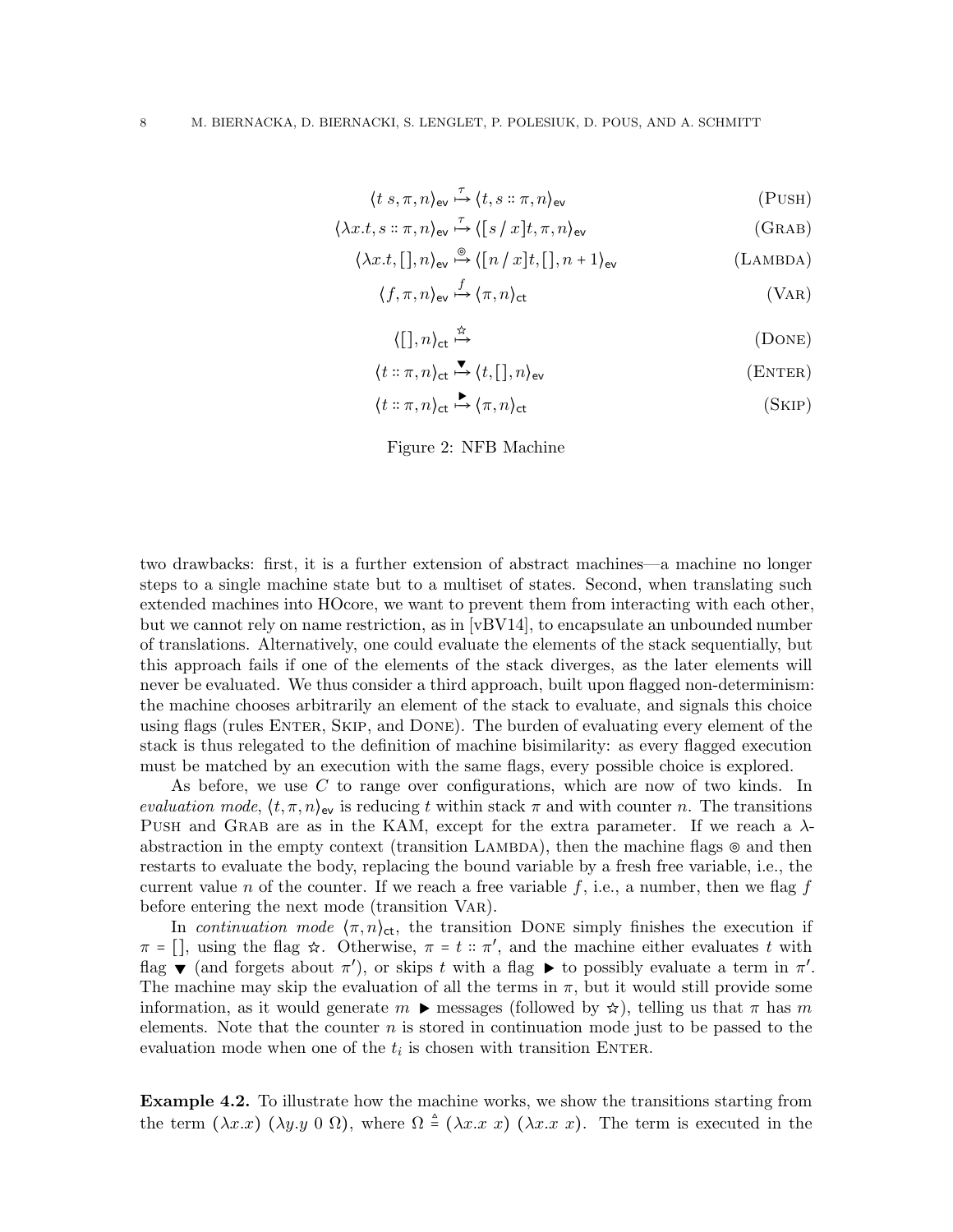$$\langle t\ s, \pi, n\rangle_{\mathsf{ev}} \overset{\tau}{\mapsto} \langle t, s :: \pi, n\rangle_{\mathsf{ev}} \qquad \text{(Push)}$$

$$\langle \lambda x.t, s :: \pi, n\rangle_{\mathsf{ev}} \overset{\tau}{\mapsto} \langle [s \,/\, x]t, \pi, n\rangle_{\mathsf{ev}} \qquad \text{(Grab)}$$

$$\langle \lambda x.t, [], n\rangle_{\mathsf{ev}} \overset{\circledcirc}{\mapsto} \langle [n \,/\, x]t, [], n+1\rangle_{\mathsf{ev}} \qquad \text{(Lambda)}$$

$$\langle f, \pi, n\rangle_{\mathsf{ev}} \overset{f}{\mapsto} \langle \pi, n\rangle_{\mathsf{ct}} \qquad \text{(Var)}$$

$$\langle [], n\rangle_{\mathsf{ct}} \overset{\star}{\mapsto} \qquad \text{(Done)}$$

$$\langle t :: \pi, n\rangle_{\mathsf{ct}} \overset{\blacktriangledown}{\mapsto} \langle t, [], n\rangle_{\mathsf{ev}} \qquad \text{(Enter)}$$

$$\langle t :: \pi, n\rangle_{\mathsf{ct}} \overset{\blacktriangleright}{\mapsto} \langle \pi, n\rangle_{\mathsf{ct}} \qquad \text{(Skip)}$$

Figure 2: NFB Machine

two drawbacks: first, it is a further extension of abstract machines—a machine no longer steps to a single machine state but to a multiset of states. Second, when translating such extended machines into HOcore, we want to prevent them from interacting with each other, but we cannot rely on name restriction, as in [vBV14], to encapsulate an unbounded number of translations. Alternatively, one could evaluate the elements of the stack sequentially, but this approach fails if one of the elements of the stack diverges, as the later elements will never be evaluated. We thus consider a third approach, built upon flagged non-determinism: the machine chooses arbitrarily an element of the stack to evaluate, and signals this choice using flags (rules Enter, Skip, and Done). The burden of evaluating every element of the stack is thus relegated to the definition of machine bisimilarity: as every flagged execution must be matched by an execution with the same flags, every possible choice is explored.

As before, we use $C$ to range over configurations, which are now of two kinds. In *evaluation mode*, $\langle t, \pi, n\rangle_{\mathsf{ev}}$ is reducing $t$ within stack $\pi$ and with counter $n$. The transitions Push and Grab are as in the KAM, except for the extra parameter. If we reach a $\lambda$-abstraction in the empty context (transition Lambda), then the machine flags $\circledcirc$ and then restarts to evaluate the body, replacing the bound variable by a fresh free variable, i.e., the current value $n$ of the counter. If we reach a free variable $f$, i.e., a number, then we flag $f$ before entering the next mode (transition Var).

In *continuation mode* $\langle \pi, n\rangle_{\mathsf{ct}}$, the transition Done simply finishes the execution if $\pi = []$, using the flag $\star$. Otherwise, $\pi = t :: \pi'$, and the machine either evaluates $t$ with flag $\blacktriangledown$ (and forgets about $\pi'$), or skips $t$ with a flag $\blacktriangleright$ to possibly evaluate a term in $\pi'$. The machine may skip the evaluation of all the terms in $\pi$, but it would still provide some information, as it would generate $m$ $\blacktriangleright$ messages (followed by $\star$), telling us that $\pi$ has $m$ elements. Note that the counter $n$ is stored in continuation mode just to be passed to the evaluation mode when one of the $t_i$ is chosen with transition Enter.

**Example 4.2.** To illustrate how the machine works, we show the transitions starting from the term $(\lambda x.x)\ (\lambda y.y\ 0\ \Omega)$, where $\Omega \triangleq (\lambda x.x\ x)\ (\lambda x.x\ x)$. The term is executed in the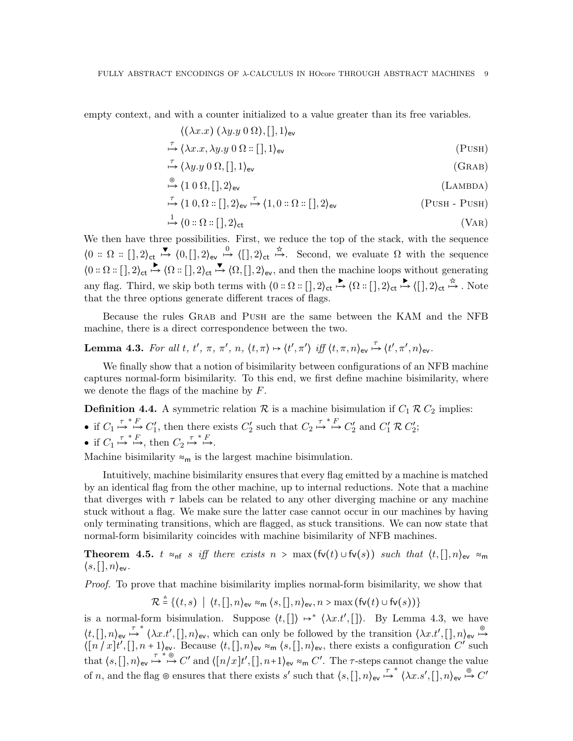empty context, and with a counter initialized to a value greater than its free variables.

$$
\begin{aligned}
&\langle (\lambda x.x)\ (\lambda y.y\ 0\ \Omega), [], 1\rangle_{\mathsf{ev}} \\
&\overset{\tau}{\mapsto} \langle \lambda x.x, \lambda y.y\ 0\ \Omega :: [], 1\rangle_{\mathsf{ev}} && (\textsc{Push})\\
&\overset{\tau}{\mapsto} \langle \lambda y.y\ 0\ \Omega, [], 1\rangle_{\mathsf{ev}} && (\textsc{Grab})\\
&\overset{\circledcirc}{\mapsto} \langle 1\ 0\ \Omega, [], 2\rangle_{\mathsf{ev}} && (\textsc{Lambda})\\
&\overset{\tau}{\mapsto} \langle 1\ 0, \Omega :: [], 2\rangle_{\mathsf{ev}} \overset{\tau}{\mapsto} \langle 1, 0 :: \Omega :: [], 2\rangle_{\mathsf{ev}} && (\textsc{Push - Push})\\
&\overset{1}{\mapsto} \langle 0 :: \Omega :: [], 2\rangle_{\mathsf{ct}} && (\textsc{Var})
\end{aligned}
$$

We then have three possibilities. First, we reduce the top of the stack, with the sequence $\langle 0 :: \Omega :: [], 2\rangle_{\mathsf{ct}} \overset{\blacktriangledown}{\mapsto} \langle 0, [], 2\rangle_{\mathsf{ev}} \overset{0}{\mapsto} \langle [], 2\rangle_{\mathsf{ct}} \overset{\star}{\mapsto}$. Second, we evaluate $\Omega$ with the sequence $\langle 0 :: \Omega :: [], 2\rangle_{\mathsf{ct}} \overset{\blacktriangleright}{\mapsto} \langle \Omega :: [], 2\rangle_{\mathsf{ct}} \overset{\blacktriangledown}{\mapsto} \langle \Omega, [], 2\rangle_{\mathsf{ev}}$, and then the machine loops without generating any flag. Third, we skip both terms with $\langle 0 :: \Omega :: [], 2\rangle_{\mathsf{ct}} \overset{\blacktriangleright}{\mapsto} \langle \Omega :: [], 2\rangle_{\mathsf{ct}} \overset{\blacktriangleright}{\mapsto} \langle [], 2\rangle_{\mathsf{ct}} \overset{\star}{\mapsto}$. Note that the three options generate different traces of flags.

Because the rules Grab and Push are the same between the KAM and the NFB machine, there is a direct correspondence between the two.

**Lemma 4.3.** *For all $t$, $t'$, $\pi$, $\pi'$, $n$, $\langle t, \pi\rangle \mapsto \langle t', \pi'\rangle$ iff $\langle t, \pi, n\rangle_{\mathsf{ev}} \overset{\tau}{\mapsto} \langle t', \pi', n\rangle_{\mathsf{ev}}$.*

We finally show that a notion of bisimilarity between configurations of an NFB machine captures normal-form bisimilarity. To this end, we first define machine bisimilarity, where we denote the flags of the machine by $F$.

**Definition 4.4.** A symmetric relation $\mathcal{R}$ is a machine bisimulation if $C_1 \mathrel{\mathcal{R}} C_2$ implies:

- if $C_1 \overset{\tau}{\mapsto}^* \overset{F}{\mapsto} C_1'$, then there exists $C_2'$ such that $C_2 \overset{\tau}{\mapsto}^* \overset{F}{\mapsto} C_2'$ and $C_1' \mathrel{\mathcal{R}} C_2'$;
- if $C_1 \overset{\tau}{\mapsto}^* \overset{F}{\mapsto}$, then $C_2 \overset{\tau}{\mapsto}^* \overset{F}{\mapsto}$.

Machine bisimilarity $\approx_{\mathsf{m}}$ is the largest machine bisimulation.

Intuitively, machine bisimilarity ensures that every flag emitted by a machine is matched by an identical flag from the other machine, up to internal reductions. Note that a machine that diverges with $\tau$ labels can be related to any other diverging machine or any machine stuck without a flag. We make sure the latter case cannot occur in our machines by having only terminating transitions, which are flagged, as stuck transitions. We can now state that normal-form bisimilarity coincides with machine bisimilarity of NFB machines.

**Theorem 4.5.** *$t \approx_{\mathsf{nf}} s$ iff there exists $n > \max(\mathsf{fv}(t) \cup \mathsf{fv}(s))$ such that $\langle t, [], n\rangle_{\mathsf{ev}} \approx_{\mathsf{m}} \langle s, [], n\rangle_{\mathsf{ev}}$.*

*Proof.* To prove that machine bisimilarity implies normal-form bisimilarity, we show that

$$\mathcal{R} \triangleq \{(t, s) \mid \langle t, [], n\rangle_{\mathsf{ev}} \approx_{\mathsf{m}} \langle s, [], n\rangle_{\mathsf{ev}}, n > \max(\mathsf{fv}(t) \cup \mathsf{fv}(s))\}$$

is a normal-form bisimulation. Suppose $\langle t, []\rangle \mapsto^* \langle \lambda x.t', []\rangle$. By Lemma 4.3, we have $\langle t, [], n\rangle_{\mathsf{ev}} \overset{\tau}{\mapsto}^* \langle \lambda x.t', [], n\rangle_{\mathsf{ev}}$, which can only be followed by the transition $\langle \lambda x.t', [], n\rangle_{\mathsf{ev}} \overset{\circledcirc}{\mapsto} \langle [n\,/\,x]t', [], n+1\rangle_{\mathsf{ev}}$. Because $\langle t, [], n\rangle_{\mathsf{ev}} \approx_{\mathsf{m}} \langle s, [], n\rangle_{\mathsf{ev}}$, there exists a configuration $C'$ such that $\langle s, [], n\rangle_{\mathsf{ev}} \overset{\tau}{\mapsto}^* \overset{\circledcirc}{\mapsto} C'$ and $\langle [n/x]t', [], n+1\rangle_{\mathsf{ev}} \approx_{\mathsf{m}} C'$. The $\tau$-steps cannot change the value of $n$, and the flag $\circledcirc$ ensures that there exists $s'$ such that $\langle s, [], n\rangle_{\mathsf{ev}} \overset{\tau}{\mapsto}^* \langle \lambda x.s', [], n\rangle_{\mathsf{ev}} \overset{\circledcirc}{\mapsto} C'$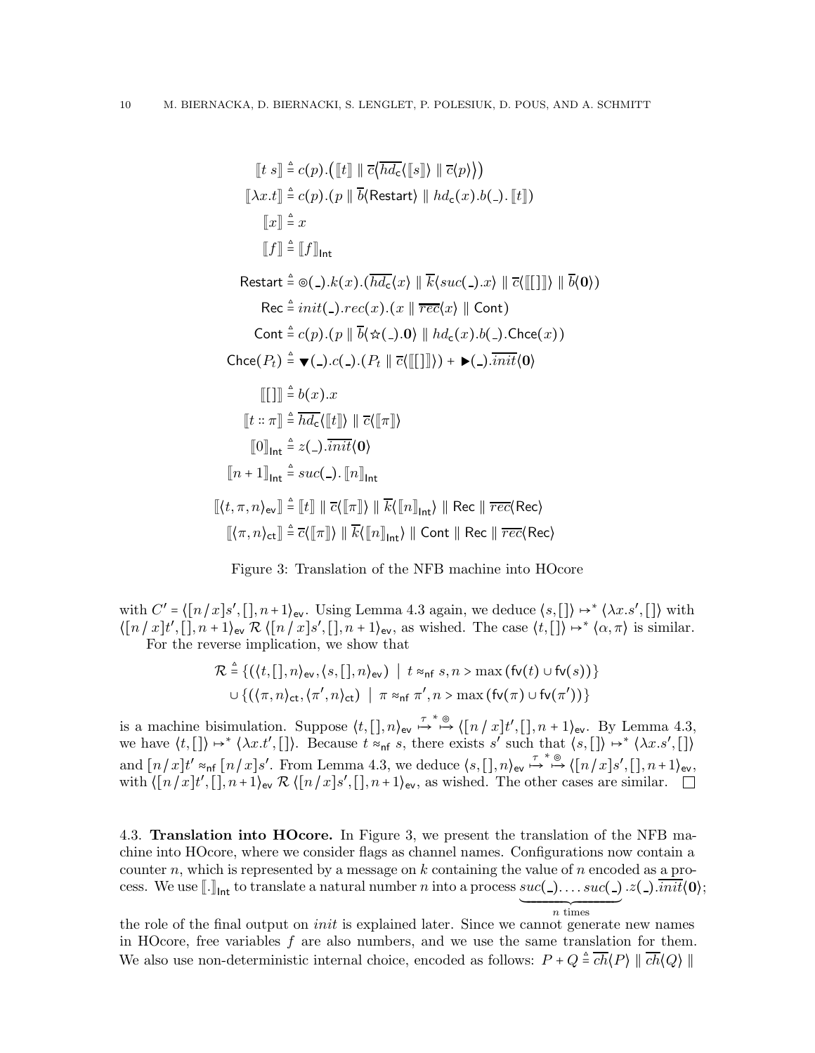$$
\begin{aligned}
[\![t\ s]\!] &\triangleq c(p).\big([\![t]\!] \parallel \overline{c}\langle \overline{hd_{\mathsf{c}}}\langle [\![s]\!]\rangle \parallel \overline{c}\langle p\rangle\rangle\big)\\
[\![\lambda x.t]\!] &\triangleq c(p).(p \parallel \overline{b}\langle \mathsf{Restart}\rangle \parallel hd_{\mathsf{c}}(x).b(\_).\,[\![t]\!])\\
[\![x]\!] &\triangleq x\\
[\![f]\!] &\triangleq [\![f]\!]_{\mathsf{Int}}\\
\mathsf{Restart} &\triangleq \circledcirc(\_).k(x).(\overline{hd_{\mathsf{c}}}\langle x\rangle \parallel \overline{k}\langle suc(\_).x\rangle \parallel \overline{c}\langle [\![[\,]]\!]\rangle \parallel \overline{b}\langle \mathbf{0}\rangle)\\
\mathsf{Rec} &\triangleq init(\_).rec(x).(x \parallel \overline{rec}\langle x\rangle \parallel \mathsf{Cont})\\
\mathsf{Cont} &\triangleq c(p).(p \parallel \overline{b}\langle \star(\_).\mathbf{0}\rangle \parallel hd_{\mathsf{c}}(x).b(\_).\mathsf{Chce}(x))\\
\mathsf{Chce}(P_t) &\triangleq \blacktriangledown(\_).c(\_).(P_t \parallel \overline{c}\langle [\![[\,]]\!]\rangle) + \blacktriangleright(\_).\overline{init}\langle \mathbf{0}\rangle\\
[\![[\,]]\!] &\triangleq b(x).x\\
[\![t :: \pi]\!] &\triangleq \overline{hd_{\mathsf{c}}}\langle [\![t]\!]\rangle \parallel \overline{c}\langle [\![\pi]\!]\rangle\\
[\![0]\!]_{\mathsf{Int}} &\triangleq z(\_).\overline{init}\langle \mathbf{0}\rangle\\
[\![n+1]\!]_{\mathsf{Int}} &\triangleq suc(\_).\,[\![n]\!]_{\mathsf{Int}}\\
[\![\langle t,\pi,n\rangle_{\mathsf{ev}}]\!] &\triangleq [\![t]\!] \parallel \overline{c}\langle [\![\pi]\!]\rangle \parallel \overline{k}\langle [\![n]\!]_{\mathsf{Int}}\rangle \parallel \mathsf{Rec} \parallel \overline{rec}\langle \mathsf{Rec}\rangle\\
[\![\langle \pi,n\rangle_{\mathsf{ct}}]\!] &\triangleq \overline{c}\langle [\![\pi]\!]\rangle \parallel \overline{k}\langle [\![n]\!]_{\mathsf{Int}}\rangle \parallel \mathsf{Cont} \parallel \mathsf{Rec} \parallel \overline{rec}\langle \mathsf{Rec}\rangle
\end{aligned}
$$

Figure 3: Translation of the NFB machine into HOcore

with $C' = \langle [n\,/\,x]s', [\,], n+1\rangle_{\mathsf{ev}}$. Using Lemma 4.3 again, we deduce $\langle s, [\,]\rangle \mapsto^* \langle \lambda x.s', [\,]\rangle$ with $\langle [n\,/\,x]t', [\,], n+1\rangle_{\mathsf{ev}} \mathrel{\mathcal{R}} \langle [n\,/\,x]s', [\,], n+1\rangle_{\mathsf{ev}}$, as wished. The case $\langle t, [\,]\rangle \mapsto^* \langle \alpha, \pi\rangle$ is similar.

For the reverse implication, we show that

$$
\begin{aligned}
\mathcal{R} \triangleq\; &\{(\langle t,[\,],n\rangle_{\mathsf{ev}}, \langle s,[\,],n\rangle_{\mathsf{ev}}) \mid t \approx_{\mathsf{nf}} s, n > \max(\mathsf{fv}(t) \cup \mathsf{fv}(s))\}\\
\cup\; &\{(\langle \pi,n\rangle_{\mathsf{ct}}, \langle \pi',n\rangle_{\mathsf{ct}}) \mid \pi \approx_{\mathsf{nf}} \pi', n > \max(\mathsf{fv}(\pi) \cup \mathsf{fv}(\pi'))\}
\end{aligned}
$$

is a machine bisimulation. Suppose $\langle t, [\,], n\rangle_{\mathsf{ev}} \overset{\tau}{\mapsto}{}^* \overset{\circledcirc}{\mapsto} \langle [n\,/\,x]t', [\,], n+1\rangle_{\mathsf{ev}}$. By Lemma 4.3, we have $\langle t, [\,]\rangle \mapsto^* \langle \lambda x.t', [\,]\rangle$. Because $t \approx_{\mathsf{nf}} s$, there exists $s'$ such that $\langle s, [\,]\rangle \mapsto^* \langle \lambda x.s', [\,]\rangle$ and $[n\,/\,x]t' \approx_{\mathsf{nf}} [n\,/\,x]s'$. From Lemma 4.3, we deduce $\langle s, [\,], n\rangle_{\mathsf{ev}} \overset{\tau}{\mapsto}{}^* \overset{\circledcirc}{\mapsto} \langle [n\,/\,x]s', [\,], n+1\rangle_{\mathsf{ev}}$, with $\langle [n\,/\,x]t', [\,], n+1\rangle_{\mathsf{ev}} \mathrel{\mathcal{R}} \langle [n\,/\,x]s', [\,], n+1\rangle_{\mathsf{ev}}$, as wished. The other cases are similar. $\square$

4.3. **Translation into HOcore.** In Figure 3, we present the translation of the NFB machine into HOcore, where we consider flags as channel names. Configurations now contain a counter $n$, which is represented by a message on $k$ containing the value of $n$ encoded as a process. We use $[\![.]\!]_{\mathsf{Int}}$ to translate a natural number $n$ into a process $\underbrace{suc(\_).\ldots.suc(\_)}_{n \text{ times}}.z(\_).\overline{init}\langle \mathbf{0}\rangle$; the role of the final output on $init$ is explained later. Since we cannot generate new names in HOcore, free variables $f$ are also numbers, and we use the same translation for them. We also use non-deterministic internal choice, encoded as follows: $P + Q \triangleq \overline{ch}\langle P\rangle \parallel \overline{ch}\langle Q\rangle \parallel$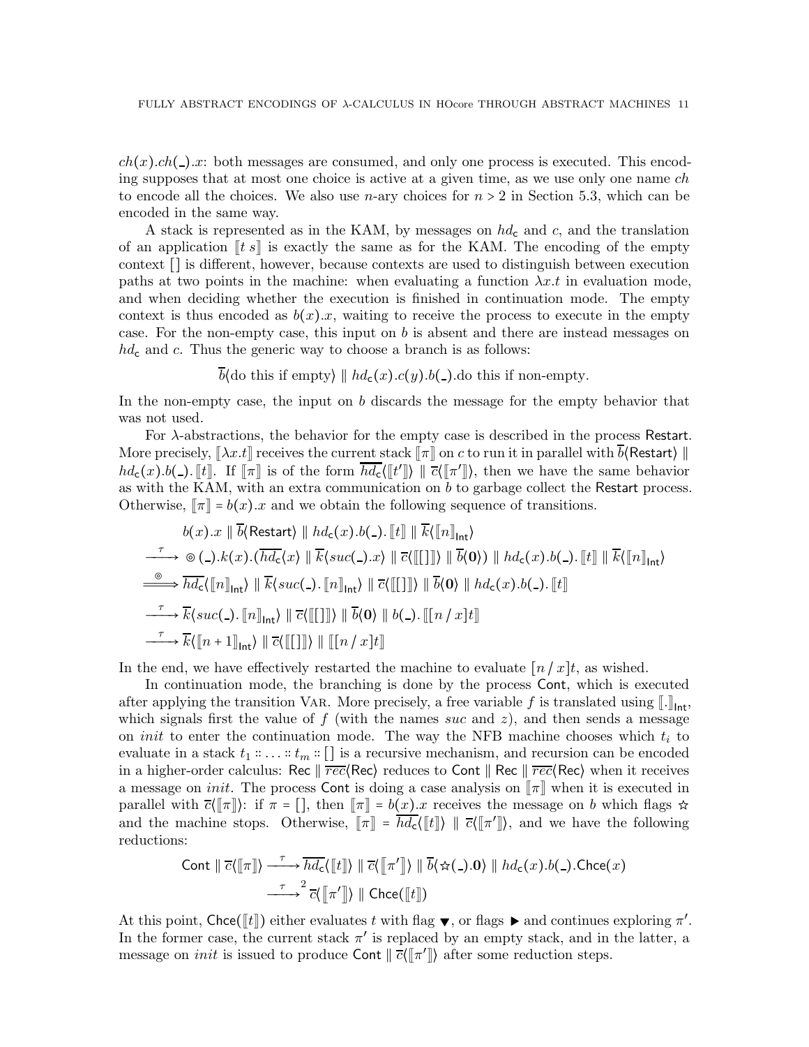$ch(x).ch(\_).x$: both messages are consumed, and only one process is executed. This encoding supposes that at most one choice is active at a given time, as we use only one name $ch$ to encode all the choices. We also use $n$-ary choices for $n > 2$ in Section 5.3, which can be encoded in the same way.

A stack is represented as in the KAM, by messages on $hd_{\mathsf{c}}$ and $c$, and the translation of an application $[\![t\ s]\!]$ is exactly the same as for the KAM. The encoding of the empty context $[]$ is different, however, because contexts are used to distinguish between execution paths at two points in the machine: when evaluating a function $\lambda x.t$ in evaluation mode, and when deciding whether the execution is finished in continuation mode. The empty context is thus encoded as $b(x).x$, waiting to receive the process to execute in the empty case. For the non-empty case, this input on $b$ is absent and there are instead messages on $hd_{\mathsf{c}}$ and $c$. Thus the generic way to choose a branch is as follows:

$$\overline{b}\langle \text{do this if empty}\rangle \parallel hd_{\mathsf{c}}(x).c(y).b(\_).\text{do this if non-empty}.$$

In the non-empty case, the input on $b$ discards the message for the empty behavior that was not used.

For $\lambda$-abstractions, the behavior for the empty case is described in the process $\mathsf{Restart}$. More precisely, $[\![\lambda x.t]\!]$ receives the current stack $[\![\pi]\!]$ on $c$ to run it in parallel with $\overline{b}\langle\mathsf{Restart}\rangle \parallel hd_{\mathsf{c}}(x).b(\_).[\![t]\!]$. If $[\![\pi]\!]$ is of the form $\overline{hd_{\mathsf{c}}}\langle[\![t']\!]\rangle \parallel \overline{c}\langle[\![\pi']\!]\rangle$, then we have the same behavior as with the KAM, with an extra communication on $b$ to garbage collect the $\mathsf{Restart}$ process. Otherwise, $[\![\pi]\!] = b(x).x$ and we obtain the following sequence of transitions.

$$\begin{aligned}
&b(x).x \parallel \overline{b}\langle\mathsf{Restart}\rangle \parallel hd_{\mathsf{c}}(x).b(\_).[\![t]\!] \parallel \overline{k}\langle[\![n]\!]_{\mathsf{Int}}\rangle\\
\xrightarrow{\ \tau\ }\ &\circledcirc(\_).k(x).(\overline{hd_{\mathsf{c}}}\langle x\rangle \parallel \overline{k}\langle suc(\_).x\rangle \parallel \overline{c}\langle[\![[]]\!]\rangle \parallel \overline{b}\langle \mathbf{0}\rangle) \parallel hd_{\mathsf{c}}(x).b(\_).[\![t]\!] \parallel \overline{k}\langle[\![n]\!]_{\mathsf{Int}}\rangle\\
\xRightarrow{\ \circledcirc\ }\ &\overline{hd_{\mathsf{c}}}\langle[\![n]\!]_{\mathsf{Int}}\rangle \parallel \overline{k}\langle suc(\_).[\![n]\!]_{\mathsf{Int}}\rangle \parallel \overline{c}\langle[\![[]]\!]\rangle \parallel \overline{b}\langle\mathbf{0}\rangle \parallel hd_{\mathsf{c}}(x).b(\_).[\![t]\!]\\
\xrightarrow{\ \tau\ }\ &\overline{k}\langle suc(\_).[\![n]\!]_{\mathsf{Int}}\rangle \parallel \overline{c}\langle[\![[]]\!]\rangle \parallel \overline{b}\langle\mathbf{0}\rangle \parallel b(\_).[\![[n\,/\,x]t]\!]\\
\xrightarrow{\ \tau\ }\ &\overline{k}\langle[\![n+1]\!]_{\mathsf{Int}}\rangle \parallel \overline{c}\langle[\![[]]\!]\rangle \parallel [\![[n\,/\,x]t]\!]
\end{aligned}$$

In the end, we have effectively restarted the machine to evaluate $[n\,/\,x]t$, as wished.

In continuation mode, the branching is done by the process $\mathsf{Cont}$, which is executed after applying the transition VAR. More precisely, a free variable $f$ is translated using $[\![.]\!]_{\mathsf{Int}}$, which signals first the value of $f$ (with the names $suc$ and $z$), and then sends a message on $init$ to enter the continuation mode. The way the NFB machine chooses which $t_i$ to evaluate in a stack $t_1 :: \ldots :: t_m :: []$ is a recursive mechanism, and recursion can be encoded in a higher-order calculus: $\mathsf{Rec} \parallel \overline{rec}\langle\mathsf{Rec}\rangle$ reduces to $\mathsf{Cont} \parallel \mathsf{Rec} \parallel \overline{rec}\langle\mathsf{Rec}\rangle$ when it receives a message on $init$. The process $\mathsf{Cont}$ is doing a case analysis on $[\![\pi]\!]$ when it is executed in parallel with $\overline{c}\langle[\![\pi]\!]\rangle$: if $\pi = []$, then $[\![\pi]\!] = b(x).x$ receives the message on $b$ which flags $\star$ and the machine stops. Otherwise, $[\![\pi]\!] = \overline{hd_{\mathsf{c}}}\langle[\![t]\!]\rangle \parallel \overline{c}\langle[\![\pi']\!]\rangle$, and we have the following reductions:

$$\begin{aligned}
\mathsf{Cont} \parallel \overline{c}\langle[\![\pi]\!]\rangle &\xrightarrow{\ \tau\ } \overline{hd_{\mathsf{c}}}\langle[\![t]\!]\rangle \parallel \overline{c}\langle[\![\pi']\!]\rangle \parallel \overline{b}\langle\star(\_).\mathbf{0}\rangle \parallel hd_{\mathsf{c}}(x).b(\_).\mathsf{Chce}(x)\\
&\xrightarrow{\ \tau\ }{}^{2}\ \overline{c}\langle[\![\pi']\!]\rangle \parallel \mathsf{Chce}([\![t]\!])
\end{aligned}$$

At this point, $\mathsf{Chce}([\![t]\!])$ either evaluates $t$ with flag $\blacktriangledown$, or flags $\blacktriangleright$ and continues exploring $\pi'$. In the former case, the current stack $\pi'$ is replaced by an empty stack, and in the latter, a message on $init$ is issued to produce $\mathsf{Cont} \parallel \overline{c}\langle[\![\pi']\!]\rangle$ after some reduction steps.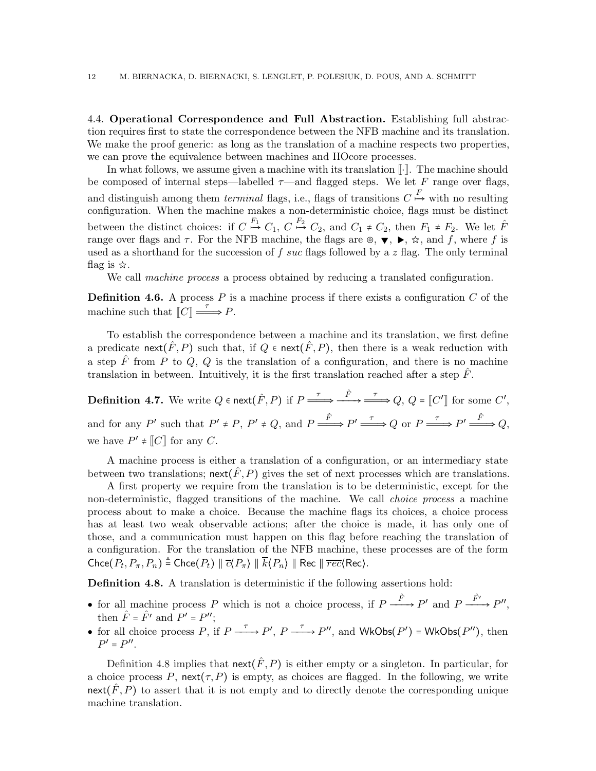### 4.4. Operational Correspondence and Full Abstraction.

Establishing full abstraction requires first to state the correspondence between the NFB machine and its translation. We make the proof generic: as long as the translation of a machine respects two properties, we can prove the equivalence between machines and HOcore processes.

In what follows, we assume given a machine with its translation $[\![\cdot]\!]$. The machine should be composed of internal steps—labelled $\tau$—and flagged steps. We let $F$ range over flags, and distinguish among them *terminal* flags, i.e., flags of transitions $C \overset{F}{\mapsto}$ with no resulting configuration. When the machine makes a non-deterministic choice, flags must be distinct between the distinct choices: if $C \overset{F_1}{\mapsto} C_1$, $C \overset{F_2}{\mapsto} C_2$, and $C_1 \neq C_2$, then $F_1 \neq F_2$. We let $\hat{F}$ range over flags and $\tau$. For the NFB machine, the flags are $\circledcirc$, $\blacktriangledown$, $\blacktriangleright$, $\star$, and $f$, where $f$ is used as a shorthand for the succession of $f$ *suc* flags followed by a $z$ flag. The only terminal flag is $\star$.

We call *machine process* a process obtained by reducing a translated configuration.

**Definition 4.6.** A process $P$ is a machine process if there exists a configuration $C$ of the machine such that $[\![C]\!] \overset{\tau}{\Longrightarrow} P$.

To establish the correspondence between a machine and its translation, we first define a predicate $\mathsf{next}(\hat{F}, P)$ such that, if $Q \in \mathsf{next}(\hat{F}, P)$, then there is a weak reduction with a step $\hat{F}$ from $P$ to $Q$, $Q$ is the translation of a configuration, and there is no machine translation in between. Intuitively, it is the first translation reached after a step $\hat{F}$.

**Definition 4.7.** We write $Q \in \mathsf{next}(\hat{F}, P)$ if $P \overset{\tau}{\Longrightarrow} \overset{\hat{F}}{\longrightarrow} \overset{\tau}{\Longrightarrow} Q$, $Q = [\![C']\!]$ for some $C'$, and for any $P'$ such that $P' \neq P$, $P' \neq Q$, and $P \overset{\hat{F}}{\Longrightarrow} P' \overset{\tau}{\Longrightarrow} Q$ or $P \overset{\tau}{\Longrightarrow} P' \overset{\hat{F}}{\Longrightarrow} Q$, we have $P' \neq [\![C]\!]$ for any $C$.

A machine process is either a translation of a configuration, or an intermediary state between two translations; $\mathsf{next}(\hat{F}, P)$ gives the set of next processes which are translations.

A first property we require from the translation is to be deterministic, except for the non-deterministic, flagged transitions of the machine. We call *choice process* a machine process about to make a choice. Because the machine flags its choices, a choice process has at least two weak observable actions; after the choice is made, it has only one of those, and a communication must happen on this flag before reaching the translation of a configuration. For the translation of the NFB machine, these processes are of the form $\mathsf{Chce}(P_t, P_\pi, P_n) \triangleq \mathsf{Chce}(P_t) \parallel \overline{c}\langle P_\pi \rangle \parallel \overline{k}\langle P_n \rangle \parallel \mathsf{Rec} \parallel \overline{rec}\langle \mathsf{Rec} \rangle$.

**Definition 4.8.** A translation is deterministic if the following assertions hold:

- for all machine process $P$ which is not a choice process, if $P \overset{\hat{F}}{\longrightarrow} P'$ and $P \overset{\hat{F}'}{\longrightarrow} P''$, then $\hat{F} = \hat{F}'$ and $P' = P''$;
- for all choice process $P$, if $P \overset{\tau}{\longrightarrow} P'$, $P \overset{\tau}{\longrightarrow} P''$, and $\mathsf{WkObs}(P') = \mathsf{WkObs}(P'')$, then $P' = P''$.

Definition 4.8 implies that $\mathsf{next}(\hat{F}, P)$ is either empty or a singleton. In particular, for a choice process $P$, $\mathsf{next}(\tau, P)$ is empty, as choices are flagged. In the following, we write $\mathsf{next}(\hat{F}, P)$ to assert that it is not empty and to directly denote the corresponding unique machine translation.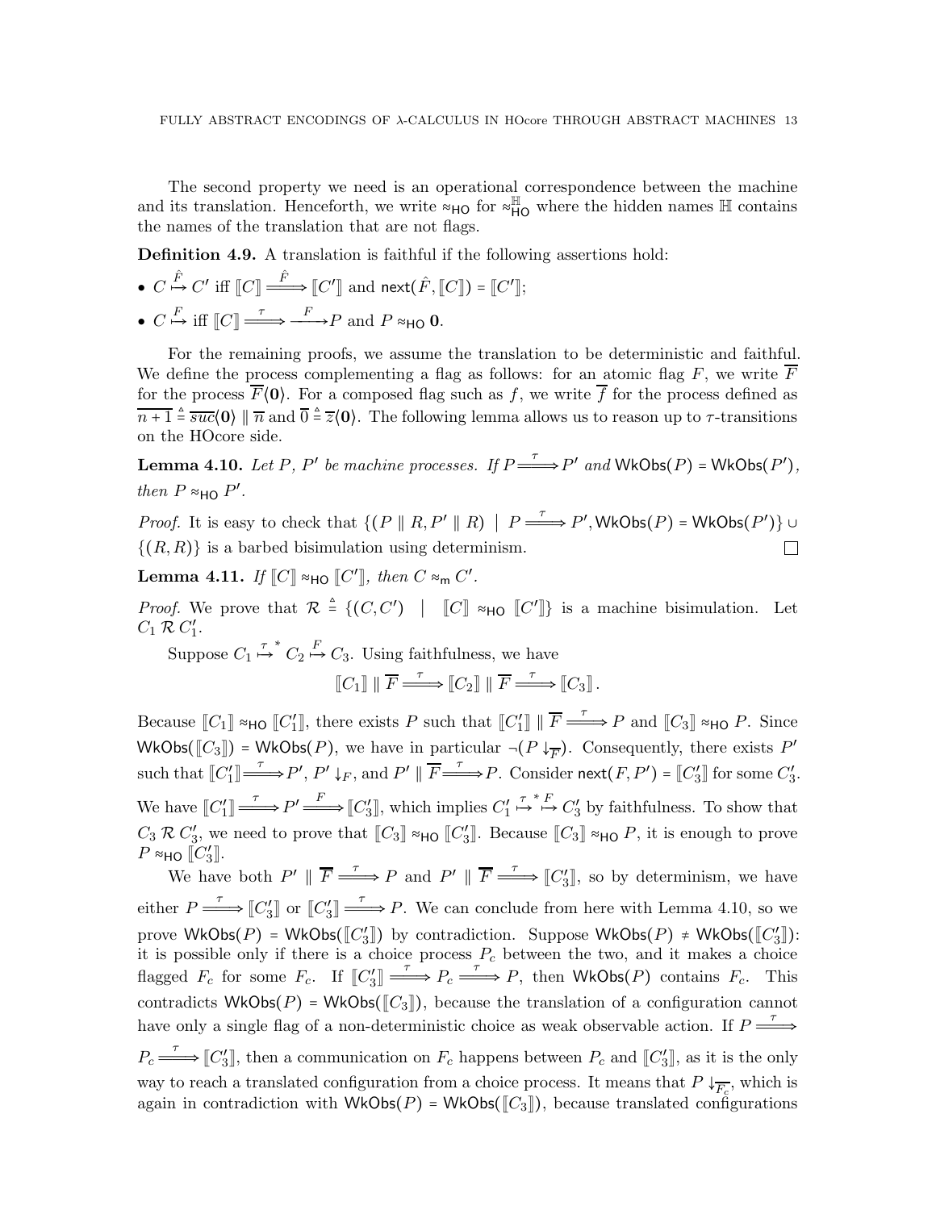The second property we need is an operational correspondence between the machine and its translation. Henceforth, we write $\approx_{\mathsf{HO}}$ for $\approx^{\mathbb{H}}_{\mathsf{HO}}$ where the hidden names $\mathbb{H}$ contains the names of the translation that are not flags.

**Definition 4.9.** A translation is faithful if the following assertions hold:

- $C \overset{\hat{F}}{\mapsto} C'$ iff $[\![C]\!] \overset{\hat{F}}{\Longrightarrow} [\![C']\!]$ and $\mathsf{next}(\hat{F}, [\![C]\!]) = [\![C']\!]$;
- $C \overset{F}{\mapsto}$ iff $[\![C]\!] \overset{\tau}{\Longrightarrow} \overset{F}{\longrightarrow} P$ and $P \approx_{\mathsf{HO}} \mathbf{0}$.

For the remaining proofs, we assume the translation to be deterministic and faithful. We define the process complementing a flag as follows: for an atomic flag $F$, we write $\overline{F}$ for the process $\overline{F}\langle \mathbf{0} \rangle$. For a composed flag such as $f$, we write $\overline{f}$ for the process defined as $\overline{n+1} \triangleq \overline{suc}\langle \mathbf{0} \rangle \parallel \overline{n}$ and $\overline{0} \triangleq \overline{z}\langle \mathbf{0} \rangle$. The following lemma allows us to reason up to $\tau$-transitions on the HOcore side.

**Lemma 4.10.** *Let $P$, $P'$ be machine processes. If $P \overset{\tau}{\Longrightarrow} P'$ and $\mathsf{WkObs}(P) = \mathsf{WkObs}(P')$, then $P \approx_{\mathsf{HO}} P'$.*

*Proof.* It is easy to check that $\{(P \parallel R, P' \parallel R) \mid P \overset{\tau}{\Longrightarrow} P', \mathsf{WkObs}(P) = \mathsf{WkObs}(P')\} \cup \{(R, R)\}$ is a barbed bisimulation using determinism. □

**Lemma 4.11.** *If $[\![C]\!] \approx_{\mathsf{HO}} [\![C']\!]$, then $C \approx_{\mathsf{m}} C'$.*

*Proof.* We prove that $\mathcal{R} \triangleq \{(C, C') \mid [\![C]\!] \approx_{\mathsf{HO}} [\![C']\!]\}$ is a machine bisimulation. Let $C_1 \mathcal{R} C_1'$.

Suppose $C_1 \overset{\tau}{\mapsto}^* C_2 \overset{F}{\mapsto} C_3$. Using faithfulness, we have

$$[\![C_1]\!] \parallel \overline{F} \overset{\tau}{\Longrightarrow} [\![C_2]\!] \parallel \overline{F} \overset{\tau}{\Longrightarrow} [\![C_3]\!].$$

Because $[\![C_1]\!] \approx_{\mathsf{HO}} [\![C_1']\!]$, there exists $P$ such that $[\![C_1']\!] \parallel \overline{F} \overset{\tau}{\Longrightarrow} P$ and $[\![C_3]\!] \approx_{\mathsf{HO}} P$. Since $\mathsf{WkObs}([\![C_3]\!]) = \mathsf{WkObs}(P)$, we have in particular $\neg(P \downarrow_{\overline{F}})$. Consequently, there exists $P'$ such that $[\![C_1']\!] \overset{\tau}{\Longrightarrow} P'$, $P' \downarrow_F$, and $P' \parallel \overline{F} \overset{\tau}{\Longrightarrow} P$. Consider $\mathsf{next}(F, P') = [\![C_3']\!]$ for some $C_3'$. We have $[\![C_1']\!] \overset{\tau}{\Longrightarrow} P' \overset{F}{\Longrightarrow} [\![C_3']\!]$, which implies $C_1' \overset{\tau}{\mapsto}^* \overset{F}{\mapsto} C_3'$ by faithfulness. To show that $C_3 \mathcal{R} C_3'$, we need to prove that $[\![C_3]\!] \approx_{\mathsf{HO}} [\![C_3']\!]$. Because $[\![C_3]\!] \approx_{\mathsf{HO}} P$, it is enough to prove $P \approx_{\mathsf{HO}} [\![C_3']\!]$.

We have both $P' \parallel \overline{F} \overset{\tau}{\Longrightarrow} P$ and $P' \parallel \overline{F} \overset{\tau}{\Longrightarrow} [\![C_3']\!]$, so by determinism, we have either $P \overset{\tau}{\Longrightarrow} [\![C_3']\!]$ or $[\![C_3']\!] \overset{\tau}{\Longrightarrow} P$. We can conclude from here with Lemma 4.10, so we prove $\mathsf{WkObs}(P) = \mathsf{WkObs}([\![C_3']\!])$ by contradiction. Suppose $\mathsf{WkObs}(P) \neq \mathsf{WkObs}([\![C_3']\!])$: it is possible only if there is a choice process $P_c$ between the two, and it makes a choice flagged $F_c$ for some $F_c$. If $[\![C_3']\!] \overset{\tau}{\Longrightarrow} P_c \overset{\tau}{\Longrightarrow} P$, then $\mathsf{WkObs}(P)$ contains $F_c$. This contradicts $\mathsf{WkObs}(P) = \mathsf{WkObs}([\![C_3]\!])$, because the translation of a configuration cannot have only a single flag of a non-deterministic choice as weak observable action. If $P \overset{\tau}{\Longrightarrow} P_c \overset{\tau}{\Longrightarrow} [\![C_3']\!]$, then a communication on $F_c$ happens between $P_c$ and $[\![C_3']\!]$, as it is the only way to reach a translated configuration from a choice process. It means that $P \downarrow_{\overline{F_c}}$, which is again in contradiction with $\mathsf{WkObs}(P) = \mathsf{WkObs}([\![C_3]\!])$, because translated configurations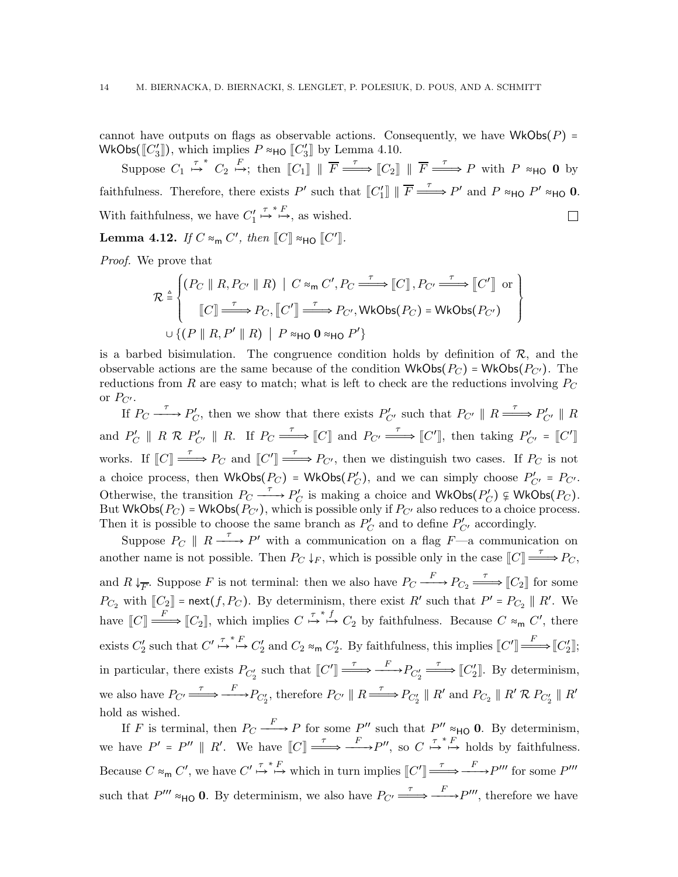cannot have outputs on flags as observable actions. Consequently, we have $\mathsf{WkObs}(P) = \mathsf{WkObs}(\llbracket C_3' \rrbracket)$, which implies $P \approx_{\mathsf{HO}} \llbracket C_3' \rrbracket$ by Lemma 4.10.

Suppose $C_1 \overset{\tau}{\mapsto}^* C_2 \overset{F}{\mapsto}$; then $\llbracket C_1 \rrbracket \parallel \overline{F} \overset{\tau}{\Longrightarrow} \llbracket C_2 \rrbracket \parallel \overline{F} \overset{\tau}{\Longrightarrow} P$ with $P \approx_{\mathsf{HO}} \mathbf{0}$ by faithfulness. Therefore, there exists $P'$ such that $\llbracket C_1' \rrbracket \parallel \overline{F} \overset{\tau}{\Longrightarrow} P'$ and $P \approx_{\mathsf{HO}} P' \approx_{\mathsf{HO}} \mathbf{0}$. With faithfulness, we have $C_1' \overset{\tau}{\mapsto}^* \overset{F}{\mapsto}$, as wished. □

**Lemma 4.12.** *If $C \approx_{\mathsf{m}} C'$, then $\llbracket C \rrbracket \approx_{\mathsf{HO}} \llbracket C' \rrbracket$.*

*Proof.* We prove that

$$\mathcal{R} \triangleq \left\{ \begin{array}{l} (P_C \parallel R, P_{C'} \parallel R) \mid C \approx_{\mathsf{m}} C', P_C \overset{\tau}{\Longrightarrow} \llbracket C \rrbracket, P_{C'} \overset{\tau}{\Longrightarrow} \llbracket C' \rrbracket \text{ or} \\ \qquad \llbracket C \rrbracket \overset{\tau}{\Longrightarrow} P_C, \llbracket C' \rrbracket \overset{\tau}{\Longrightarrow} P_{C'}, \mathsf{WkObs}(P_C) = \mathsf{WkObs}(P_{C'}) \end{array} \right\}$$
$$\cup \{(P \parallel R, P' \parallel R) \mid P \approx_{\mathsf{HO}} \mathbf{0} \approx_{\mathsf{HO}} P'\}$$

is a barbed bisimulation. The congruence condition holds by definition of $\mathcal{R}$, and the observable actions are the same because of the condition $\mathsf{WkObs}(P_C) = \mathsf{WkObs}(P_{C'})$. The reductions from $R$ are easy to match; what is left to check are the reductions involving $P_C$ or $P_{C'}$.

If $P_C \overset{\tau}{\longrightarrow} P_C'$, then we show that there exists $P_{C'}'$ such that $P_{C'} \parallel R \overset{\tau}{\Longrightarrow} P_{C'}' \parallel R$ and $P_C' \parallel R \mathrel{\mathcal{R}} P_{C'}' \parallel R$. If $P_C \overset{\tau}{\Longrightarrow} \llbracket C \rrbracket$ and $P_{C'} \overset{\tau}{\Longrightarrow} \llbracket C' \rrbracket$, then taking $P_{C'}' = \llbracket C' \rrbracket$ works. If $\llbracket C \rrbracket \overset{\tau}{\Longrightarrow} P_C$ and $\llbracket C' \rrbracket \overset{\tau}{\Longrightarrow} P_{C'}$, then we distinguish two cases. If $P_C$ is not a choice process, then $\mathsf{WkObs}(P_C) = \mathsf{WkObs}(P_C')$, and we can simply choose $P_{C'}' = P_{C'}$. Otherwise, the transition $P_C \overset{\tau}{\longrightarrow} P_C'$ is making a choice and $\mathsf{WkObs}(P_C') \subsetneq \mathsf{WkObs}(P_C)$. But $\mathsf{WkObs}(P_C) = \mathsf{WkObs}(P_{C'})$, which is possible only if $P_{C'}$ also reduces to a choice process. Then it is possible to choose the same branch as $P_C'$ and to define $P_{C'}'$ accordingly.

Suppose $P_C \parallel R \overset{\tau}{\longrightarrow} P'$ with a communication on a flag $F$—a communication on another name is not possible. Then $P_C \downarrow_F$, which is possible only in the case $\llbracket C \rrbracket \overset{\tau}{\Longrightarrow} P_C$, and $R \downarrow_{\overline{F}}$. Suppose $F$ is not terminal: then we also have $P_C \overset{F}{\longrightarrow} P_{C_2} \overset{\tau}{\Longrightarrow} \llbracket C_2 \rrbracket$ for some $P_{C_2}$ with $\llbracket C_2 \rrbracket = \mathsf{next}(f, P_C)$. By determinism, there exist $R'$ such that $P' = P_{C_2} \parallel R'$. We have $\llbracket C \rrbracket \overset{F}{\Longrightarrow} \llbracket C_2 \rrbracket$, which implies $C \overset{\tau}{\mapsto}^* \overset{f}{\mapsto} C_2$ by faithfulness. Because $C \approx_{\mathsf{m}} C'$, there exists $C_2'$ such that $C' \overset{\tau}{\mapsto}^* \overset{F}{\mapsto} C_2'$ and $C_2 \approx_{\mathsf{m}} C_2'$. By faithfulness, this implies $\llbracket C' \rrbracket \overset{F}{\Longrightarrow} \llbracket C_2' \rrbracket$; in particular, there exists $P_{C_2'}$ such that $\llbracket C' \rrbracket \overset{\tau}{\Longrightarrow} \overset{F}{\longrightarrow} P_{C_2'} \overset{\tau}{\Longrightarrow} \llbracket C_2' \rrbracket$. By determinism, we also have $P_{C'} \overset{\tau}{\Longrightarrow} \overset{F}{\longrightarrow} P_{C_2'}$, therefore $P_{C'} \parallel R \overset{\tau}{\Longrightarrow} P_{C_2'} \parallel R'$ and $P_{C_2} \parallel R' \mathrel{\mathcal{R}} P_{C_2'} \parallel R'$ hold as wished.

If $F$ is terminal, then $P_C \overset{F}{\longrightarrow} P$ for some $P''$ such that $P'' \approx_{\mathsf{HO}} \mathbf{0}$. By determinism, we have $P' = P'' \parallel R'$. We have $\llbracket C \rrbracket \overset{\tau}{\Longrightarrow} \overset{F}{\longrightarrow} P''$, so $C \overset{\tau}{\mapsto}^* \overset{F}{\mapsto}$ holds by faithfulness. Because $C \approx_{\mathsf{m}} C'$, we have $C' \overset{\tau}{\mapsto}^* \overset{F}{\mapsto}$ which in turn implies $\llbracket C' \rrbracket \overset{\tau}{\Longrightarrow} \overset{F}{\longrightarrow} P'''$ for some $P'''$ such that $P''' \approx_{\mathsf{HO}} \mathbf{0}$. By determinism, we also have $P_{C'} \overset{\tau}{\Longrightarrow} \overset{F}{\longrightarrow} P'''$, therefore we have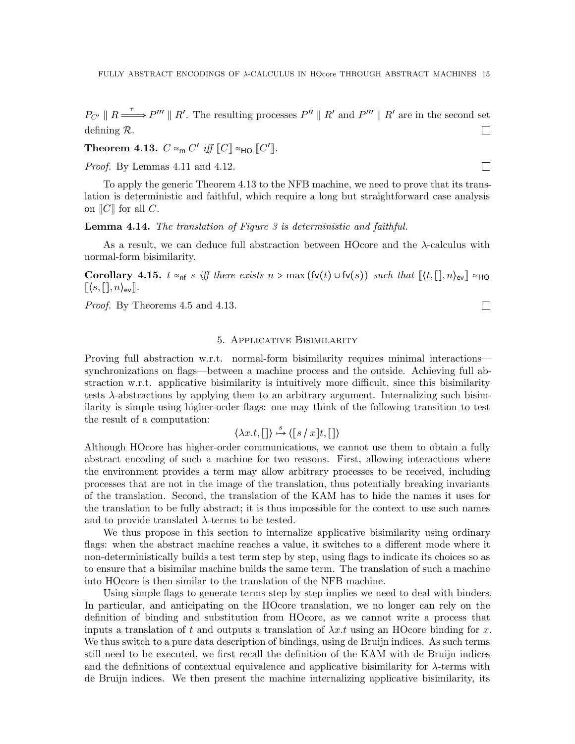$P_{C'} \parallel R \overset{\tau}{\Longrightarrow} P''' \parallel R'$. The resulting processes $P'' \parallel R'$ and $P''' \parallel R'$ are in the second set defining $\mathcal{R}$. ☐

**Theorem 4.13.** *$C \approx_{\mathsf{m}} C'$ iff $[\![C]\!] \approx_{\mathsf{HO}} [\![C']\!]$.*

*Proof.* By Lemmas 4.11 and 4.12. ☐

To apply the generic Theorem 4.13 to the NFB machine, we need to prove that its translation is deterministic and faithful, which require a long but straightforward case analysis on $[\![C]\!]$ for all $C$.

**Lemma 4.14.** *The translation of Figure 3 is deterministic and faithful.*

As a result, we can deduce full abstraction between HOcore and the $\lambda$-calculus with normal-form bisimilarity.

**Corollary 4.15.** *$t \approx_{\mathsf{nf}} s$ iff there exists $n > \max(\mathsf{fv}(t) \cup \mathsf{fv}(s))$ such that $[\![\langle t, [], n\rangle_{\mathsf{ev}}]\!] \approx_{\mathsf{HO}} [\![\langle s, [], n\rangle_{\mathsf{ev}}]\!]$.*

*Proof.* By Theorems 4.5 and 4.13. ☐

## 5. Applicative Bisimilarity

Proving full abstraction w.r.t. normal-form bisimilarity requires minimal interactions—synchronizations on flags—between a machine process and the outside. Achieving full abstraction w.r.t. applicative bisimilarity is intuitively more difficult, since this bisimilarity tests $\lambda$-abstractions by applying them to an arbitrary argument. Internalizing such bisimilarity is simple using higher-order flags: one may think of the following transition to test the result of a computation:

$$\langle \lambda x.t, []\rangle \overset{s}{\mapsto} \langle [\, s \,/\, x]t, []\rangle$$

Although HOcore has higher-order communications, we cannot use them to obtain a fully abstract encoding of such a machine for two reasons. First, allowing interactions where the environment provides a term may allow arbitrary processes to be received, including processes that are not in the image of the translation, thus potentially breaking invariants of the translation. Second, the translation of the KAM has to hide the names it uses for the translation to be fully abstract; it is thus impossible for the context to use such names and to provide translated $\lambda$-terms to be tested.

We thus propose in this section to internalize applicative bisimilarity using ordinary flags: when the abstract machine reaches a value, it switches to a different mode where it non-deterministically builds a test term step by step, using flags to indicate its choices so as to ensure that a bisimilar machine builds the same term. The translation of such a machine into HOcore is then similar to the translation of the NFB machine.

Using simple flags to generate terms step by step implies we need to deal with binders. In particular, and anticipating on the HOcore translation, we no longer can rely on the definition of binding and substitution from HOcore, as we cannot write a process that inputs a translation of $t$ and outputs a translation of $\lambda x.t$ using an HOcore binding for $x$. We thus switch to a pure data description of bindings, using de Bruijn indices. As such terms still need to be executed, we first recall the definition of the KAM with de Bruijn indices and the definitions of contextual equivalence and applicative bisimilarity for $\lambda$-terms with de Bruijn indices. We then present the machine internalizing applicative bisimilarity, its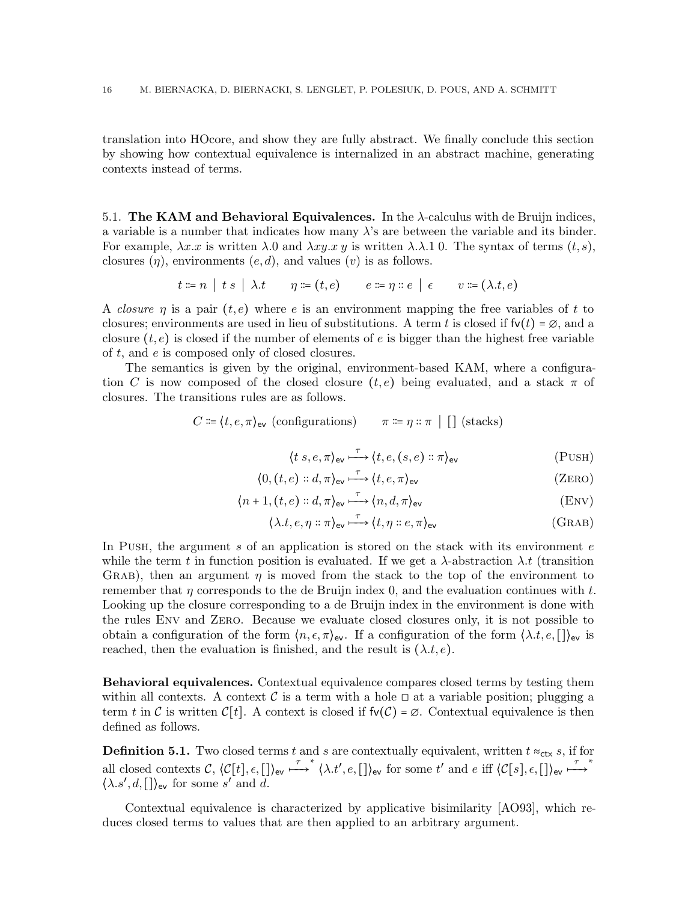translation into HOcore, and show they are fully abstract. We finally conclude this section by showing how contextual equivalence is internalized in an abstract machine, generating contexts instead of terms.

### 5.1. The KAM and Behavioral Equivalences.

In the $\lambda$-calculus with de Bruijn indices, a variable is a number that indicates how many $\lambda$'s are between the variable and its binder. For example, $\lambda x.x$ is written $\lambda.0$ and $\lambda xy.x\, y$ is written $\lambda.\lambda.1\ 0$. The syntax of terms $(t,s)$, closures $(\eta)$, environments $(e,d)$, and values $(v)$ is as follows.

$$t ::= n \mid t\ s \mid \lambda.t \qquad \eta ::= (t,e) \qquad e ::= \eta :: e \mid \epsilon \qquad v ::= (\lambda.t, e)$$

A *closure* $\eta$ is a pair $(t,e)$ where $e$ is an environment mapping the free variables of $t$ to closures; environments are used in lieu of substitutions. A term $t$ is closed if $\mathsf{fv}(t) = \varnothing$, and a closure $(t,e)$ is closed if the number of elements of $e$ is bigger than the highest free variable of $t$, and $e$ is composed only of closed closures.

The semantics is given by the original, environment-based KAM, where a configuration $C$ is now composed of the closed closure $(t,e)$ being evaluated, and a stack $\pi$ of closures. The transitions rules are as follows.

$$C ::= \langle t, e, \pi \rangle_{\mathsf{ev}} \text{ (configurations)} \qquad \pi ::= \eta :: \pi \mid [\,] \text{ (stacks)}$$

$$\langle t\ s, e, \pi \rangle_{\mathsf{ev}} \overset{\tau}{\longmapsto} \langle t, e, (s,e) :: \pi \rangle_{\mathsf{ev}} \qquad \text{(PUSH)}$$

$$\langle 0, (t,e) :: d, \pi \rangle_{\mathsf{ev}} \overset{\tau}{\longmapsto} \langle t, e, \pi \rangle_{\mathsf{ev}} \qquad \text{(ZERO)}$$

$$\langle n+1, (t,e) :: d, \pi \rangle_{\mathsf{ev}} \overset{\tau}{\longmapsto} \langle n, d, \pi \rangle_{\mathsf{ev}} \qquad \text{(ENV)}$$

$$\langle \lambda.t, e, \eta :: \pi \rangle_{\mathsf{ev}} \overset{\tau}{\longmapsto} \langle t, \eta :: e, \pi \rangle_{\mathsf{ev}} \qquad \text{(GRAB)}$$

In PUSH, the argument $s$ of an application is stored on the stack with its environment $e$ while the term $t$ in function position is evaluated. If we get a $\lambda$-abstraction $\lambda.t$ (transition GRAB), then an argument $\eta$ is moved from the stack to the top of the environment to remember that $\eta$ corresponds to the de Bruijn index 0, and the evaluation continues with $t$. Looking up the closure corresponding to a de Bruijn index in the environment is done with the rules ENV and ZERO. Because we evaluate closed closures only, it is not possible to obtain a configuration of the form $\langle n, \epsilon, \pi \rangle_{\mathsf{ev}}$. If a configuration of the form $\langle \lambda.t, e, [\,] \rangle_{\mathsf{ev}}$ is reached, then the evaluation is finished, and the result is $(\lambda.t, e)$.

**Behavioral equivalences.** Contextual equivalence compares closed terms by testing them within all contexts. A context $\mathcal{C}$ is a term with a hole $\square$ at a variable position; plugging a term $t$ in $\mathcal{C}$ is written $\mathcal{C}[t]$. A context is closed if $\mathsf{fv}(\mathcal{C}) = \varnothing$. Contextual equivalence is then defined as follows.

**Definition 5.1.** Two closed terms $t$ and $s$ are contextually equivalent, written $t \approx_{\mathsf{ctx}} s$, if for all closed contexts $\mathcal{C}$, $\langle \mathcal{C}[t], \epsilon, [\,] \rangle_{\mathsf{ev}} \overset{\tau}{\longmapsto}^{*} \langle \lambda.t', e, [\,] \rangle_{\mathsf{ev}}$ for some $t'$ and $e$ iff $\langle \mathcal{C}[s], \epsilon, [\,] \rangle_{\mathsf{ev}} \overset{\tau}{\longmapsto}^{*} \langle \lambda.s', d, [\,] \rangle_{\mathsf{ev}}$ for some $s'$ and $d$.

Contextual equivalence is characterized by applicative bisimilarity [AO93], which reduces closed terms to values that are then applied to an arbitrary argument.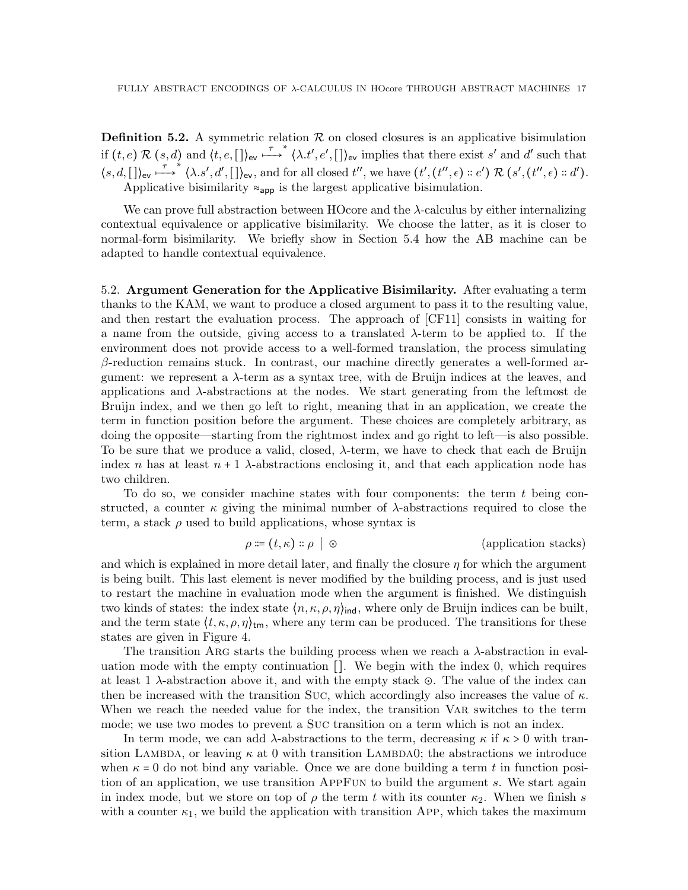**Definition 5.2.** A symmetric relation $\mathcal{R}$ on closed closures is an applicative bisimulation if $(t, e) \mathrel{\mathcal{R}} (s, d)$ and $\langle t, e, [] \rangle_{\mathsf{ev}} \overset{\tau}{\longmapsto}{}^{*} \langle \lambda.t', e', [] \rangle_{\mathsf{ev}}$ implies that there exist $s'$ and $d'$ such that $\langle s, d, [] \rangle_{\mathsf{ev}} \overset{\tau}{\longmapsto}{}^{*} \langle \lambda.s', d', [] \rangle_{\mathsf{ev}}$, and for all closed $t''$, we have $(t', (t'', \epsilon) :: e') \mathrel{\mathcal{R}} (s', (t'', \epsilon) :: d')$.
Applicative bisimilarity $\approx_{\mathsf{app}}$ is the largest applicative bisimulation.

We can prove full abstraction between HOcore and the $\lambda$-calculus by either internalizing contextual equivalence or applicative bisimilarity. We choose the latter, as it is closer to normal-form bisimilarity. We briefly show in Section 5.4 how the AB machine can be adapted to handle contextual equivalence.

5.2. **Argument Generation for the Applicative Bisimilarity.** After evaluating a term thanks to the KAM, we want to produce a closed argument to pass it to the resulting value, and then restart the evaluation process. The approach of [CF11] consists in waiting for a name from the outside, giving access to a translated $\lambda$-term to be applied to. If the environment does not provide access to a well-formed translation, the process simulating $\beta$-reduction remains stuck. In contrast, our machine directly generates a well-formed argument: we represent a $\lambda$-term as a syntax tree, with de Bruijn indices at the leaves, and applications and $\lambda$-abstractions at the nodes. We start generating from the leftmost de Bruijn index, and we then go left to right, meaning that in an application, we create the term in function position before the argument. These choices are completely arbitrary, as doing the opposite—starting from the rightmost index and go right to left—is also possible. To be sure that we produce a valid, closed, $\lambda$-term, we have to check that each de Bruijn index $n$ has at least $n+1$ $\lambda$-abstractions enclosing it, and that each application node has two children.

To do so, we consider machine states with four components: the term $t$ being constructed, a counter $\kappa$ giving the minimal number of $\lambda$-abstractions required to close the term, a stack $\rho$ used to build applications, whose syntax is

$$\rho \coloneqq (t, \kappa) :: \rho \mid \odot \qquad \text{(application stacks)}$$

and which is explained in more detail later, and finally the closure $\eta$ for which the argument is being built. This last element is never modified by the building process, and is just used to restart the machine in evaluation mode when the argument is finished. We distinguish two kinds of states: the index state $\langle n, \kappa, \rho, \eta \rangle_{\mathsf{ind}}$, where only de Bruijn indices can be built, and the term state $\langle t, \kappa, \rho, \eta \rangle_{\mathsf{tm}}$, where any term can be produced. The transitions for these states are given in Figure 4.

The transition Arg starts the building process when we reach a $\lambda$-abstraction in evaluation mode with the empty continuation $[]$. We begin with the index 0, which requires at least 1 $\lambda$-abstraction above it, and with the empty stack $\odot$. The value of the index can then be increased with the transition Suc, which accordingly also increases the value of $\kappa$. When we reach the needed value for the index, the transition Var switches to the term mode; we use two modes to prevent a Suc transition on a term which is not an index.

In term mode, we can add $\lambda$-abstractions to the term, decreasing $\kappa$ if $\kappa > 0$ with transition Lambda, or leaving $\kappa$ at 0 with transition Lambda0; the abstractions we introduce when $\kappa = 0$ do not bind any variable. Once we are done building a term $t$ in function position of an application, we use transition AppFun to build the argument $s$. We start again in index mode, but we store on top of $\rho$ the term $t$ with its counter $\kappa_2$. When we finish $s$ with a counter $\kappa_1$, we build the application with transition App, which takes the maximum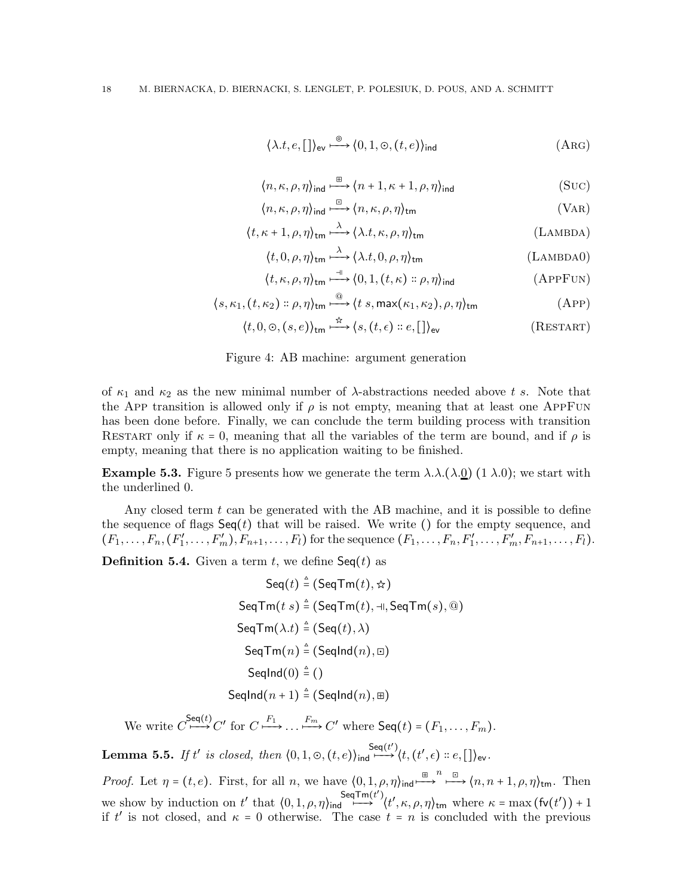$$\langle \lambda.t, e, [\,]\rangle_{\mathsf{ev}} \overset{\circledcirc}{\longmapsto} \langle 0, 1, \odot, (t,e)\rangle_{\mathsf{ind}} \tag{Arg}$$

$$\langle n, \kappa, \rho, \eta\rangle_{\mathsf{ind}} \overset{\boxplus}{\longmapsto} \langle n+1, \kappa+1, \rho, \eta\rangle_{\mathsf{ind}} \tag{Suc}$$

$$\langle n, \kappa, \rho, \eta\rangle_{\mathsf{ind}} \overset{\boxdot}{\longmapsto} \langle n, \kappa, \rho, \eta\rangle_{\mathsf{tm}} \tag{Var}$$

$$\langle t, \kappa+1, \rho, \eta\rangle_{\mathsf{tm}} \overset{\lambda}{\longmapsto} \langle \lambda.t, \kappa, \rho, \eta\rangle_{\mathsf{tm}} \tag{Lambda}$$

$$\langle t, 0, \rho, \eta\rangle_{\mathsf{tm}} \overset{\lambda}{\longmapsto} \langle \lambda.t, 0, \rho, \eta\rangle_{\mathsf{tm}} \tag{Lambda0}$$

$$\langle t, \kappa, \rho, \eta\rangle_{\mathsf{tm}} \overset{\dashv\vdash}{\longmapsto} \langle 0, 1, (t,\kappa) :: \rho, \eta\rangle_{\mathsf{ind}} \tag{AppFun}$$

$$\langle s, \kappa_1, (t,\kappa_2) :: \rho, \eta\rangle_{\mathsf{tm}} \overset{@}{\longmapsto} \langle t\ s, \mathsf{max}(\kappa_1,\kappa_2), \rho, \eta\rangle_{\mathsf{tm}} \tag{App}$$

$$\langle t, 0, \odot, (s,e)\rangle_{\mathsf{tm}} \overset{\star}{\longmapsto} \langle s, (t,\epsilon) :: e, [\,]\rangle_{\mathsf{ev}} \tag{Restart}$$

Figure 4: AB machine: argument generation

of $\kappa_1$ and $\kappa_2$ as the new minimal number of $\lambda$-abstractions needed above $t\ s$. Note that the App transition is allowed only if $\rho$ is not empty, meaning that at least one AppFun has been done before. Finally, we can conclude the term building process with transition Restart only if $\kappa = 0$, meaning that all the variables of the term are bound, and if $\rho$ is empty, meaning that there is no application waiting to be finished.

**Example 5.3.** Figure 5 presents how we generate the term $\lambda.\lambda.(\lambda.\underline{0})\ (1\ \lambda.0)$; we start with the underlined 0.

Any closed term $t$ can be generated with the AB machine, and it is possible to define the sequence of flags $\mathsf{Seq}(t)$ that will be raised. We write $()$ for the empty sequence, and $(F_1,\dots,F_n,(F'_1,\dots,F'_m),F_{n+1},\dots,F_l)$ for the sequence $(F_1,\dots,F_n,F'_1,\dots,F'_m,F_{n+1},\dots,F_l)$.

**Definition 5.4.** Given a term $t$, we define $\mathsf{Seq}(t)$ as

$$\begin{aligned}
\mathsf{Seq}(t) &\triangleq (\mathsf{SeqTm}(t), \star)\\
\mathsf{SeqTm}(t\ s) &\triangleq (\mathsf{SeqTm}(t), \dashv\vdash, \mathsf{SeqTm}(s), @)\\
\mathsf{SeqTm}(\lambda.t) &\triangleq (\mathsf{Seq}(t), \lambda)\\
\mathsf{SeqTm}(n) &\triangleq (\mathsf{SeqInd}(n), \boxdot)\\
\mathsf{SeqInd}(0) &\triangleq ()\\
\mathsf{SeqInd}(n+1) &\triangleq (\mathsf{SeqInd}(n), \boxplus)
\end{aligned}$$

We write $C \overset{\mathsf{Seq}(t)}{\longmapsto} C'$ for $C \overset{F_1}{\longmapsto} \dots \overset{F_m}{\longmapsto} C'$ where $\mathsf{Seq}(t) = (F_1,\dots,F_m)$.

**Lemma 5.5.** *If $t'$ is closed, then* $\langle 0, 1, \odot, (t,e)\rangle_{\mathsf{ind}} \overset{\mathsf{Seq}(t')}{\longmapsto} \langle t, (t',\epsilon) :: e, [\,]\rangle_{\mathsf{ev}}$.

*Proof.* Let $\eta = (t,e)$. First, for all $n$, we have $\langle 0,1,\rho,\eta\rangle_{\mathsf{ind}} \overset{\boxplus}{\longmapsto}{}^{n} \overset{\boxdot}{\longmapsto} \langle n, n+1, \rho, \eta\rangle_{\mathsf{tm}}$. Then we show by induction on $t'$ that $\langle 0,1,\rho,\eta\rangle_{\mathsf{ind}} \overset{\mathsf{SeqTm}(t')}{\longmapsto} \langle t', \kappa, \rho, \eta\rangle_{\mathsf{tm}}$ where $\kappa = \max(\mathsf{fv}(t')) + 1$ if $t'$ is not closed, and $\kappa = 0$ otherwise. The case $t = n$ is concluded with the previous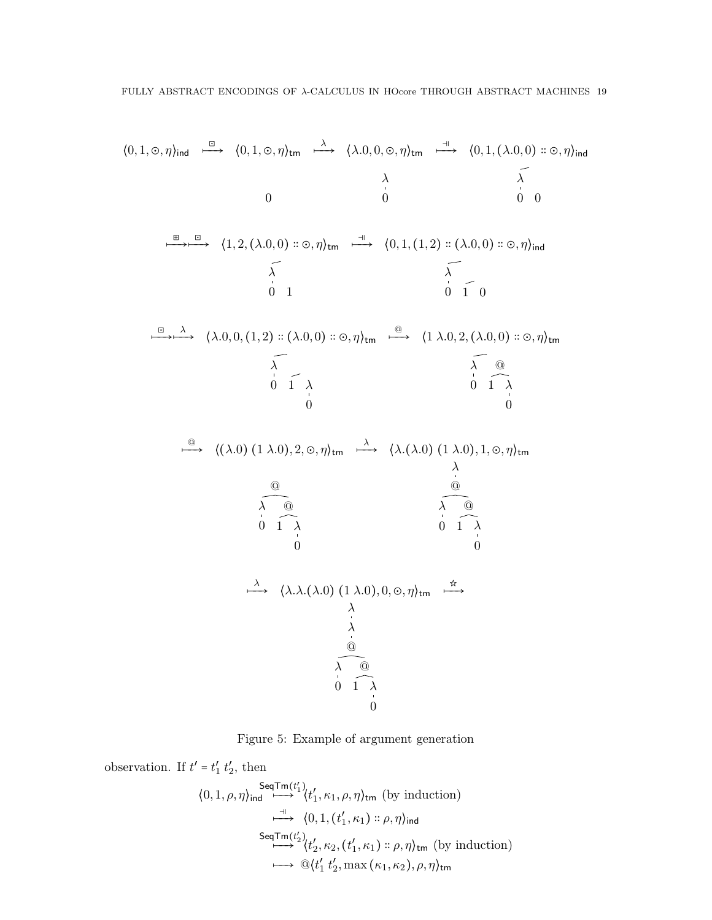$$\langle 0, 1, \odot, \eta\rangle_{\mathsf{ind}} \overset{\boxdot}{\longmapsto} \langle 0, 1, \odot, \eta\rangle_{\mathsf{tm}} \overset{\lambda}{\longmapsto} \langle \lambda.0, 0, \odot, \eta\rangle_{\mathsf{tm}} \overset{\dashv\!\vdash}{\longmapsto} \langle 0, 1, (\lambda.0, 0) :: \odot, \eta\rangle_{\mathsf{ind}}$$

$$\overset{\boxplus}{\longmapsto}\overset{\boxdot}{\longmapsto} \langle 1, 2, (\lambda.0, 0) :: \odot, \eta\rangle_{\mathsf{tm}} \overset{\dashv\!\vdash}{\longmapsto} \langle 0, 1, (1, 2) :: (\lambda.0, 0) :: \odot, \eta\rangle_{\mathsf{ind}}$$

$$\overset{\boxdot}{\longmapsto}\overset{\lambda}{\longmapsto} \langle \lambda.0, 0, (1, 2) :: (\lambda.0, 0) :: \odot, \eta\rangle_{\mathsf{tm}} \overset{@}{\longmapsto} \langle 1\ \lambda.0, 2, (\lambda.0, 0) :: \odot, \eta\rangle_{\mathsf{tm}}$$

$$\overset{@}{\longmapsto} \langle (\lambda.0)\ (1\ \lambda.0), 2, \odot, \eta\rangle_{\mathsf{tm}} \overset{\lambda}{\longmapsto} \langle \lambda.(\lambda.0)\ (1\ \lambda.0), 1, \odot, \eta\rangle_{\mathsf{tm}}$$

$$\overset{\lambda}{\longmapsto} \langle \lambda.\lambda.(\lambda.0)\ (1\ \lambda.0), 0, \odot, \eta\rangle_{\mathsf{tm}} \overset{\star}{\longmapsto}$$

Figure 5: Example of argument generation

observation. If $t' = t'_1\ t'_2$, then

$$\begin{aligned}
\langle 0, 1, \rho, \eta\rangle_{\mathsf{ind}} &\overset{\mathsf{SeqTm}(t'_1)}{\longmapsto} \langle t'_1, \kappa_1, \rho, \eta\rangle_{\mathsf{tm}} \text{ (by induction)}\\
&\overset{\dashv\!\vdash}{\longmapsto} \langle 0, 1, (t'_1, \kappa_1) :: \rho, \eta\rangle_{\mathsf{ind}}\\
&\overset{\mathsf{SeqTm}(t'_2)}{\longmapsto} \langle t'_2, \kappa_2, (t'_1, \kappa_1) :: \rho, \eta\rangle_{\mathsf{tm}} \text{ (by induction)}\\
&\overset{@}{\longmapsto} \langle t'_1\ t'_2, \max(\kappa_1, \kappa_2), \rho, \eta\rangle_{\mathsf{tm}}
\end{aligned}$$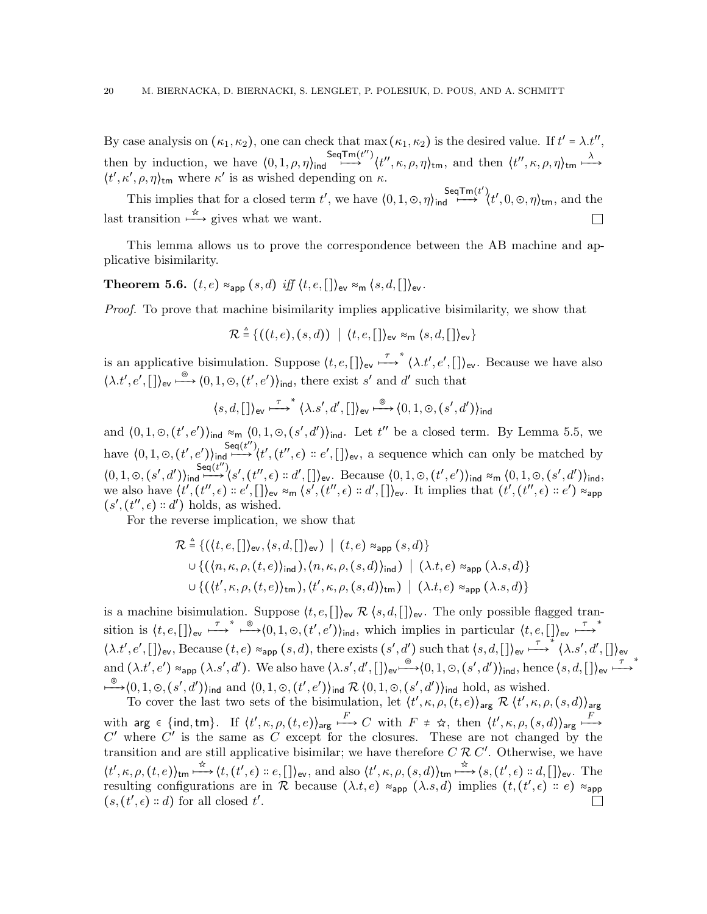By case analysis on $(\kappa_1, \kappa_2)$, one can check that $\max(\kappa_1, \kappa_2)$ is the desired value. If $t' = \lambda.t''$, then by induction, we have $\langle 0, 1, \rho, \eta\rangle_{\mathsf{ind}} \overset{\mathsf{SeqTm}(t'')}{\longmapsto} \langle t'', \kappa, \rho, \eta\rangle_{\mathsf{tm}}$, and then $\langle t'', \kappa, \rho, \eta\rangle_{\mathsf{tm}} \overset{\lambda}{\longmapsto} \langle t', \kappa', \rho, \eta\rangle_{\mathsf{tm}}$ where $\kappa'$ is as wished depending on $\kappa$.

This implies that for a closed term $t'$, we have $\langle 0, 1, \odot, \eta\rangle_{\mathsf{ind}} \overset{\mathsf{SeqTm}(t')}{\longmapsto} \langle t', 0, \odot, \eta\rangle_{\mathsf{tm}}$, and the last transition $\overset{\star}{\longmapsto}$ gives what we want. □

This lemma allows us to prove the correspondence between the AB machine and applicative bisimilarity.

**Theorem 5.6.** $(t, e) \approx_{\mathsf{app}} (s, d)$ *iff* $\langle t, e, []\rangle_{\mathsf{ev}} \approx_{\mathsf{m}} \langle s, d, []\rangle_{\mathsf{ev}}$.

*Proof.* To prove that machine bisimilarity implies applicative bisimilarity, we show that

$$\mathcal{R} \triangleq \{((t, e), (s, d)) \mid \langle t, e, []\rangle_{\mathsf{ev}} \approx_{\mathsf{m}} \langle s, d, []\rangle_{\mathsf{ev}}\}$$

is an applicative bisimulation. Suppose $\langle t, e, []\rangle_{\mathsf{ev}} \overset{\tau}{\longmapsto}^{*} \langle \lambda.t', e', []\rangle_{\mathsf{ev}}$. Because we have also $\langle \lambda.t', e', []\rangle_{\mathsf{ev}} \overset{\circledcirc}{\longmapsto} \langle 0, 1, \odot, (t', e')\rangle_{\mathsf{ind}}$, there exist $s'$ and $d'$ such that

$$\langle s, d, []\rangle_{\mathsf{ev}} \overset{\tau}{\longmapsto}^{*} \langle \lambda.s', d', []\rangle_{\mathsf{ev}} \overset{\circledcirc}{\longmapsto} \langle 0, 1, \odot, (s', d')\rangle_{\mathsf{ind}}$$

and $\langle 0, 1, \odot, (t', e')\rangle_{\mathsf{ind}} \approx_{\mathsf{m}} \langle 0, 1, \odot, (s', d')\rangle_{\mathsf{ind}}$. Let $t''$ be a closed term. By Lemma 5.5, we have $\langle 0, 1, \odot, (t', e')\rangle_{\mathsf{ind}} \overset{\mathsf{Seq}(t'')}{\longmapsto} \langle t', (t'', \epsilon) :: e', []\rangle_{\mathsf{ev}}$, a sequence which can only be matched by $\langle 0, 1, \odot, (s', d')\rangle_{\mathsf{ind}} \overset{\mathsf{Seq}(t'')}{\longmapsto} \langle s', (t'', \epsilon) :: d', []\rangle_{\mathsf{ev}}$. Because $\langle 0, 1, \odot, (t', e')\rangle_{\mathsf{ind}} \approx_{\mathsf{m}} \langle 0, 1, \odot, (s', d')\rangle_{\mathsf{ind}}$, we also have $\langle t', (t'', \epsilon) :: e', []\rangle_{\mathsf{ev}} \approx_{\mathsf{m}} \langle s', (t'', \epsilon) :: d', []\rangle_{\mathsf{ev}}$. It implies that $(t', (t'', \epsilon) :: e') \approx_{\mathsf{app}} (s', (t'', \epsilon) :: d')$ holds, as wished.

For the reverse implication, we show that

$$\begin{aligned}\mathcal{R} \triangleq\ & \{(\langle t, e, []\rangle_{\mathsf{ev}}, \langle s, d, []\rangle_{\mathsf{ev}}) \mid (t, e) \approx_{\mathsf{app}} (s, d)\}\\ \cup\ & \{(\langle n, \kappa, \rho, (t, e)\rangle_{\mathsf{ind}}), \langle n, \kappa, \rho, (s, d)\rangle_{\mathsf{ind}}) \mid (\lambda.t, e) \approx_{\mathsf{app}} (\lambda.s, d)\}\\ \cup\ & \{(\langle t', \kappa, \rho, (t, e)\rangle_{\mathsf{tm}}), \langle t', \kappa, \rho, (s, d)\rangle_{\mathsf{tm}}) \mid (\lambda.t, e) \approx_{\mathsf{app}} (\lambda.s, d)\}\end{aligned}$$

is a machine bisimulation. Suppose $\langle t, e, []\rangle_{\mathsf{ev}} \mathrel{\mathcal{R}} \langle s, d, []\rangle_{\mathsf{ev}}$. The only possible flagged transition is $\langle t, e, []\rangle_{\mathsf{ev}} \overset{\tau}{\longmapsto}^{*} \overset{\circledcirc}{\longmapsto} \langle 0, 1, \odot, (t', e')\rangle_{\mathsf{ind}}$, which implies in particular $\langle t, e, []\rangle_{\mathsf{ev}} \overset{\tau}{\longmapsto}^{*} \langle \lambda.t', e', []\rangle_{\mathsf{ev}}$, Because $(t, e) \approx_{\mathsf{app}} (s, d)$, there exists $(s', d')$ such that $\langle s, d, []\rangle_{\mathsf{ev}} \overset{\tau}{\longmapsto}^{*} \langle \lambda.s', d', []\rangle_{\mathsf{ev}}$ and $(\lambda.t', e') \approx_{\mathsf{app}} (\lambda.s', d')$. We also have $\langle \lambda.s', d', []\rangle_{\mathsf{ev}} \overset{\circledcirc}{\longmapsto} \langle 0, 1, \odot, (s', d')\rangle_{\mathsf{ind}}$, hence $\langle s, d, []\rangle_{\mathsf{ev}} \overset{\tau}{\longmapsto}^{*} \overset{\circledcirc}{\longmapsto} \langle 0, 1, \odot, (s', d')\rangle_{\mathsf{ind}}$ and $\langle 0, 1, \odot, (t', e')\rangle_{\mathsf{ind}} \mathrel{\mathcal{R}} \langle 0, 1, \odot, (s', d')\rangle_{\mathsf{ind}}$ hold, as wished.

To cover the last two sets of the bisimulation, let $\langle t', \kappa, \rho, (t, e)\rangle_{\mathsf{arg}} \mathrel{\mathcal{R}} \langle t', \kappa, \rho, (s, d)\rangle_{\mathsf{arg}}$ with $\mathsf{arg} \in \{\mathsf{ind}, \mathsf{tm}\}$. If $\langle t', \kappa, \rho, (t, e)\rangle_{\mathsf{arg}} \overset{F}{\longmapsto} C$ with $F \neq \star$, then $\langle t', \kappa, \rho, (s, d)\rangle_{\mathsf{arg}} \overset{F}{\longmapsto} C'$ where $C'$ is the same as $C$ except for the closures. These are not changed by the transition and are still applicative bisimilar; we have therefore $C \mathrel{\mathcal{R}} C'$. Otherwise, we have $\langle t', \kappa, \rho, (t, e)\rangle_{\mathsf{tm}} \overset{\star}{\longmapsto} \langle t, (t', \epsilon) :: e, []\rangle_{\mathsf{ev}}$, and also $\langle t', \kappa, \rho, (s, d)\rangle_{\mathsf{tm}} \overset{\star}{\longmapsto} \langle s, (t', \epsilon) :: d, []\rangle_{\mathsf{ev}}$. The resulting configurations are in $\mathcal{R}$ because $(\lambda.t, e) \approx_{\mathsf{app}} (\lambda.s, d)$ implies $(t, (t', \epsilon) :: e) \approx_{\mathsf{app}} (s, (t', \epsilon) :: d)$ for all closed $t'$. □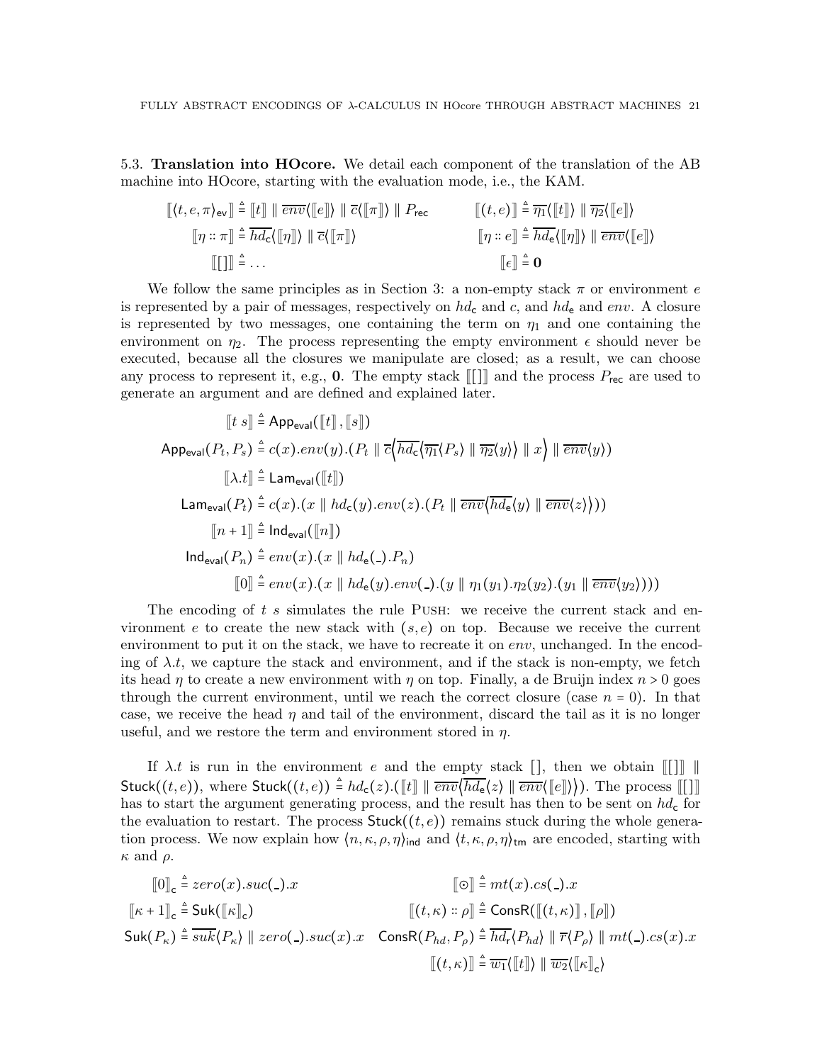5.3. **Translation into HOcore.** We detail each component of the translation of the AB machine into HOcore, starting with the evaluation mode, i.e., the KAM.

$$
\begin{aligned}
[\![\langle t, e, \pi\rangle_{\mathsf{ev}}]\!] &\triangleq [\![t]\!] \parallel \overline{env}\langle [\![e]\!]\rangle \parallel \overline{c}\langle [\![\pi]\!]\rangle \parallel P_{\mathsf{rec}} & [\![(t,e)]\!] &\triangleq \overline{\eta_1}\langle [\![t]\!]\rangle \parallel \overline{\eta_2}\langle [\![e]\!]\rangle \\
[\![\eta :: \pi]\!] &\triangleq \overline{hd_{\mathsf{c}}}\langle [\![\eta]\!]\rangle \parallel \overline{c}\langle [\![\pi]\!]\rangle & [\![\eta :: e]\!] &\triangleq \overline{hd_{\mathsf{e}}}\langle [\![\eta]\!]\rangle \parallel \overline{env}\langle [\![e]\!]\rangle \\
[\![ [] ]\!] &\triangleq \dots & [\![\epsilon]\!] &\triangleq \mathbf{0}
\end{aligned}
$$

We follow the same principles as in Section 3: a non-empty stack $\pi$ or environment $e$ is represented by a pair of messages, respectively on $hd_{\mathsf{c}}$ and $c$, and $hd_{\mathsf{e}}$ and $env$. A closure is represented by two messages, one containing the term on $\eta_1$ and one containing the environment on $\eta_2$. The process representing the empty environment $\epsilon$ should never be executed, because all the closures we manipulate are closed; as a result, we can choose any process to represent it, e.g., $\mathbf{0}$. The empty stack $[\![ [] ]\!]$ and the process $P_{\mathsf{rec}}$ are used to generate an argument and are defined and explained later.

$$
\begin{aligned}
[\![t\ s]\!] &\triangleq \mathsf{App}_{\mathsf{eval}}([\![t]\!], [\![s]\!]) \\
\mathsf{App}_{\mathsf{eval}}(P_t, P_s) &\triangleq c(x).env(y).(P_t \parallel \overline{c}\big\langle \overline{hd_{\mathsf{c}}}\langle \overline{\eta_1}\langle P_s\rangle \parallel \overline{\eta_2}\langle y\rangle\rangle \parallel x\big\rangle \parallel \overline{env}\langle y\rangle) \\
[\![\lambda.t]\!] &\triangleq \mathsf{Lam}_{\mathsf{eval}}([\![t]\!]) \\
\mathsf{Lam}_{\mathsf{eval}}(P_t) &\triangleq c(x).(x \parallel hd_{\mathsf{c}}(y).env(z).(P_t \parallel \overline{env}\big\langle \overline{hd_{\mathsf{e}}}\langle y\rangle \parallel \overline{env}\langle z\rangle\big\rangle)) \\
[\![n+1]\!] &\triangleq \mathsf{Ind}_{\mathsf{eval}}([\![n]\!]) \\
\mathsf{Ind}_{\mathsf{eval}}(P_n) &\triangleq env(x).(x \parallel hd_{\mathsf{e}}(\_).P_n) \\
[\![0]\!] &\triangleq env(x).(x \parallel hd_{\mathsf{e}}(y).env(\_).(y \parallel \eta_1(y_1).\eta_2(y_2).(y_1 \parallel \overline{env}\langle y_2\rangle)))
\end{aligned}
$$

The encoding of $t\ s$ simulates the rule Push: we receive the current stack and environment $e$ to create the new stack with $(s, e)$ on top. Because we receive the current environment to put it on the stack, we have to recreate it on $env$, unchanged. In the encoding of $\lambda.t$, we capture the stack and environment, and if the stack is non-empty, we fetch its head $\eta$ to create a new environment with $\eta$ on top. Finally, a de Bruijn index $n > 0$ goes through the current environment, until we reach the correct closure (case $n = 0$). In that case, we receive the head $\eta$ and tail of the environment, discard the tail as it is no longer useful, and we restore the term and environment stored in $\eta$.

If $\lambda.t$ is run in the environment $e$ and the empty stack $[]$, then we obtain $[\![ [] ]\!] \parallel \mathsf{Stuck}((t,e))$, where $\mathsf{Stuck}((t,e)) \triangleq hd_{\mathsf{c}}(z).([\![t]\!] \parallel \overline{env}\big\langle \overline{hd_{\mathsf{e}}}\langle z\rangle \parallel \overline{env}\langle [\![e]\!]\rangle\big\rangle)$. The process $[\![ [] ]\!]$ has to start the argument generating process, and the result has then to be sent on $hd_{\mathsf{c}}$ for the evaluation to restart. The process $\mathsf{Stuck}((t,e))$ remains stuck during the whole generation process. We now explain how $\langle n, \kappa, \rho, \eta\rangle_{\mathsf{ind}}$ and $\langle t, \kappa, \rho, \eta\rangle_{\mathsf{tm}}$ are encoded, starting with $\kappa$ and $\rho$.

$$
\begin{aligned}
[\![0]\!]_{\mathsf{c}} &\triangleq zero(x).suc(\_).x & [\![\odot]\!] &\triangleq mt(x).cs(\_).x \\
[\![\kappa+1]\!]_{\mathsf{c}} &\triangleq \mathsf{Suk}([\![\kappa]\!]_{\mathsf{c}}) & [\![(t,\kappa) :: \rho]\!] &\triangleq \mathsf{ConsR}([\![(t,\kappa)]\!], [\![\rho]\!]) \\
\mathsf{Suk}(P_\kappa) &\triangleq \overline{suk}\langle P_\kappa\rangle \parallel zero(\_).suc(x).x & \mathsf{ConsR}(P_{hd}, P_\rho) &\triangleq \overline{hd_{\mathsf{r}}}\langle P_{hd}\rangle \parallel \overline{r}\langle P_\rho\rangle \parallel mt(\_).cs(x).x \\
& & [\![(t,\kappa)]\!] &\triangleq \overline{w_1}\langle [\![t]\!]\rangle \parallel \overline{w_2}\langle [\![\kappa]\!]_{\mathsf{c}}\rangle
\end{aligned}
$$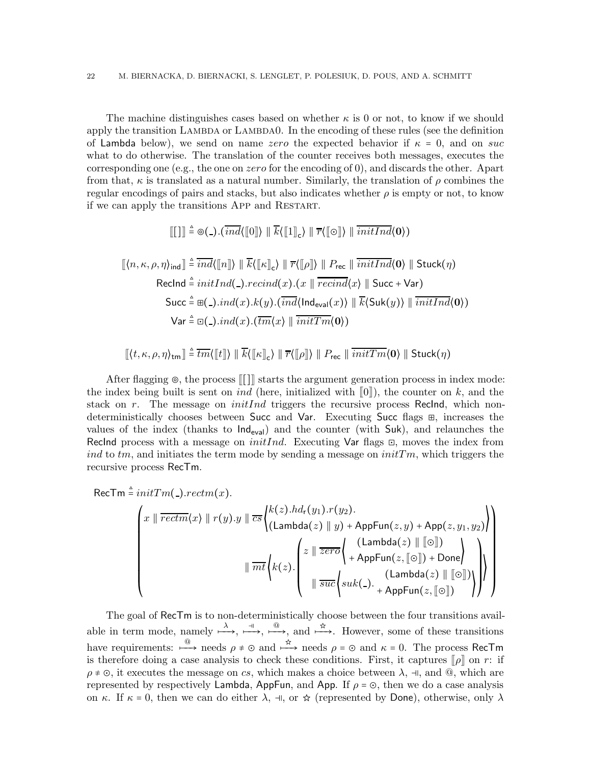The machine distinguishes cases based on whether $\kappa$ is 0 or not, to know if we should apply the transition LAMBDA or LAMBDA0. In the encoding of these rules (see the definition of $\mathsf{Lambda}$ below), we send on name $zero$ the expected behavior if $\kappa = 0$, and on $suc$ what to do otherwise. The translation of the counter receives both messages, executes the corresponding one (e.g., the one on $zero$ for the encoding of 0), and discards the other. Apart from that, $\kappa$ is translated as a natural number. Similarly, the translation of $\rho$ combines the regular encodings of pairs and stacks, but also indicates whether $\rho$ is empty or not, to know if we can apply the transitions APP and RESTART.

$$[\![ [] ]\!] \triangleq \circledcirc(\_).(\overline{ind}\langle[\![0]\!]\rangle \parallel \overline{k}\langle[\![1]\!]_{\mathsf{c}}\rangle \parallel \overline{r}\langle[\![\odot]\!]\rangle \parallel \overline{initInd}\langle\mathbf{0}\rangle)$$

$$\begin{aligned}
[\![\langle n,\kappa,\rho,\eta\rangle_{\mathsf{ind}}]\!] &\triangleq \overline{ind}\langle[\![n]\!]\rangle \parallel \overline{k}\langle[\![\kappa]\!]_{\mathsf{c}}\rangle \parallel \overline{r}\langle[\![\rho]\!]\rangle \parallel P_{\mathsf{rec}} \parallel \overline{initInd}\langle\mathbf{0}\rangle \parallel \mathsf{Stuck}(\eta)\\
\mathsf{RecInd} &\triangleq initInd(\_).recind(x).(x \parallel \overline{recind}\langle x\rangle \parallel \mathsf{Succ} + \mathsf{Var})\\
\mathsf{Succ} &\triangleq \boxplus(\_).ind(x).k(y).(\overline{ind}\langle\mathsf{Ind}_{\mathsf{eval}}(x)\rangle \parallel \overline{k}\langle\mathsf{Suk}(y)\rangle \parallel \overline{initInd}\langle\mathbf{0}\rangle)\\
\mathsf{Var} &\triangleq \boxdot(\_).ind(x).(\overline{tm}\langle x\rangle \parallel \overline{initTm}\langle\mathbf{0}\rangle)
\end{aligned}$$

$$[\![\langle t,\kappa,\rho,\eta\rangle_{\mathsf{tm}}]\!] \triangleq \overline{tm}\langle[\![t]\!]\rangle \parallel \overline{k}\langle[\![\kappa]\!]_{\mathsf{c}}\rangle \parallel \overline{r}\langle[\![\rho]\!]\rangle \parallel P_{\mathsf{rec}} \parallel \overline{initTm}\langle\mathbf{0}\rangle \parallel \mathsf{Stuck}(\eta)$$

After flagging $\circledcirc$, the process $[\![ [] ]\!]$ starts the argument generation process in index mode: the index being built is sent on $ind$ (here, initialized with $[\![0]\!]$), the counter on $k$, and the stack on $r$. The message on $initInd$ triggers the recursive process $\mathsf{RecInd}$, which non-deterministically chooses between $\mathsf{Succ}$ and $\mathsf{Var}$. Executing $\mathsf{Succ}$ flags $\boxplus$, increases the values of the index (thanks to $\mathsf{Ind}_{\mathsf{eval}}$) and the counter (with $\mathsf{Suk}$), and relaunches the $\mathsf{RecInd}$ process with a message on $initInd$. Executing $\mathsf{Var}$ flags $\boxdot$, moves the index from $ind$ to $tm$, and initiates the term mode by sending a message on $initTm$, which triggers the recursive process $\mathsf{RecTm}$.

$$\begin{aligned}
\mathsf{RecTm} \triangleq\ & initTm(\_).rectm(x).\\
&\left(x \parallel \overline{rectm}\langle x\rangle \parallel r(y).y \parallel \overline{cs}\left\langle \begin{array}{l} k(z).hd_{\mathsf{r}}(y_1).r(y_2).\\ (\mathsf{Lambda}(z) \parallel y) + \mathsf{AppFun}(z,y) + \mathsf{App}(z,y_1,y_2)\end{array}\right\rangle \right.\\
&\left.\qquad \parallel \overline{mt}\left\langle k(z).\left(z \parallel \overline{zero}\left\langle \begin{array}{c}(\mathsf{Lambda}(z) \parallel [\![\odot]\!])\\ + \mathsf{AppFun}(z,[\![\odot]\!]) + \mathsf{Done}\end{array}\right\rangle \parallel \overline{suc}\left\langle suk(\_).\begin{array}{c}(\mathsf{Lambda}(z) \parallel [\![\odot]\!])\\ + \mathsf{AppFun}(z,[\![\odot]\!])\end{array}\right\rangle\right)\right\rangle\right)
\end{aligned}$$

The goal of $\mathsf{RecTm}$ is to non-deterministically choose between the four transitions available in term mode, namely $\overset{\lambda}{\longmapsto}$, $\overset{\dashv}{\longmapsto}$, $\overset{@}{\longmapsto}$, and $\overset{\star}{\longmapsto}$. However, some of these transitions have requirements: $\overset{@}{\longmapsto}$ needs $\rho \neq \odot$ and $\overset{\star}{\longmapsto}$ needs $\rho = \odot$ and $\kappa = 0$. The process $\mathsf{RecTm}$ is therefore doing a case analysis to check these conditions. First, it captures $[\![\rho]\!]$ on $r$: if $\rho \neq \odot$, it executes the message on $cs$, which makes a choice between $\lambda$, $\dashv$, and $@$, which are represented by respectively $\mathsf{Lambda}$, $\mathsf{AppFun}$, and $\mathsf{App}$. If $\rho = \odot$, then we do a case analysis on $\kappa$. If $\kappa = 0$, then we can do either $\lambda$, $\dashv$, or $\star$ (represented by $\mathsf{Done}$), otherwise, only $\lambda$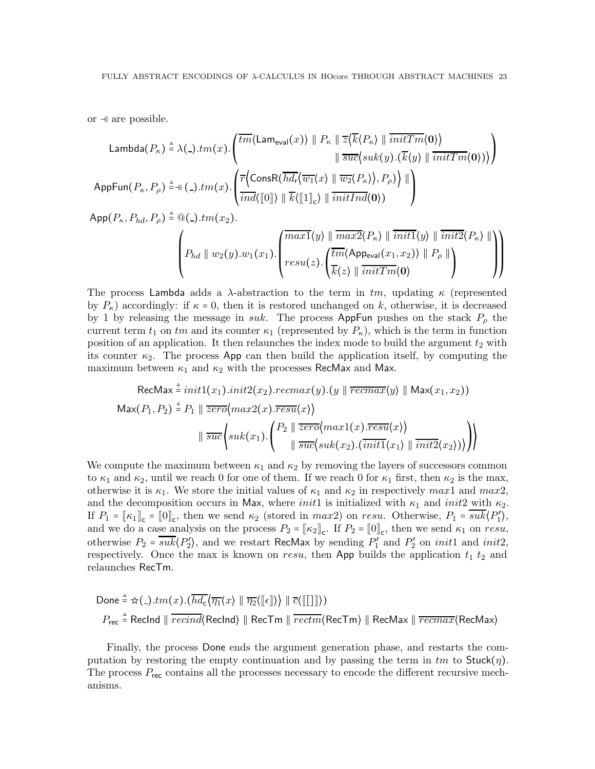or $\dashv\!\!\shortmid$ are possible.

$$\mathsf{Lambda}(P_\kappa) \triangleq \lambda(\_).tm(x).\left(\begin{array}{l}\overline{tm}\langle \mathsf{Lam}_{\mathsf{eval}}(x)\rangle \parallel P_\kappa \parallel \overline{z}\big\langle \overline{k}\langle P_\kappa\rangle \parallel \overline{initTm}\langle \mathbf{0}\rangle\big\rangle \\ \qquad\qquad\qquad\qquad \parallel \overline{suc}\big\langle suk(y).(\overline{k}\langle y\rangle \parallel \overline{initTm}\langle \mathbf{0}\rangle)\big\rangle\end{array}\right)$$

$$\mathsf{AppFun}(P_\kappa, P_\rho) \triangleq \dashv\!\!\shortmid(\_).tm(x).\left(\begin{array}{l}\overline{r}\Big\langle \mathsf{ConsR}(\overline{hd_{\mathsf{r}}}\big\langle \overline{w_1}\langle x\rangle \parallel \overline{w_2}\langle P_\kappa\rangle\big\rangle, P_\rho)\Big\rangle \parallel \\ \overline{ind}\langle [\![0]\!]\rangle \parallel \overline{k}\langle [\![1]\!]_{\mathsf{c}}\rangle \parallel \overline{initInd}\langle \mathbf{0}\rangle)\end{array}\right)$$

$$\mathsf{App}(P_\kappa, P_{hd}, P_\rho) \triangleq @(\_).tm(x_2).$$
$$\left(P_{hd} \parallel w_2(y).w_1(x_1).\left(\begin{array}{l}\overline{max1}\langle y\rangle \parallel \overline{max2}\langle P_\kappa\rangle \parallel \overline{init1}\langle y\rangle \parallel \overline{init2}\langle P_\kappa\rangle \parallel \\ resu(z).\left(\begin{array}{l}\overline{tm}\langle \mathsf{App}_{\mathsf{eval}}(x_1, x_2)\rangle \parallel P_\rho \parallel \\ \overline{k}\langle z\rangle \parallel \overline{initTm}\langle \mathbf{0}\rangle\end{array}\right)\end{array}\right)\right)$$

The process $\mathsf{Lambda}$ adds a $\lambda$-abstraction to the term in $tm$, updating $\kappa$ (represented by $P_\kappa$) accordingly: if $\kappa = 0$, then it is restored unchanged on $k$, otherwise, it is decreased by 1 by releasing the message in $suk$. The process $\mathsf{AppFun}$ pushes on the stack $P_\rho$ the current term $t_1$ on $tm$ and its counter $\kappa_1$ (represented by $P_\kappa$), which is the term in function position of an application. It then relaunches the index mode to build the argument $t_2$ with its counter $\kappa_2$. The process $\mathsf{App}$ can then build the application itself, by computing the maximum between $\kappa_1$ and $\kappa_2$ with the processes $\mathsf{RecMax}$ and $\mathsf{Max}$.

$$\mathsf{RecMax} \triangleq init1(x_1).init2(x_2).recmax(y).(y \parallel \overline{recmax}\langle y\rangle \parallel \mathsf{Max}(x_1, x_2))$$

$$\mathsf{Max}(P_1, P_2) \triangleq P_1 \parallel \overline{zero}\big\langle max2(x).\overline{resu}\langle x\rangle\big\rangle$$
$$\parallel \overline{suc}\left\langle suk(x_1).\left(\begin{array}{l}P_2 \parallel \overline{zero}\big\langle max1(x).\overline{resu}\langle x\rangle\big\rangle \\ \qquad \parallel \overline{suc}\big\langle suk(x_2).(\overline{init1}\langle x_1\rangle \parallel \overline{init2}\langle x_2\rangle)\big\rangle\end{array}\right)\right\rangle$$

We compute the maximum between $\kappa_1$ and $\kappa_2$ by removing the layers of successors common to $\kappa_1$ and $\kappa_2$, until we reach 0 for one of them. If we reach 0 for $\kappa_1$ first, then $\kappa_2$ is the max, otherwise it is $\kappa_1$. We store the initial values of $\kappa_1$ and $\kappa_2$ in respectively $max1$ and $max2$, and the decomposition occurs in $\mathsf{Max}$, where $init1$ is initialized with $\kappa_1$ and $init2$ with $\kappa_2$. If $P_1 = [\![\kappa_1]\!]_{\mathsf{c}} = [\![0]\!]_{\mathsf{c}}$, then we send $\kappa_2$ (stored in $max2$) on $resu$. Otherwise, $P_1 = \overline{suk}\langle P_1'\rangle$, and we do a case analysis on the process $P_2 = [\![\kappa_2]\!]_{\mathsf{c}}$. If $P_2 = [\![0]\!]_{\mathsf{c}}$, then we send $\kappa_1$ on $resu$, otherwise $P_2 = \overline{suk}\langle P_2'\rangle$, and we restart $\mathsf{RecMax}$ by sending $P_1'$ and $P_2'$ on $init1$ and $init2$, respectively. Once the max is known on $resu$, then $\mathsf{App}$ builds the application $t_1\ t_2$ and relaunches $\mathsf{RecTm}$.

$$\mathsf{Done} \triangleq \star(\_).tm(x).(\overline{hd_{\mathsf{c}}}\big\langle \overline{\eta_1}\langle x\rangle \parallel \overline{\eta_2}\langle [\![\epsilon]\!]\rangle\big\rangle \parallel \overline{c}\langle [\![[]]\!]\rangle)$$
$$P_{\mathsf{rec}} \triangleq \mathsf{RecInd} \parallel \overline{recind}\langle \mathsf{RecInd}\rangle \parallel \mathsf{RecTm} \parallel \overline{rectm}\langle \mathsf{RecTm}\rangle \parallel \mathsf{RecMax} \parallel \overline{recmax}\langle \mathsf{RecMax}\rangle$$

Finally, the process $\mathsf{Done}$ ends the argument generation phase, and restarts the computation by restoring the empty continuation and by passing the term in $tm$ to $\mathsf{Stuck}(\eta)$. The process $P_{\mathsf{rec}}$ contains all the processes necessary to encode the different recursive mechanisms.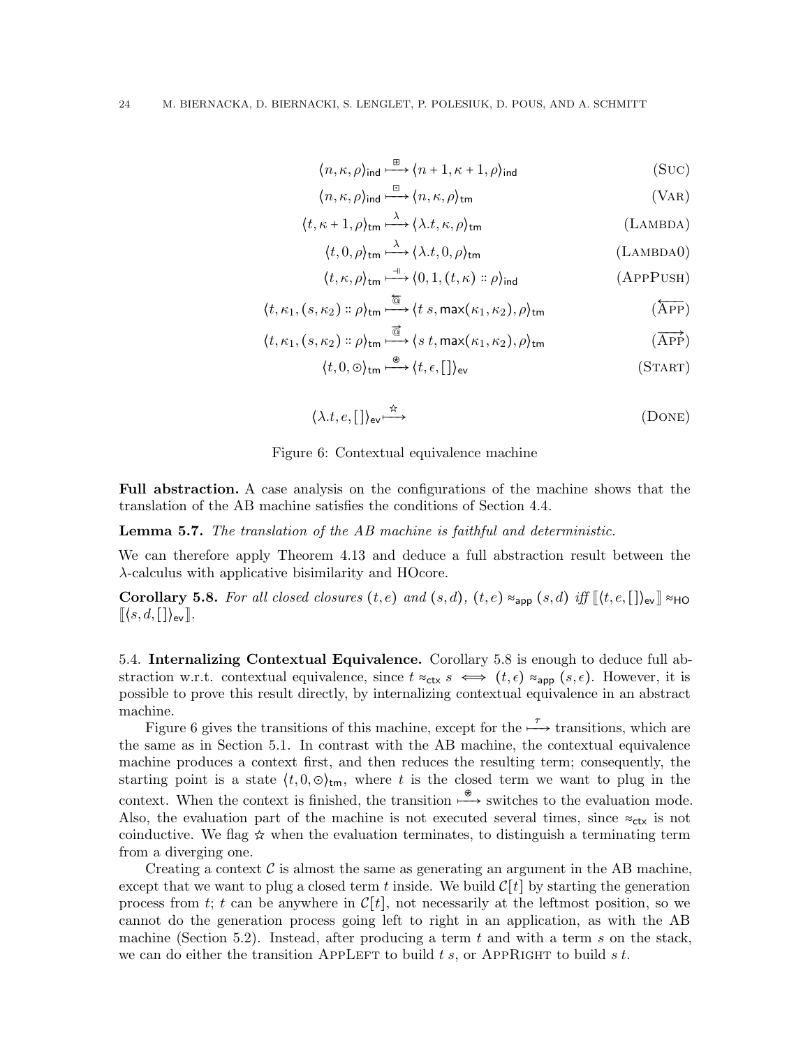$$\langle n, \kappa, \rho \rangle_{\mathsf{ind}} \xmapsto{\boxplus} \langle n+1, \kappa+1, \rho \rangle_{\mathsf{ind}} \tag{Suc}$$

$$\langle n, \kappa, \rho \rangle_{\mathsf{ind}} \xmapsto{\boxdot} \langle n, \kappa, \rho \rangle_{\mathsf{tm}} \tag{Var}$$

$$\langle t, \kappa+1, \rho \rangle_{\mathsf{tm}} \xmapsto{\lambda} \langle \lambda.t, \kappa, \rho \rangle_{\mathsf{tm}} \tag{Lambda}$$

$$\langle t, 0, \rho \rangle_{\mathsf{tm}} \xmapsto{\lambda} \langle \lambda.t, 0, \rho \rangle_{\mathsf{tm}} \tag{Lambda0}$$

$$\langle t, \kappa, \rho \rangle_{\mathsf{tm}} \xmapsto{\dashv} \langle 0, 1, (t, \kappa) :: \rho \rangle_{\mathsf{ind}} \tag{AppPush}$$

$$\langle t, \kappa_1, (s, \kappa_2) :: \rho \rangle_{\mathsf{tm}} \xmapsto{\overleftarrow{@}} \langle t\ s, \mathsf{max}(\kappa_1, \kappa_2), \rho \rangle_{\mathsf{tm}} \tag{$\overleftarrow{\text{App}}$}$$

$$\langle t, \kappa_1, (s, \kappa_2) :: \rho \rangle_{\mathsf{tm}} \xmapsto{\overrightarrow{@}} \langle s\ t, \mathsf{max}(\kappa_1, \kappa_2), \rho \rangle_{\mathsf{tm}} \tag{$\overrightarrow{\text{App}}$}$$

$$\langle t, 0, \odot \rangle_{\mathsf{tm}} \xmapsto{\circledast} \langle t, \epsilon, [\,] \rangle_{\mathsf{ev}} \tag{Start}$$

$$\langle \lambda.t, e, [\,] \rangle_{\mathsf{ev}} \xmapsto{\star} \tag{Done}$$

Figure 6: Contextual equivalence machine

**Full abstraction.** A case analysis on the configurations of the machine shows that the translation of the AB machine satisfies the conditions of Section 4.4.

**Lemma 5.7.** *The translation of the AB machine is faithful and deterministic.*

We can therefore apply Theorem 4.13 and deduce a full abstraction result between the $\lambda$-calculus with applicative bisimilarity and HOcore.

**Corollary 5.8.** *For all closed closures $(t, e)$ and $(s, d)$, $(t, e) \approx_{\mathsf{app}} (s, d)$ iff $[\![\langle t, e, [\,] \rangle_{\mathsf{ev}}]\!] \approx_{\mathsf{HO}} [\![\langle s, d, [\,] \rangle_{\mathsf{ev}}]\!]$.*

5.4. **Internalizing Contextual Equivalence.** Corollary 5.8 is enough to deduce full abstraction w.r.t. contextual equivalence, since $t \approx_{\mathsf{ctx}} s \iff (t, \epsilon) \approx_{\mathsf{app}} (s, \epsilon)$. However, it is possible to prove this result directly, by internalizing contextual equivalence in an abstract machine.

Figure 6 gives the transitions of this machine, except for the $\xmapsto{\tau}$ transitions, which are the same as in Section 5.1. In contrast with the AB machine, the contextual equivalence machine produces a context first, and then reduces the resulting term; consequently, the starting point is a state $\langle t, 0, \odot \rangle_{\mathsf{tm}}$, where $t$ is the closed term we want to plug in the context. When the context is finished, the transition $\xmapsto{\circledast}$ switches to the evaluation mode. Also, the evaluation part of the machine is not executed several times, since $\approx_{\mathsf{ctx}}$ is not coinductive. We flag $\star$ when the evaluation terminates, to distinguish a terminating term from a diverging one.

Creating a context $\mathcal{C}$ is almost the same as generating an argument in the AB machine, except that we want to plug a closed term $t$ inside. We build $\mathcal{C}[t]$ by starting the generation process from $t$; $t$ can be anywhere in $\mathcal{C}[t]$, not necessarily at the leftmost position, so we cannot do the generation process going left to right in an application, as with the AB machine (Section 5.2). Instead, after producing a term $t$ and with a term $s$ on the stack, we can do either the transition AppLeft to build $t\ s$, or AppRight to build $s\ t$.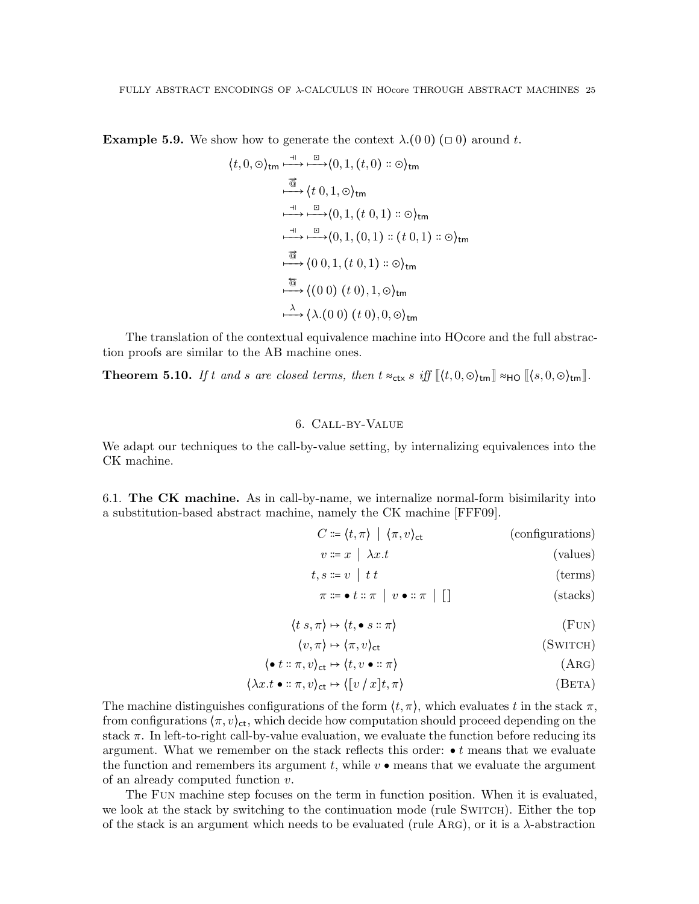**Example 5.9.** We show how to generate the context $\lambda.(0\ 0)\ (\square\ 0)$ around $t$.

$$
\begin{aligned}
\langle t, 0, \odot\rangle_{\mathsf{tm}} &\xmapsto{\dashv} \xmapsto{\boxdot} \langle 0, 1, (t, 0) :: \odot\rangle_{\mathsf{tm}} \\
&\xmapsto{\overrightarrow{@}} \langle t\ 0, 1, \odot\rangle_{\mathsf{tm}} \\
&\xmapsto{\dashv} \xmapsto{\boxdot} \langle 0, 1, (t\ 0, 1) :: \odot\rangle_{\mathsf{tm}} \\
&\xmapsto{\dashv} \xmapsto{\boxdot} \langle 0, 1, (0, 1) :: (t\ 0, 1) :: \odot\rangle_{\mathsf{tm}} \\
&\xmapsto{\overrightarrow{@}} \langle 0\ 0, 1, (t\ 0, 1) :: \odot\rangle_{\mathsf{tm}} \\
&\xmapsto{\overleftarrow{@}} \langle (0\ 0)\ (t\ 0), 1, \odot\rangle_{\mathsf{tm}} \\
&\xmapsto{\lambda} \langle \lambda.(0\ 0)\ (t\ 0), 0, \odot\rangle_{\mathsf{tm}}
\end{aligned}
$$

The translation of the contextual equivalence machine into HOcore and the full abstraction proofs are similar to the AB machine ones.

**Theorem 5.10.** *If $t$ and $s$ are closed terms, then $t \approx_{\mathsf{ctx}} s$ iff $[\![\langle t, 0, \odot\rangle_{\mathsf{tm}}]\!] \approx_{\mathsf{HO}} [\![\langle s, 0, \odot\rangle_{\mathsf{tm}}]\!]$.*

## 6. Call-by-Value

We adapt our techniques to the call-by-value setting, by internalizing equivalences into the CK machine.

### 6.1. The CK machine.

As in call-by-name, we internalize normal-form bisimilarity into a substitution-based abstract machine, namely the CK machine [FFF09].

$$
\begin{aligned}
C &::= \langle t, \pi\rangle \mid \langle \pi, v\rangle_{\mathsf{ct}} && \text{(configurations)} \\
v &::= x \mid \lambda x.t && \text{(values)} \\
t, s &::= v \mid t\ t && \text{(terms)} \\
\pi &::= \bullet\ t :: \pi \mid v \bullet :: \pi \mid [] && \text{(stacks)}
\end{aligned}
$$

$$
\begin{aligned}
\langle t\ s, \pi\rangle &\mapsto \langle t, \bullet\ s :: \pi\rangle && \text{(Fun)} \\
\langle v, \pi\rangle &\mapsto \langle \pi, v\rangle_{\mathsf{ct}} && \text{(Switch)} \\
\langle \bullet\ t :: \pi, v\rangle_{\mathsf{ct}} &\mapsto \langle t, v \bullet :: \pi\rangle && \text{(Arg)} \\
\langle \lambda x.t \bullet :: \pi, v\rangle_{\mathsf{ct}} &\mapsto \langle [v\,/\,x]t, \pi\rangle && \text{(Beta)}
\end{aligned}
$$

The machine distinguishes configurations of the form $\langle t, \pi\rangle$, which evaluates $t$ in the stack $\pi$, from configurations $\langle \pi, v\rangle_{\mathsf{ct}}$, which decide how computation should proceed depending on the stack $\pi$. In left-to-right call-by-value evaluation, we evaluate the function before reducing its argument. What we remember on the stack reflects this order: $\bullet\ t$ means that we evaluate the function and remembers its argument $t$, while $v\ \bullet$ means that we evaluate the argument of an already computed function $v$.

The Fun machine step focuses on the term in function position. When it is evaluated, we look at the stack by switching to the continuation mode (rule Switch). Either the top of the stack is an argument which needs to be evaluated (rule Arg), or it is a $\lambda$-abstraction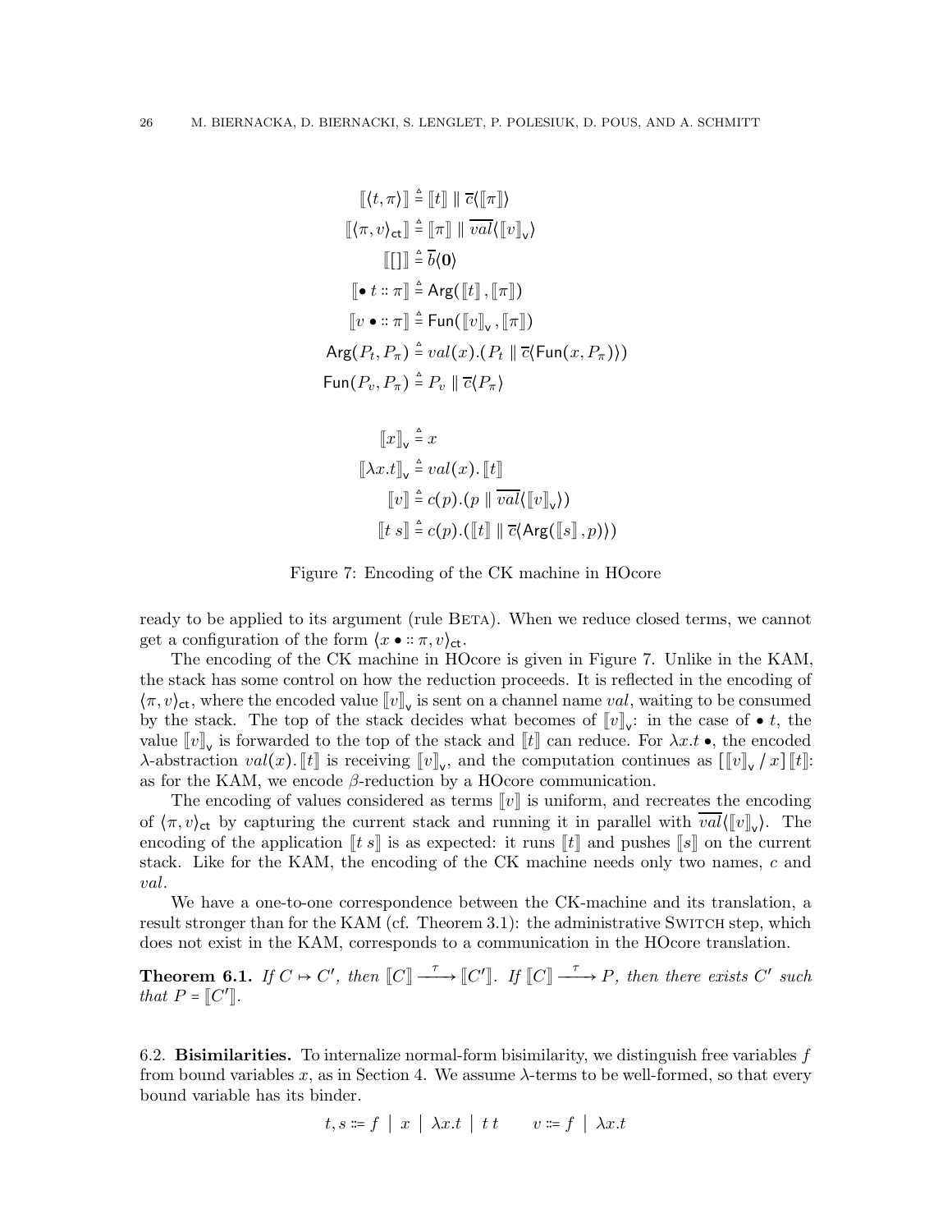$$
\begin{aligned}
[\![\langle t, \pi\rangle]\!] &\triangleq [\![t]\!] \parallel \overline{c}\langle [\![\pi]\!]\rangle \\
[\![\langle \pi, v\rangle_{\mathsf{ct}}]\!] &\triangleq [\![\pi]\!] \parallel \overline{val}\langle [\![v]\!]_{\mathsf{v}}\rangle \\
[\![[\,]]\!] &\triangleq \overline{b}\langle \mathbf{0}\rangle \\
[\![\bullet\, t :: \pi]\!] &\triangleq \mathsf{Arg}([\![t]\!], [\![\pi]\!]) \\
[\![v \bullet :: \pi]\!] &\triangleq \mathsf{Fun}([\![v]\!]_{\mathsf{v}}, [\![\pi]\!]) \\
\mathsf{Arg}(P_t, P_\pi) &\triangleq val(x).(P_t \parallel \overline{c}\langle \mathsf{Fun}(x, P_\pi)\rangle) \\
\mathsf{Fun}(P_v, P_\pi) &\triangleq P_v \parallel \overline{c}\langle P_\pi\rangle
\end{aligned}
$$

$$
\begin{aligned}
[\![x]\!]_{\mathsf{v}} &\triangleq x \\
[\![\lambda x.t]\!]_{\mathsf{v}} &\triangleq val(x).\,[\![t]\!] \\
[\![v]\!] &\triangleq c(p).(p \parallel \overline{val}\langle [\![v]\!]_{\mathsf{v}}\rangle) \\
[\![t\ s]\!] &\triangleq c(p).([\![t]\!] \parallel \overline{c}\langle \mathsf{Arg}([\![s]\!], p)\rangle)
\end{aligned}
$$

Figure 7: Encoding of the CK machine in HOcore

ready to be applied to its argument (rule Beta). When we reduce closed terms, we cannot get a configuration of the form $\langle x \bullet :: \pi, v\rangle_{\mathsf{ct}}$.

The encoding of the CK machine in HOcore is given in Figure 7. Unlike in the KAM, the stack has some control on how the reduction proceeds. It is reflected in the encoding of $\langle \pi, v\rangle_{\mathsf{ct}}$, where the encoded value $[\![v]\!]_{\mathsf{v}}$ is sent on a channel name $val$, waiting to be consumed by the stack. The top of the stack decides what becomes of $[\![v]\!]_{\mathsf{v}}$: in the case of $\bullet\, t$, the value $[\![v]\!]_{\mathsf{v}}$ is forwarded to the top of the stack and $[\![t]\!]$ can reduce. For $\lambda x.t\, \bullet$, the encoded $\lambda$-abstraction $val(x).\,[\![t]\!]$ is receiving $[\![v]\!]_{\mathsf{v}}$, and the computation continues as $[[\![v]\!]_{\mathsf{v}} \,/\, x]\,[\![t]\!]$: as for the KAM, we encode $\beta$-reduction by a HOcore communication.

The encoding of values considered as terms $[\![v]\!]$ is uniform, and recreates the encoding of $\langle \pi, v\rangle_{\mathsf{ct}}$ by capturing the current stack and running it in parallel with $\overline{val}\langle [\![v]\!]_{\mathsf{v}}\rangle$. The encoding of the application $[\![t\ s]\!]$ is as expected: it runs $[\![t]\!]$ and pushes $[\![s]\!]$ on the current stack. Like for the KAM, the encoding of the CK machine needs only two names, $c$ and $val$.

We have a one-to-one correspondence between the CK-machine and its translation, a result stronger than for the KAM (cf. Theorem 3.1): the administrative Switch step, which does not exist in the KAM, corresponds to a communication in the HOcore translation.

**Theorem 6.1.** *If $C \mapsto C'$, then $[\![C]\!] \xrightarrow{\tau} [\![C']\!]$. If $[\![C]\!] \xrightarrow{\tau} P$, then there exists $C'$ such that $P = [\![C']\!]$.*

6.2. **Bisimilarities.** To internalize normal-form bisimilarity, we distinguish free variables $f$ from bound variables $x$, as in Section 4. We assume $\lambda$-terms to be well-formed, so that every bound variable has its binder.

$$
t, s \coloneqq f \mid x \mid \lambda x.t \mid t\ t \qquad v \coloneqq f \mid \lambda x.t
$$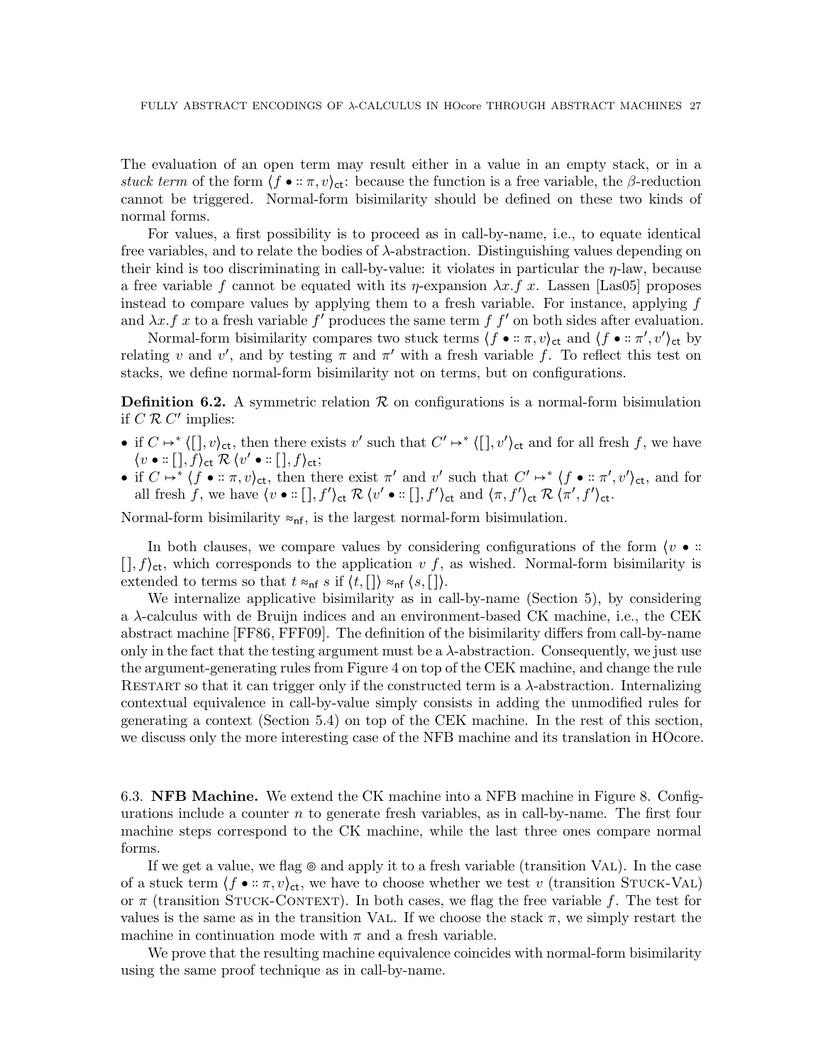The evaluation of an open term may result either in a value in an empty stack, or in a *stuck term* of the form $\langle f \bullet :: \pi, v\rangle_{\mathsf{ct}}$: because the function is a free variable, the $\beta$-reduction cannot be triggered. Normal-form bisimilarity should be defined on these two kinds of normal forms.

For values, a first possibility is to proceed as in call-by-name, i.e., to equate identical free variables, and to relate the bodies of $\lambda$-abstraction. Distinguishing values depending on their kind is too discriminating in call-by-value: it violates in particular the $\eta$-law, because a free variable $f$ cannot be equated with its $\eta$-expansion $\lambda x.f\ x$. Lassen [Las05] proposes instead to compare values by applying them to a fresh variable. For instance, applying $f$ and $\lambda x.f\ x$ to a fresh variable $f'$ produces the same term $f\ f'$ on both sides after evaluation.

Normal-form bisimilarity compares two stuck terms $\langle f \bullet :: \pi, v\rangle_{\mathsf{ct}}$ and $\langle f \bullet :: \pi', v'\rangle_{\mathsf{ct}}$ by relating $v$ and $v'$, and by testing $\pi$ and $\pi'$ with a fresh variable $f$. To reflect this test on stacks, we define normal-form bisimilarity not on terms, but on configurations.

**Definition 6.2.** A symmetric relation $\mathcal{R}$ on configurations is a normal-form bisimulation if $C \mathrel{\mathcal{R}} C'$ implies:

- if $C \mapsto^* \langle [], v\rangle_{\mathsf{ct}}$, then there exists $v'$ such that $C' \mapsto^* \langle [], v'\rangle_{\mathsf{ct}}$ and for all fresh $f$, we have $\langle v \bullet :: [], f\rangle_{\mathsf{ct}} \mathrel{\mathcal{R}} \langle v' \bullet :: [], f\rangle_{\mathsf{ct}}$;
- if $C \mapsto^* \langle f \bullet :: \pi, v\rangle_{\mathsf{ct}}$, then there exist $\pi'$ and $v'$ such that $C' \mapsto^* \langle f \bullet :: \pi', v'\rangle_{\mathsf{ct}}$, and for all fresh $f$, we have $\langle v \bullet :: [], f'\rangle_{\mathsf{ct}} \mathrel{\mathcal{R}} \langle v' \bullet :: [], f'\rangle_{\mathsf{ct}}$ and $\langle \pi, f'\rangle_{\mathsf{ct}} \mathrel{\mathcal{R}} \langle \pi', f'\rangle_{\mathsf{ct}}$.

Normal-form bisimilarity $\approx_{\mathsf{nf}}$, is the largest normal-form bisimulation.

In both clauses, we compare values by considering configurations of the form $\langle v \bullet :: [], f\rangle_{\mathsf{ct}}$, which corresponds to the application $v\ f$, as wished. Normal-form bisimilarity is extended to terms so that $t \approx_{\mathsf{nf}} s$ if $\langle t, []\rangle \approx_{\mathsf{nf}} \langle s, []\rangle$.

We internalize applicative bisimilarity as in call-by-name (Section 5), by considering a $\lambda$-calculus with de Bruijn indices and an environment-based CK machine, i.e., the CEK abstract machine [FF86, FFF09]. The definition of the bisimilarity differs from call-by-name only in the fact that the testing argument must be a $\lambda$-abstraction. Consequently, we just use the argument-generating rules from Figure 4 on top of the CEK machine, and change the rule Restart so that it can trigger only if the constructed term is a $\lambda$-abstraction. Internalizing contextual equivalence in call-by-value simply consists in adding the unmodified rules for generating a context (Section 5.4) on top of the CEK machine. In the rest of this section, we discuss only the more interesting case of the NFB machine and its translation in HOcore.

### 6.3. NFB Machine.

We extend the CK machine into a NFB machine in Figure 8. Configurations include a counter $n$ to generate fresh variables, as in call-by-name. The first four machine steps correspond to the CK machine, while the last three ones compare normal forms.

If we get a value, we flag $\circledcirc$ and apply it to a fresh variable (transition Val). In the case of a stuck term $\langle f \bullet :: \pi, v\rangle_{\mathsf{ct}}$, we have to choose whether we test $v$ (transition Stuck-Val) or $\pi$ (transition Stuck-Context). In both cases, we flag the free variable $f$. The test for values is the same as in the transition Val. If we choose the stack $\pi$, we simply restart the machine in continuation mode with $\pi$ and a fresh variable.

We prove that the resulting machine equivalence coincides with normal-form bisimilarity using the same proof technique as in call-by-name.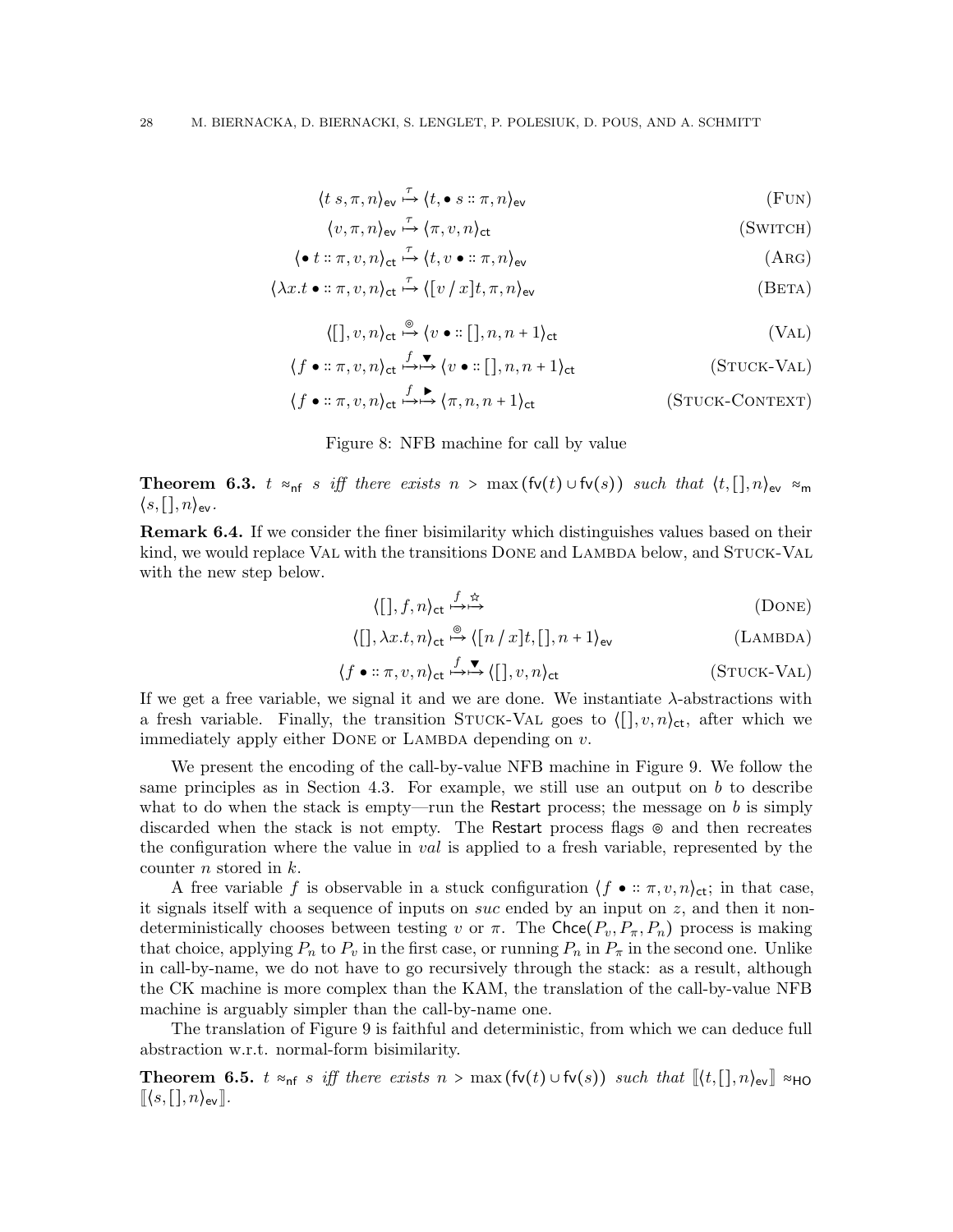$$\langle t\ s, \pi, n\rangle_{\mathsf{ev}} \overset{\tau}{\mapsto} \langle t, \bullet\ s :: \pi, n\rangle_{\mathsf{ev}} \tag{Fun}$$

$$\langle v, \pi, n\rangle_{\mathsf{ev}} \overset{\tau}{\mapsto} \langle \pi, v, n\rangle_{\mathsf{ct}} \tag{Switch}$$

$$\langle \bullet\ t :: \pi, v, n\rangle_{\mathsf{ct}} \overset{\tau}{\mapsto} \langle t, v \bullet :: \pi, n\rangle_{\mathsf{ev}} \tag{Arg}$$

$$\langle \lambda x.t \bullet :: \pi, v, n\rangle_{\mathsf{ct}} \overset{\tau}{\mapsto} \langle [v \,/\, x]t, \pi, n\rangle_{\mathsf{ev}} \tag{Beta}$$

$$\langle [\,], v, n\rangle_{\mathsf{ct}} \overset{\circledcirc}{\mapsto} \langle v \bullet :: [\,], n, n+1\rangle_{\mathsf{ct}} \tag{Val}$$

$$\langle f \bullet :: \pi, v, n\rangle_{\mathsf{ct}} \overset{f}{\mapsto}\overset{\blacktriangledown}{\mapsto} \langle v \bullet :: [\,], n, n+1\rangle_{\mathsf{ct}} \tag{Stuck-Val}$$

$$\langle f \bullet :: \pi, v, n\rangle_{\mathsf{ct}} \overset{f}{\mapsto}\overset{\blacktriangleright}{\mapsto} \langle \pi, n, n+1\rangle_{\mathsf{ct}} \tag{Stuck-Context}$$

Figure 8: NFB machine for call by value

**Theorem 6.3.** *$t \approx_{\mathsf{nf}} s$ iff there exists $n > \max(\mathsf{fv}(t) \cup \mathsf{fv}(s))$ such that $\langle t, [\,], n\rangle_{\mathsf{ev}} \approx_{\mathsf{m}} \langle s, [\,], n\rangle_{\mathsf{ev}}$.*

**Remark 6.4.** If we consider the finer bisimilarity which distinguishes values based on their kind, we would replace Val with the transitions Done and Lambda below, and Stuck-Val with the new step below.

$$\langle [\,], f, n\rangle_{\mathsf{ct}} \overset{f}{\mapsto}\overset{\star}{\mapsto} \tag{Done}$$

$$\langle [\,], \lambda x.t, n\rangle_{\mathsf{ct}} \overset{\circledcirc}{\mapsto} \langle [n \,/\, x]t, [\,], n+1\rangle_{\mathsf{ev}} \tag{Lambda}$$

$$\langle f \bullet :: \pi, v, n\rangle_{\mathsf{ct}} \overset{f}{\mapsto}\overset{\blacktriangledown}{\mapsto} \langle [\,], v, n\rangle_{\mathsf{ct}} \tag{Stuck-Val}$$

If we get a free variable, we signal it and we are done. We instantiate $\lambda$-abstractions with a fresh variable. Finally, the transition Stuck-Val goes to $\langle [\,], v, n\rangle_{\mathsf{ct}}$, after which we immediately apply either Done or Lambda depending on $v$.

We present the encoding of the call-by-value NFB machine in Figure 9. We follow the same principles as in Section 4.3. For example, we still use an output on $b$ to describe what to do when the stack is empty—run the Restart process; the message on $b$ is simply discarded when the stack is not empty. The Restart process flags $\circledcirc$ and then recreates the configuration where the value in $val$ is applied to a fresh variable, represented by the counter $n$ stored in $k$.

A free variable $f$ is observable in a stuck configuration $\langle f \bullet :: \pi, v, n\rangle_{\mathsf{ct}}$; in that case, it signals itself with a sequence of inputs on $suc$ ended by an input on $z$, and then it non-deterministically chooses between testing $v$ or $\pi$. The $\mathsf{Chce}(P_v, P_\pi, P_n)$ process is making that choice, applying $P_n$ to $P_v$ in the first case, or running $P_n$ in $P_\pi$ in the second one. Unlike in call-by-name, we do not have to go recursively through the stack: as a result, although the CK machine is more complex than the KAM, the translation of the call-by-value NFB machine is arguably simpler than the call-by-name one.

The translation of Figure 9 is faithful and deterministic, from which we can deduce full abstraction w.r.t. normal-form bisimilarity.

**Theorem 6.5.** *$t \approx_{\mathsf{nf}} s$ iff there exists $n > \max(\mathsf{fv}(t) \cup \mathsf{fv}(s))$ such that $[\![\langle t, [\,], n\rangle_{\mathsf{ev}}]\!] \approx_{\mathsf{HO}} [\![\langle s, [\,], n\rangle_{\mathsf{ev}}]\!]$.*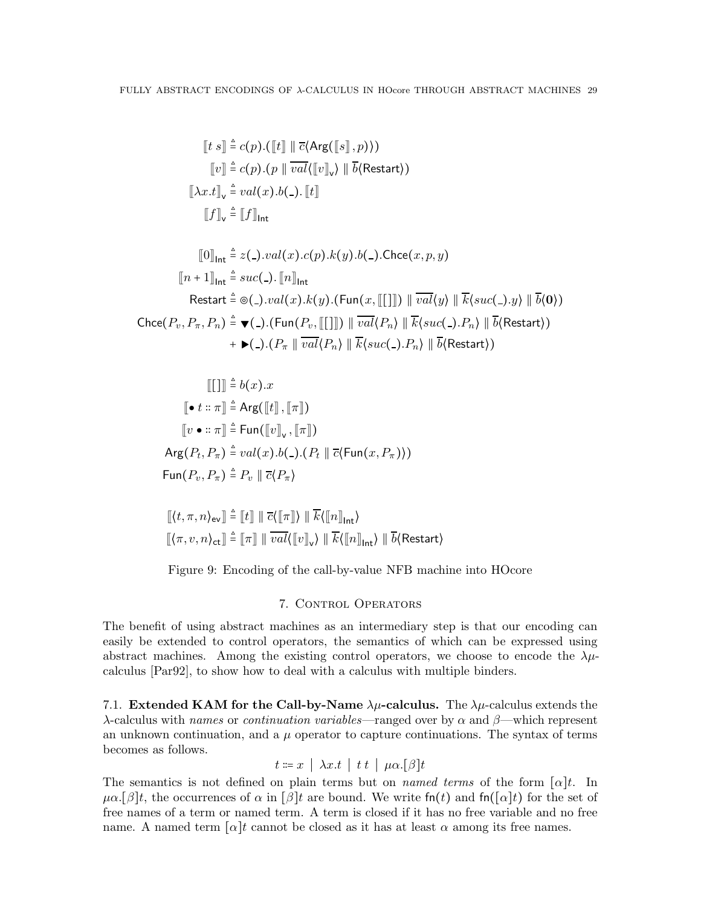$$
\begin{aligned}
[\![t\ s]\!] &\triangleq c(p).([\![t]\!] \parallel \overline{c}\langle \mathsf{Arg}([\![s]\!], p)\rangle) \\
[\![v]\!] &\triangleq c(p).(p \parallel \overline{val}\langle [\![v]\!]_{\mathsf{v}}\rangle \parallel \overline{b}\langle \mathsf{Restart}\rangle) \\
[\![\lambda x.t]\!]_{\mathsf{v}} &\triangleq val(x).b(\_).\,[\![t]\!] \\
[\![f]\!]_{\mathsf{v}} &\triangleq [\![f]\!]_{\mathsf{Int}}
\end{aligned}
$$

$$
\begin{aligned}
[\![0]\!]_{\mathsf{Int}} &\triangleq z(\_).val(x).c(p).k(y).b(\_).\mathsf{Chce}(x, p, y) \\
[\![n+1]\!]_{\mathsf{Int}} &\triangleq suc(\_).\,[\![n]\!]_{\mathsf{Int}} \\
\mathsf{Restart} &\triangleq \circledcirc(\_).val(x).k(y).(\mathsf{Fun}(x, [\![[]]\!]) \parallel \overline{val}\langle y\rangle \parallel \overline{k}\langle suc(\_).y\rangle \parallel \overline{b}\langle \mathbf{0}\rangle) \\
\mathsf{Chce}(P_v, P_\pi, P_n) &\triangleq \blacktriangledown(\_).(\mathsf{Fun}(P_v, [\![[]]\!]) \parallel \overline{val}\langle P_n\rangle \parallel \overline{k}\langle suc(\_).P_n\rangle \parallel \overline{b}\langle \mathsf{Restart}\rangle) \\
&\quad + \blacktriangleright(\_).(P_\pi \parallel \overline{val}\langle P_n\rangle \parallel \overline{k}\langle suc(\_).P_n\rangle \parallel \overline{b}\langle \mathsf{Restart}\rangle)
\end{aligned}
$$

$$
\begin{aligned}
[\![[]]\!] &\triangleq b(x).x \\
[\![\bullet\ t :: \pi]\!] &\triangleq \mathsf{Arg}([\![t]\!], [\![\pi]\!]) \\
[\![v \bullet :: \pi]\!] &\triangleq \mathsf{Fun}([\![v]\!]_{\mathsf{v}}, [\![\pi]\!]) \\
\mathsf{Arg}(P_t, P_\pi) &\triangleq val(x).b(\_).(P_t \parallel \overline{c}\langle \mathsf{Fun}(x, P_\pi)\rangle) \\
\mathsf{Fun}(P_v, P_\pi) &\triangleq P_v \parallel \overline{c}\langle P_\pi\rangle
\end{aligned}
$$

$$
\begin{aligned}
[\![\langle t, \pi, n\rangle_{\mathsf{ev}}]\!] &\triangleq [\![t]\!] \parallel \overline{c}\langle [\![\pi]\!]\rangle \parallel \overline{k}\langle [\![n]\!]_{\mathsf{Int}}\rangle \\
[\![\langle \pi, v, n\rangle_{\mathsf{ct}}]\!] &\triangleq [\![\pi]\!] \parallel \overline{val}\langle [\![v]\!]_{\mathsf{v}}\rangle \parallel \overline{k}\langle [\![n]\!]_{\mathsf{Int}}\rangle \parallel \overline{b}\langle \mathsf{Restart}\rangle
\end{aligned}
$$

Figure 9: Encoding of the call-by-value NFB machine into HOcore

## 7. Control Operators

The benefit of using abstract machines as an intermediary step is that our encoding can easily be extended to control operators, the semantics of which can be expressed using abstract machines. Among the existing control operators, we choose to encode the $\lambda\mu$-calculus [Par92], to show how to deal with a calculus with multiple binders.

**7.1. Extended KAM for the Call-by-Name $\lambda\mu$-calculus.** The $\lambda\mu$-calculus extends the $\lambda$-calculus with *names* or *continuation variables*—ranged over by $\alpha$ and $\beta$—which represent an unknown continuation, and a $\mu$ operator to capture continuations. The syntax of terms becomes as follows.

$$t ::= x \mid \lambda x.t \mid t\ t \mid \mu\alpha.[\beta]t$$

The semantics is not defined on plain terms but on *named terms* of the form $[\alpha]t$. In $\mu\alpha.[\beta]t$, the occurrences of $\alpha$ in $[\beta]t$ are bound. We write $\mathsf{fn}(t)$ and $\mathsf{fn}([\alpha]t)$ for the set of free names of a term or named term. A term is closed if it has no free variable and no free name. A named term $[\alpha]t$ cannot be closed as it has at least $\alpha$ among its free names.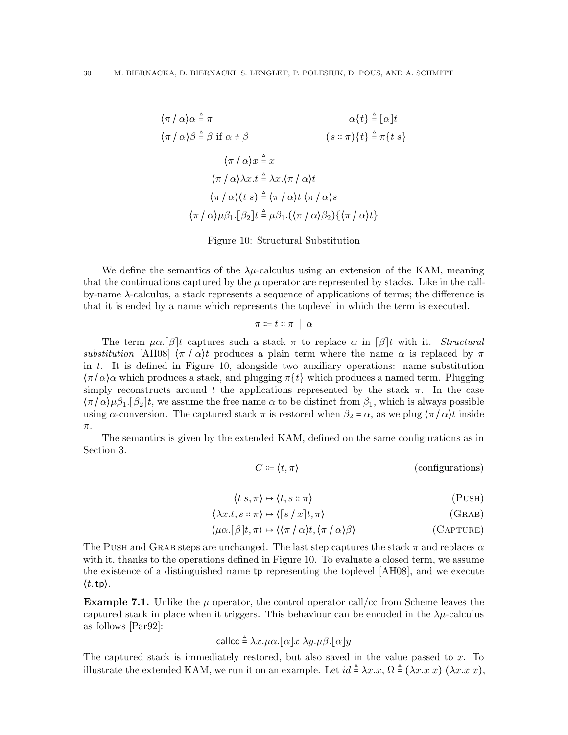$$\langle \pi \,/\, \alpha \rangle \alpha \triangleq \pi \qquad\qquad \alpha\{t\} \triangleq [\alpha]t$$

$$\langle \pi \,/\, \alpha \rangle \beta \triangleq \beta \text{ if } \alpha \neq \beta \qquad\qquad (s :: \pi)\{t\} \triangleq \pi\{t\ s\}$$

$$\langle \pi \,/\, \alpha \rangle x \triangleq x$$

$$\langle \pi \,/\, \alpha \rangle \lambda x.t \triangleq \lambda x.\langle \pi \,/\, \alpha \rangle t$$

$$\langle \pi \,/\, \alpha \rangle (t\ s) \triangleq \langle \pi \,/\, \alpha \rangle t\ \langle \pi \,/\, \alpha \rangle s$$

$$\langle \pi \,/\, \alpha \rangle \mu\beta_1.[\beta_2]t \triangleq \mu\beta_1.(\langle \pi \,/\, \alpha \rangle \beta_2)\{\langle \pi \,/\, \alpha \rangle t\}$$

Figure 10: Structural Substitution

We define the semantics of the $\lambda\mu$-calculus using an extension of the KAM, meaning that the continuations captured by the $\mu$ operator are represented by stacks. Like in the call-by-name $\lambda$-calculus, a stack represents a sequence of applications of terms; the difference is that it is ended by a name which represents the toplevel in which the term is executed.

$$\pi ::= t :: \pi \ \mid\ \alpha$$

The term $\mu\alpha.[\beta]t$ captures such a stack $\pi$ to replace $\alpha$ in $[\beta]t$ with it. *Structural substitution* [AH08] $\langle \pi \,/\, \alpha \rangle t$ produces a plain term where the name $\alpha$ is replaced by $\pi$ in $t$. It is defined in Figure 10, alongside two auxiliary operations: name substitution $\langle \pi / \alpha \rangle \alpha$ which produces a stack, and plugging $\pi\{t\}$ which produces a named term. Plugging simply reconstructs around $t$ the applications represented by the stack $\pi$. In the case $\langle \pi / \alpha \rangle \mu\beta_1.[\beta_2]t$, we assume the free name $\alpha$ to be distinct from $\beta_1$, which is always possible using $\alpha$-conversion. The captured stack $\pi$ is restored when $\beta_2 = \alpha$, as we plug $\langle \pi / \alpha \rangle t$ inside $\pi$.

The semantics is given by the extended KAM, defined on the same configurations as in Section 3.

$$C ::= \langle t, \pi \rangle \qquad \text{(configurations)}$$

$$\langle t\ s, \pi \rangle \mapsto \langle t, s :: \pi \rangle \qquad \text{(Push)}$$

$$\langle \lambda x.t, s :: \pi \rangle \mapsto \langle [s \,/\, x]t, \pi \rangle \qquad \text{(Grab)}$$

$$\langle \mu\alpha.[\beta]t, \pi \rangle \mapsto \langle \langle \pi \,/\, \alpha \rangle t, \langle \pi \,/\, \alpha \rangle \beta \rangle \qquad \text{(Capture)}$$

The Push and Grab steps are unchanged. The last step captures the stack $\pi$ and replaces $\alpha$ with it, thanks to the operations defined in Figure 10. To evaluate a closed term, we assume the existence of a distinguished name $\mathsf{tp}$ representing the toplevel [AH08], and we execute $\langle t, \mathsf{tp} \rangle$.

**Example 7.1.** Unlike the $\mu$ operator, the control operator call/cc from Scheme leaves the captured stack in place when it triggers. This behaviour can be encoded in the $\lambda\mu$-calculus as follows [Par92]:

$$\mathsf{callcc} \triangleq \lambda x.\mu\alpha.[\alpha]x\ \lambda y.\mu\beta.[\alpha]y$$

The captured stack is immediately restored, but also saved in the value passed to $x$. To illustrate the extended KAM, we run it on an example. Let $id \triangleq \lambda x.x$, $\Omega \triangleq (\lambda x.x\ x)\ (\lambda x.x\ x)$,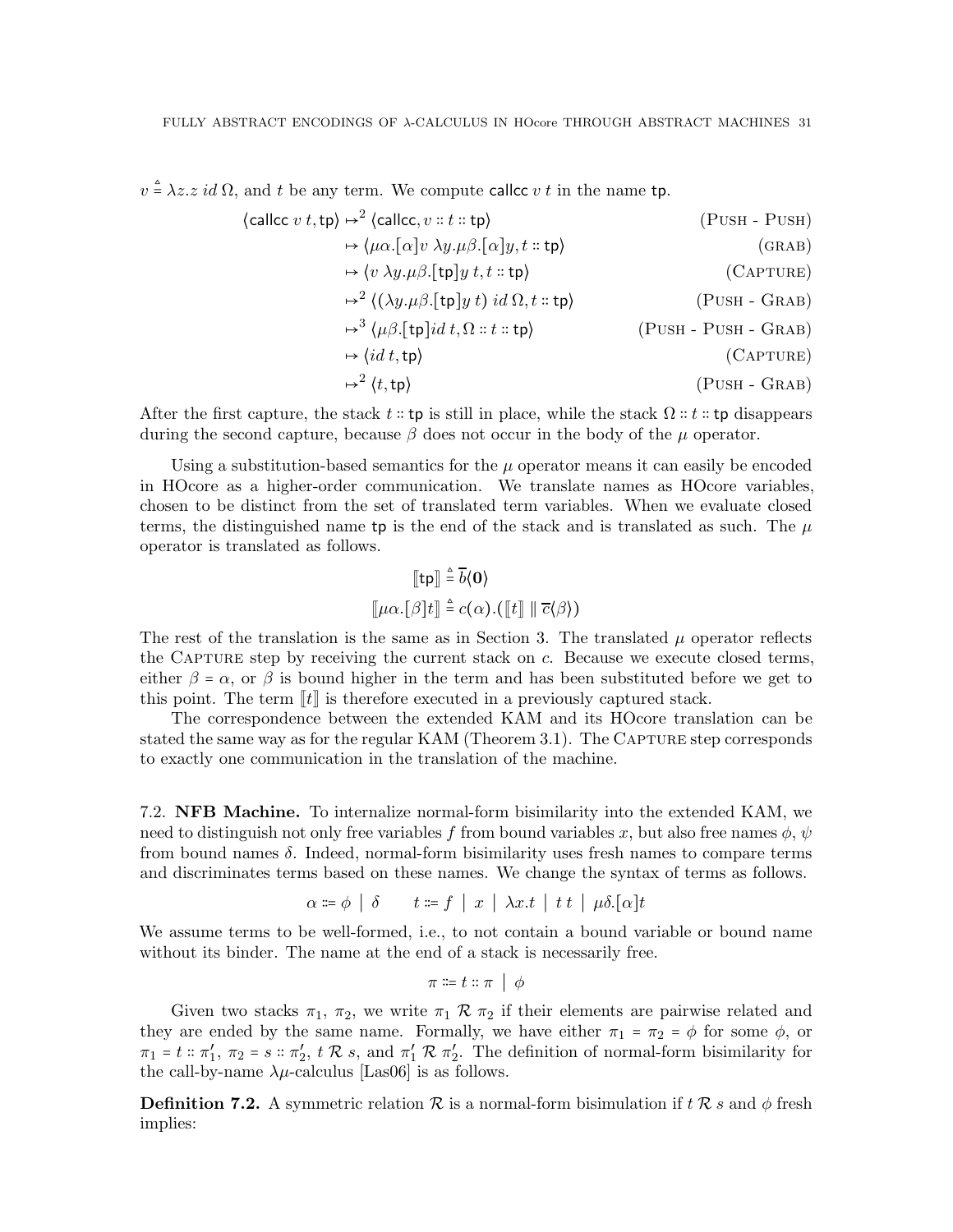$v \triangleq \lambda z.z\; id\; \Omega$, and $t$ be any term. We compute $\mathsf{callcc}\; v\; t$ in the name $\mathsf{tp}$.

$$
\begin{array}{llr}
\langle \mathsf{callcc}\; v\; t, \mathsf{tp}\rangle & \mapsto^2 \langle \mathsf{callcc}, v :: t :: \mathsf{tp}\rangle & (\text{PUSH - PUSH}) \\
& \mapsto \langle \mu\alpha.[\alpha]v\; \lambda y.\mu\beta.[\alpha]y, t :: \mathsf{tp}\rangle & (\text{GRAB}) \\
& \mapsto \langle v\; \lambda y.\mu\beta.[\mathsf{tp}]y\; t, t :: \mathsf{tp}\rangle & (\text{CAPTURE}) \\
& \mapsto^2 \langle (\lambda y.\mu\beta.[\mathsf{tp}]y\; t)\; id\; \Omega, t :: \mathsf{tp}\rangle & (\text{PUSH - GRAB}) \\
& \mapsto^3 \langle \mu\beta.[\mathsf{tp}]id\; t, \Omega :: t :: \mathsf{tp}\rangle & (\text{PUSH - PUSH - GRAB}) \\
& \mapsto \langle id\; t, \mathsf{tp}\rangle & (\text{CAPTURE}) \\
& \mapsto^2 \langle t, \mathsf{tp}\rangle & (\text{PUSH - GRAB})
\end{array}
$$

After the first capture, the stack $t :: \mathsf{tp}$ is still in place, while the stack $\Omega :: t :: \mathsf{tp}$ disappears during the second capture, because $\beta$ does not occur in the body of the $\mu$ operator.

Using a substitution-based semantics for the $\mu$ operator means it can easily be encoded in HOcore as a higher-order communication. We translate names as HOcore variables, chosen to be distinct from the set of translated term variables. When we evaluate closed terms, the distinguished name $\mathsf{tp}$ is the end of the stack and is translated as such. The $\mu$ operator is translated as follows.

$$
[\![\mathsf{tp}]\!] \triangleq \overline{b}\langle \mathbf{0}\rangle
$$

$$
[\![\mu\alpha.[\beta]t]\!] \triangleq c(\alpha).([\![t]\!] \parallel \overline{c}\langle\beta\rangle)
$$

The rest of the translation is the same as in Section 3. The translated $\mu$ operator reflects the CAPTURE step by receiving the current stack on $c$. Because we execute closed terms, either $\beta = \alpha$, or $\beta$ is bound higher in the term and has been substituted before we get to this point. The term $[\![t]\!]$ is therefore executed in a previously captured stack.

The correspondence between the extended KAM and its HOcore translation can be stated the same way as for the regular KAM (Theorem 3.1). The CAPTURE step corresponds to exactly one communication in the translation of the machine.

7.2. **NFB Machine.** To internalize normal-form bisimilarity into the extended KAM, we need to distinguish not only free variables $f$ from bound variables $x$, but also free names $\phi, \psi$ from bound names $\delta$. Indeed, normal-form bisimilarity uses fresh names to compare terms and discriminates terms based on these names. We change the syntax of terms as follows.

$$
\alpha ::= \phi \mid \delta \qquad t ::= f \mid x \mid \lambda x.t \mid t\; t \mid \mu\delta.[\alpha]t
$$

We assume terms to be well-formed, i.e., to not contain a bound variable or bound name without its binder. The name at the end of a stack is necessarily free.

$$
\pi ::= t :: \pi \mid \phi
$$

Given two stacks $\pi_1$, $\pi_2$, we write $\pi_1 \mathrel{\mathcal{R}} \pi_2$ if their elements are pairwise related and they are ended by the same name. Formally, we have either $\pi_1 = \pi_2 = \phi$ for some $\phi$, or $\pi_1 = t :: \pi_1'$, $\pi_2 = s :: \pi_2'$, $t \mathrel{\mathcal{R}} s$, and $\pi_1' \mathrel{\mathcal{R}} \pi_2'$. The definition of normal-form bisimilarity for the call-by-name $\lambda\mu$-calculus [Las06] is as follows.

**Definition 7.2.** A symmetric relation $\mathcal{R}$ is a normal-form bisimulation if $t \mathrel{\mathcal{R}} s$ and $\phi$ fresh implies: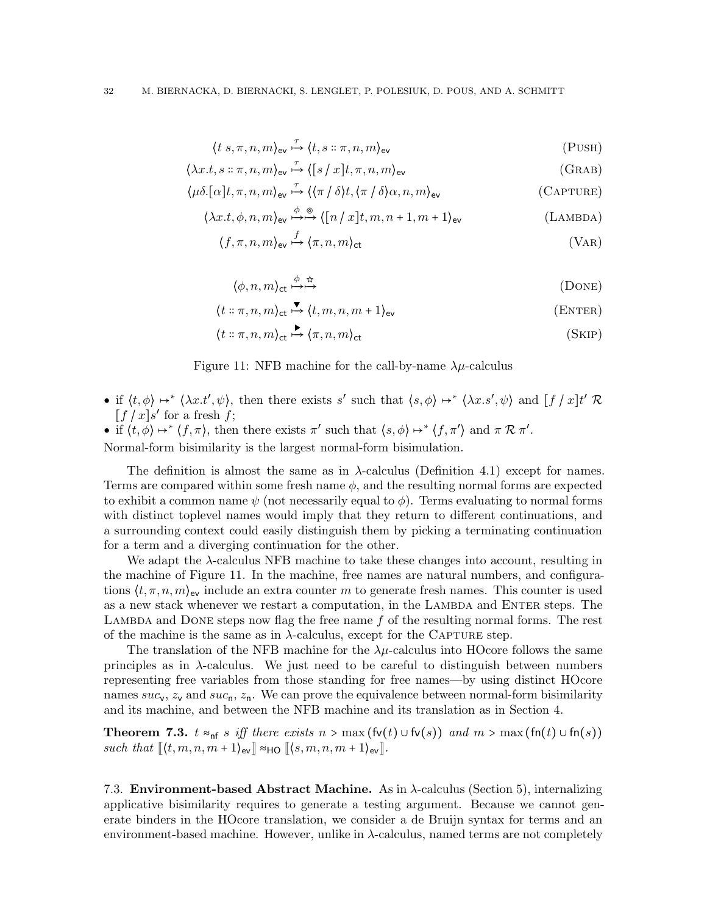$$\langle t\ s, \pi, n, m\rangle_{\mathsf{ev}} \overset{\tau}{\mapsto} \langle t, s :: \pi, n, m\rangle_{\mathsf{ev}} \qquad \text{(Push)}$$

$$\langle \lambda x.t, s :: \pi, n, m\rangle_{\mathsf{ev}} \overset{\tau}{\mapsto} \langle [s \,/\, x]t, \pi, n, m\rangle_{\mathsf{ev}} \qquad \text{(Grab)}$$

$$\langle \mu\delta.[\alpha]t, \pi, n, m\rangle_{\mathsf{ev}} \overset{\tau}{\mapsto} \langle \langle \pi \,/\, \delta\rangle t, \langle \pi \,/\, \delta\rangle \alpha, n, m\rangle_{\mathsf{ev}} \qquad \text{(Capture)}$$

$$\langle \lambda x.t, \phi, n, m\rangle_{\mathsf{ev}} \overset{\phi}{\mapsto}\overset{\circledcirc}{\mapsto} \langle [n \,/\, x]t, m, n+1, m+1\rangle_{\mathsf{ev}} \qquad \text{(Lambda)}$$

$$\langle f, \pi, n, m\rangle_{\mathsf{ev}} \overset{f}{\mapsto} \langle \pi, n, m\rangle_{\mathsf{ct}} \qquad \text{(Var)}$$

$$\langle \phi, n, m\rangle_{\mathsf{ct}} \overset{\phi}{\mapsto}\overset{\star}{\mapsto} \qquad \text{(Done)}$$

$$\langle t :: \pi, n, m\rangle_{\mathsf{ct}} \overset{\blacktriangledown}{\mapsto} \langle t, m, n, m+1\rangle_{\mathsf{ev}} \qquad \text{(Enter)}$$

$$\langle t :: \pi, n, m\rangle_{\mathsf{ct}} \overset{\blacktriangleright}{\mapsto} \langle \pi, n, m\rangle_{\mathsf{ct}} \qquad \text{(Skip)}$$

Figure 11: NFB machine for the call-by-name $\lambda\mu$-calculus

- if $\langle t, \phi\rangle \mapsto^* \langle \lambda x.t', \psi\rangle$, then there exists $s'$ such that $\langle s, \phi\rangle \mapsto^* \langle \lambda x.s', \psi\rangle$ and $[f \,/\, x]t' \mathrel{\mathcal{R}} [f \,/\, x]s'$ for a fresh $f$;
- if $\langle t, \phi\rangle \mapsto^* \langle f, \pi\rangle$, then there exists $\pi'$ such that $\langle s, \phi\rangle \mapsto^* \langle f, \pi'\rangle$ and $\pi \mathrel{\mathcal{R}} \pi'$.

Normal-form bisimilarity is the largest normal-form bisimulation.

The definition is almost the same as in $\lambda$-calculus (Definition 4.1) except for names. Terms are compared within some fresh name $\phi$, and the resulting normal forms are expected to exhibit a common name $\psi$ (not necessarily equal to $\phi$). Terms evaluating to normal forms with distinct toplevel names would imply that they return to different continuations, and a surrounding context could easily distinguish them by picking a terminating continuation for a term and a diverging continuation for the other.

We adapt the $\lambda$-calculus NFB machine to take these changes into account, resulting in the machine of Figure 11. In the machine, free names are natural numbers, and configurations $\langle t, \pi, n, m\rangle_{\mathsf{ev}}$ include an extra counter $m$ to generate fresh names. This counter is used as a new stack whenever we restart a computation, in the Lambda and Enter steps. The Lambda and Done steps now flag the free name $f$ of the resulting normal forms. The rest of the machine is the same as in $\lambda$-calculus, except for the Capture step.

The translation of the NFB machine for the $\lambda\mu$-calculus into HOcore follows the same principles as in $\lambda$-calculus. We just need to be careful to distinguish between numbers representing free variables from those standing for free names—by using distinct HOcore names $suc_{\mathsf{v}}$, $z_{\mathsf{v}}$ and $suc_{\mathsf{n}}$, $z_{\mathsf{n}}$. We can prove the equivalence between normal-form bisimilarity and its machine, and between the NFB machine and its translation as in Section 4.

**Theorem 7.3.** *$t \approx_{\mathsf{nf}} s$ iff there exists $n > \max(\mathsf{fv}(t) \cup \mathsf{fv}(s))$ and $m > \max(\mathsf{fn}(t) \cup \mathsf{fn}(s))$ such that $[\![\langle t, m, n, m+1\rangle_{\mathsf{ev}}]\!] \approx_{\mathsf{HO}} [\![\langle s, m, n, m+1\rangle_{\mathsf{ev}}]\!]$.*

### 7.3. Environment-based Abstract Machine.

As in $\lambda$-calculus (Section 5), internalizing applicative bisimilarity requires to generate a testing argument. Because we cannot generate binders in the HOcore translation, we consider a de Bruijn syntax for terms and an environment-based machine. However, unlike in $\lambda$-calculus, named terms are not completely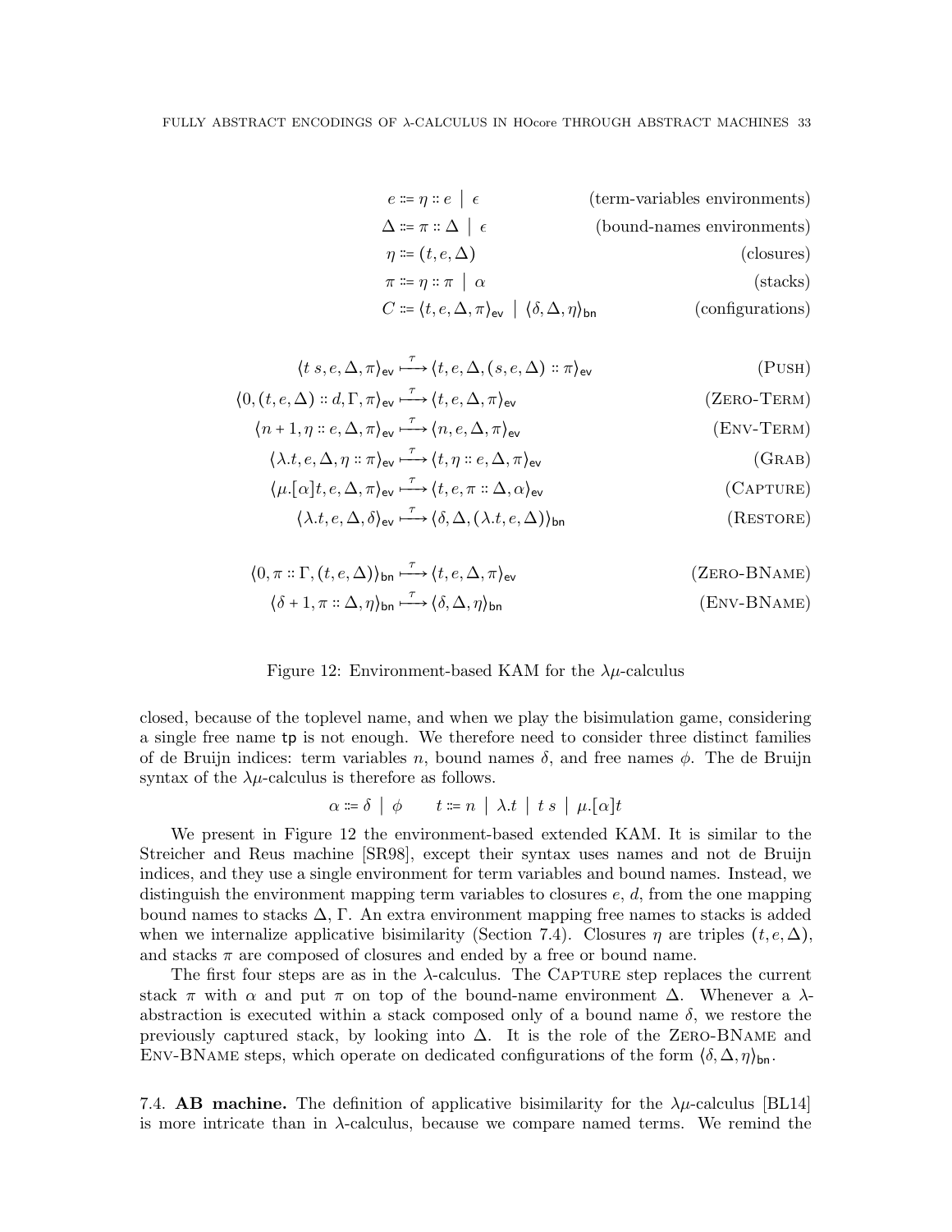$$
\begin{array}{rlr}
e ::= \eta :: e \mid \epsilon & & \text{(term-variables environments)} \\
\Delta ::= \pi :: \Delta \mid \epsilon & & \text{(bound-names environments)} \\
\eta ::= (t, e, \Delta) & & \text{(closures)} \\
\pi ::= \eta :: \pi \mid \alpha & & \text{(stacks)} \\
C ::= \langle t, e, \Delta, \pi \rangle_{\mathsf{ev}} \mid \langle \delta, \Delta, \eta \rangle_{\mathsf{bn}} & & \text{(configurations)}
\end{array}
$$

$$
\begin{array}{rlr}
\langle t\ s, e, \Delta, \pi \rangle_{\mathsf{ev}} & \stackrel{\tau}{\longmapsto} \langle t, e, \Delta, (s, e, \Delta) :: \pi \rangle_{\mathsf{ev}} & \text{(Push)} \\
\langle 0, (t, e, \Delta) :: d, \Gamma, \pi \rangle_{\mathsf{ev}} & \stackrel{\tau}{\longmapsto} \langle t, e, \Delta, \pi \rangle_{\mathsf{ev}} & \text{(Zero-Term)} \\
\langle n+1, \eta :: e, \Delta, \pi \rangle_{\mathsf{ev}} & \stackrel{\tau}{\longmapsto} \langle n, e, \Delta, \pi \rangle_{\mathsf{ev}} & \text{(Env-Term)} \\
\langle \lambda.t, e, \Delta, \eta :: \pi \rangle_{\mathsf{ev}} & \stackrel{\tau}{\longmapsto} \langle t, \eta :: e, \Delta, \pi \rangle_{\mathsf{ev}} & \text{(Grab)} \\
\langle \mu.[\alpha]t, e, \Delta, \pi \rangle_{\mathsf{ev}} & \stackrel{\tau}{\longmapsto} \langle t, e, \pi :: \Delta, \alpha \rangle_{\mathsf{ev}} & \text{(Capture)} \\
\langle \lambda.t, e, \Delta, \delta \rangle_{\mathsf{ev}} & \stackrel{\tau}{\longmapsto} \langle \delta, \Delta, (\lambda.t, e, \Delta) \rangle_{\mathsf{bn}} & \text{(Restore)}
\end{array}
$$

$$
\begin{array}{rlr}
\langle 0, \pi :: \Gamma, (t, e, \Delta) \rangle_{\mathsf{bn}} & \stackrel{\tau}{\longmapsto} \langle t, e, \Delta, \pi \rangle_{\mathsf{ev}} & \text{(Zero-BName)} \\
\langle \delta+1, \pi :: \Delta, \eta \rangle_{\mathsf{bn}} & \stackrel{\tau}{\longmapsto} \langle \delta, \Delta, \eta \rangle_{\mathsf{bn}} & \text{(Env-BName)}
\end{array}
$$

Figure 12: Environment-based KAM for the $\lambda\mu$-calculus

closed, because of the toplevel name, and when we play the bisimulation game, considering a single free name $\mathsf{tp}$ is not enough. We therefore need to consider three distinct families of de Bruijn indices: term variables $n$, bound names $\delta$, and free names $\phi$. The de Bruijn syntax of the $\lambda\mu$-calculus is therefore as follows.

$$\alpha ::= \delta \mid \phi \qquad t ::= n \mid \lambda.t \mid t\ s \mid \mu.[\alpha]t$$

We present in Figure 12 the environment-based extended KAM. It is similar to the Streicher and Reus machine [SR98], except their syntax uses names and not de Bruijn indices, and they use a single environment for term variables and bound names. Instead, we distinguish the environment mapping term variables to closures $e$, $d$, from the one mapping bound names to stacks $\Delta$, $\Gamma$. An extra environment mapping free names to stacks is added when we internalize applicative bisimilarity (Section 7.4). Closures $\eta$ are triples $(t, e, \Delta)$, and stacks $\pi$ are composed of closures and ended by a free or bound name.

The first four steps are as in the $\lambda$-calculus. The Capture step replaces the current stack $\pi$ with $\alpha$ and put $\pi$ on top of the bound-name environment $\Delta$. Whenever a $\lambda$-abstraction is executed within a stack composed only of a bound name $\delta$, we restore the previously captured stack, by looking into $\Delta$. It is the role of the Zero-BName and Env-BName steps, which operate on dedicated configurations of the form $\langle \delta, \Delta, \eta \rangle_{\mathsf{bn}}$.

### 7.4. **AB machine.**

The definition of applicative bisimilarity for the $\lambda\mu$-calculus [BL14] is more intricate than in $\lambda$-calculus, because we compare named terms. We remind the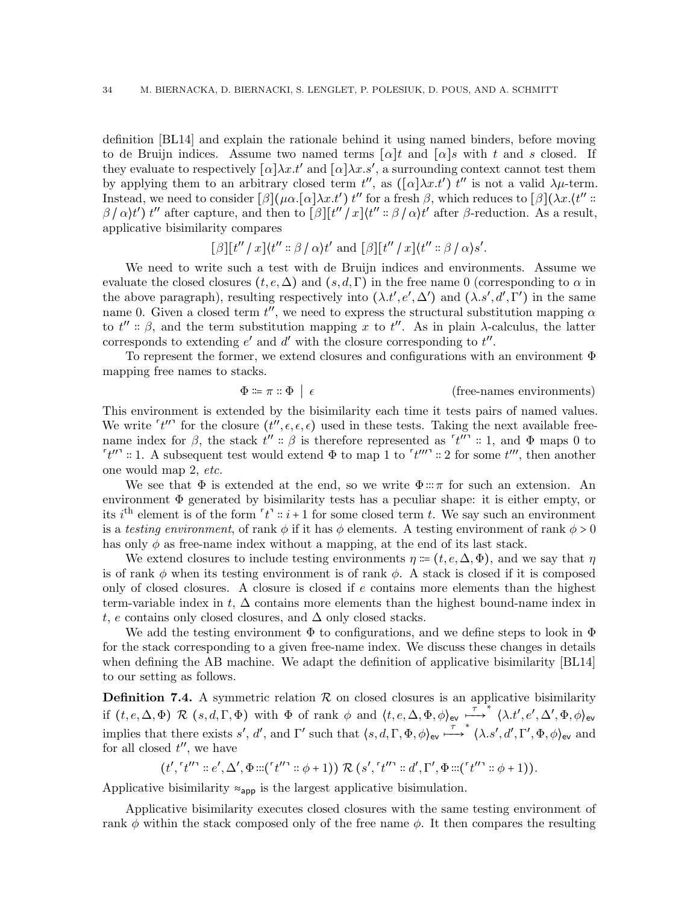definition [BL14] and explain the rationale behind it using named binders, before moving to de Bruijn indices. Assume two named terms $[\alpha]t$ and $[\alpha]s$ with $t$ and $s$ closed. If they evaluate to respectively $[\alpha]\lambda x.t'$ and $[\alpha]\lambda x.s'$, a surrounding context cannot test them by applying them to an arbitrary closed term $t''$, as $([\alpha]\lambda x.t')\ t''$ is not a valid $\lambda\mu$-term. Instead, we need to consider $[\beta](\mu\alpha.[\alpha]\lambda x.t')\ t''$ for a fresh $\beta$, which reduces to $[\beta](\lambda x.\langle t'' :: \beta \,/\, \alpha\rangle t')\ t''$ after capture, and then to $[\beta][t'' \,/\, x]\langle t'' :: \beta \,/\, \alpha\rangle t'$ after $\beta$-reduction. As a result, applicative bisimilarity compares

$$[\beta][t'' \,/\, x]\langle t'' :: \beta \,/\, \alpha\rangle t' \text{ and } [\beta][t'' \,/\, x]\langle t'' :: \beta \,/\, \alpha\rangle s'.$$

We need to write such a test with de Bruijn indices and environments. Assume we evaluate the closed closures $(t, e, \Delta)$ and $(s, d, \Gamma)$ in the free name 0 (corresponding to $\alpha$ in the above paragraph), resulting respectively into $(\lambda.t', e', \Delta')$ and $(\lambda.s', d', \Gamma')$ in the same name 0. Given a closed term $t''$, we need to express the structural substitution mapping $\alpha$ to $t'' :: \beta$, and the term substitution mapping $x$ to $t''$. As in plain $\lambda$-calculus, the latter corresponds to extending $e'$ and $d'$ with the closure corresponding to $t''$.

To represent the former, we extend closures and configurations with an environment $\Phi$ mapping free names to stacks.

$$\Phi ::= \pi :: \Phi \;\mid\; \epsilon \qquad\qquad \text{(free-names environments)}$$

This environment is extended by the bisimilarity each time it tests pairs of named values. We write $\ulcorner t'' \urcorner$ for the closure $(t'', \epsilon, \epsilon, \epsilon)$ used in these tests. Taking the next available free-name index for $\beta$, the stack $t'' :: \beta$ is therefore represented as $\ulcorner t'' \urcorner :: 1$, and $\Phi$ maps 0 to $\ulcorner t'' \urcorner :: 1$. A subsequent test would extend $\Phi$ to map 1 to $\ulcorner t''' \urcorner :: 2$ for some $t'''$, then another one would map 2, *etc.*

We see that $\Phi$ is extended at the end, so we write $\Phi ::: \pi$ for such an extension. An environment $\Phi$ generated by bisimilarity tests has a peculiar shape: it is either empty, or its $i^{\text{th}}$ element is of the form $\ulcorner t \urcorner :: i + 1$ for some closed term $t$. We say such an environment is a *testing environment*, of rank $\phi$ if it has $\phi$ elements. A testing environment of rank $\phi > 0$ has only $\phi$ as free-name index without a mapping, at the end of its last stack.

We extend closures to include testing environments $\eta ::= (t, e, \Delta, \Phi)$, and we say that $\eta$ is of rank $\phi$ when its testing environment is of rank $\phi$. A stack is closed if it is composed only of closed closures. A closure is closed if $e$ contains more elements than the highest term-variable index in $t$, $\Delta$ contains more elements than the highest bound-name index in $t$, $e$ contains only closed closures, and $\Delta$ only closed stacks.

We add the testing environment $\Phi$ to configurations, and we define steps to look in $\Phi$ for the stack corresponding to a given free-name index. We discuss these changes in details when defining the AB machine. We adapt the definition of applicative bisimilarity [BL14] to our setting as follows.

**Definition 7.4.** A symmetric relation $\mathcal{R}$ on closed closures is an applicative bisimilarity if $(t, e, \Delta, \Phi)\ \mathcal{R}\ (s, d, \Gamma, \Phi)$ with $\Phi$ of rank $\phi$ and $\langle t, e, \Delta, \Phi, \phi\rangle_{\mathsf{ev}} \overset{\tau}{\longmapsto}{}^{*} \langle \lambda.t', e', \Delta', \Phi, \phi\rangle_{\mathsf{ev}}$ implies that there exists $s'$, $d'$, and $\Gamma'$ such that $\langle s, d, \Gamma, \Phi, \phi\rangle_{\mathsf{ev}} \overset{\tau}{\longmapsto}{}^{*} \langle \lambda.s', d', \Gamma', \Phi, \phi\rangle_{\mathsf{ev}}$ and for all closed $t''$, we have

$$(t', \ulcorner t'' \urcorner :: e', \Delta', \Phi ::: (\ulcorner t'' \urcorner :: \phi + 1))\ \mathcal{R}\ (s', \ulcorner t'' \urcorner :: d', \Gamma', \Phi ::: (\ulcorner t'' \urcorner :: \phi + 1)).$$

Applicative bisimilarity $\approx_{\mathsf{app}}$ is the largest applicative bisimulation.

Applicative bisimilarity executes closed closures with the same testing environment of rank $\phi$ within the stack composed only of the free name $\phi$. It then compares the resulting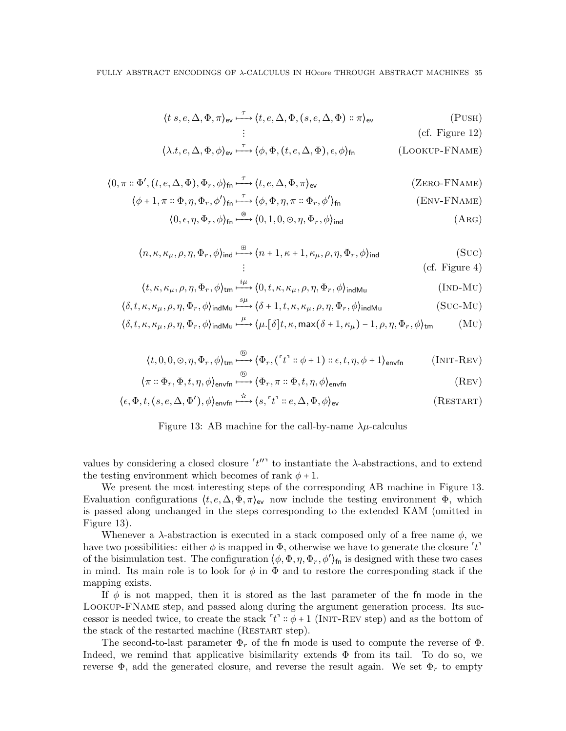$$\langle t\ s, e, \Delta, \Phi, \pi\rangle_{\mathsf{ev}} \xmapsto{\tau} \langle t, e, \Delta, \Phi, (s, e, \Delta, \Phi) :: \pi\rangle_{\mathsf{ev}} \qquad \text{(Push)}$$

$$\vdots \qquad \text{(cf. Figure 12)}$$

$$\langle \lambda.t, e, \Delta, \Phi, \phi\rangle_{\mathsf{ev}} \xmapsto{\tau} \langle \phi, \Phi, (t, e, \Delta, \Phi), \epsilon, \phi\rangle_{\mathsf{fn}} \qquad \text{(Lookup-FName)}$$

$$\langle 0, \pi :: \Phi', (t, e, \Delta, \Phi), \Phi_r, \phi\rangle_{\mathsf{fn}} \xmapsto{\tau} \langle t, e, \Delta, \Phi, \pi\rangle_{\mathsf{ev}} \qquad \text{(Zero-FName)}$$

$$\langle \phi + 1, \pi :: \Phi, \eta, \Phi_r, \phi'\rangle_{\mathsf{fn}} \xmapsto{\tau} \langle \phi, \Phi, \eta, \pi :: \Phi_r, \phi'\rangle_{\mathsf{fn}} \qquad \text{(Env-FName)}$$

$$\langle 0, \epsilon, \eta, \Phi_r, \phi\rangle_{\mathsf{fn}} \xmapsto{\circledcirc} \langle 0, 1, 0, \odot, \eta, \Phi_r, \phi\rangle_{\mathsf{ind}} \qquad \text{(Arg)}$$

$$\langle n, \kappa, \kappa_\mu, \rho, \eta, \Phi_r, \phi\rangle_{\mathsf{ind}} \xmapsto{\boxplus} \langle n + 1, \kappa + 1, \kappa_\mu, \rho, \eta, \Phi_r, \phi\rangle_{\mathsf{ind}} \qquad \text{(Suc)}$$

$$\vdots \qquad \text{(cf. Figure 4)}$$

$$\langle t, \kappa, \kappa_\mu, \rho, \eta, \Phi_r, \phi\rangle_{\mathsf{tm}} \xmapsto{i\mu} \langle 0, t, \kappa, \kappa_\mu, \rho, \eta, \Phi_r, \phi\rangle_{\mathsf{indMu}} \qquad \text{(Ind-Mu)}$$

$$\langle \delta, t, \kappa, \kappa_\mu, \rho, \eta, \Phi_r, \phi\rangle_{\mathsf{indMu}} \xmapsto{s\mu} \langle \delta + 1, t, \kappa, \kappa_\mu, \rho, \eta, \Phi_r, \phi\rangle_{\mathsf{indMu}} \qquad \text{(Suc-Mu)}$$

$$\langle \delta, t, \kappa, \kappa_\mu, \rho, \eta, \Phi_r, \phi\rangle_{\mathsf{indMu}} \xmapsto{\mu} \langle \mu.[\delta]t, \kappa, \mathsf{max}(\delta + 1, \kappa_\mu) - 1, \rho, \eta, \Phi_r, \phi\rangle_{\mathsf{tm}} \qquad \text{(Mu)}$$

$$\langle t, 0, 0, \odot, \eta, \Phi_r, \phi\rangle_{\mathsf{tm}} \xmapsto{\circledR} \langle \Phi_r, (\ulcorner t \urcorner :: \phi + 1) :: \epsilon, t, \eta, \phi + 1\rangle_{\mathsf{envfn}} \qquad \text{(Init-Rev)}$$

$$\langle \pi :: \Phi_r, \Phi, t, \eta, \phi\rangle_{\mathsf{envfn}} \xmapsto{\circledR} \langle \Phi_r, \pi :: \Phi, t, \eta, \phi\rangle_{\mathsf{envfn}} \qquad \text{(Rev)}$$

$$\langle \epsilon, \Phi, t, (s, e, \Delta, \Phi'), \phi\rangle_{\mathsf{envfn}} \xmapsto{\star} \langle s, \ulcorner t \urcorner :: e, \Delta, \Phi, \phi\rangle_{\mathsf{ev}} \qquad \text{(Restart)}$$

Figure 13: AB machine for the call-by-name $\lambda\mu$-calculus

values by considering a closed closure $\ulcorner t'' \urcorner$ to instantiate the $\lambda$-abstractions, and to extend the testing environment which becomes of rank $\phi + 1$.

We present the most interesting steps of the corresponding AB machine in Figure 13. Evaluation configurations $\langle t, e, \Delta, \Phi, \pi\rangle_{\mathsf{ev}}$ now include the testing environment $\Phi$, which is passed along unchanged in the steps corresponding to the extended KAM (omitted in Figure 13).

Whenever a $\lambda$-abstraction is executed in a stack composed only of a free name $\phi$, we have two possibilities: either $\phi$ is mapped in $\Phi$, otherwise we have to generate the closure $\ulcorner t \urcorner$ of the bisimulation test. The configuration $\langle \phi, \Phi, \eta, \Phi_r, \phi'\rangle_{\mathsf{fn}}$ is designed with these two cases in mind. Its main role is to look for $\phi$ in $\Phi$ and to restore the corresponding stack if the mapping exists.

If $\phi$ is not mapped, then it is stored as the last parameter of the $\mathsf{fn}$ mode in the Lookup-FName step, and passed along during the argument generation process. Its successor is needed twice, to create the stack $\ulcorner t \urcorner :: \phi + 1$ (Init-Rev step) and as the bottom of the stack of the restarted machine (Restart step).

The second-to-last parameter $\Phi_r$ of the $\mathsf{fn}$ mode is used to compute the reverse of $\Phi$. Indeed, we remind that applicative bisimilarity extends $\Phi$ from its tail. To do so, we reverse $\Phi$, add the generated closure, and reverse the result again. We set $\Phi_r$ to empty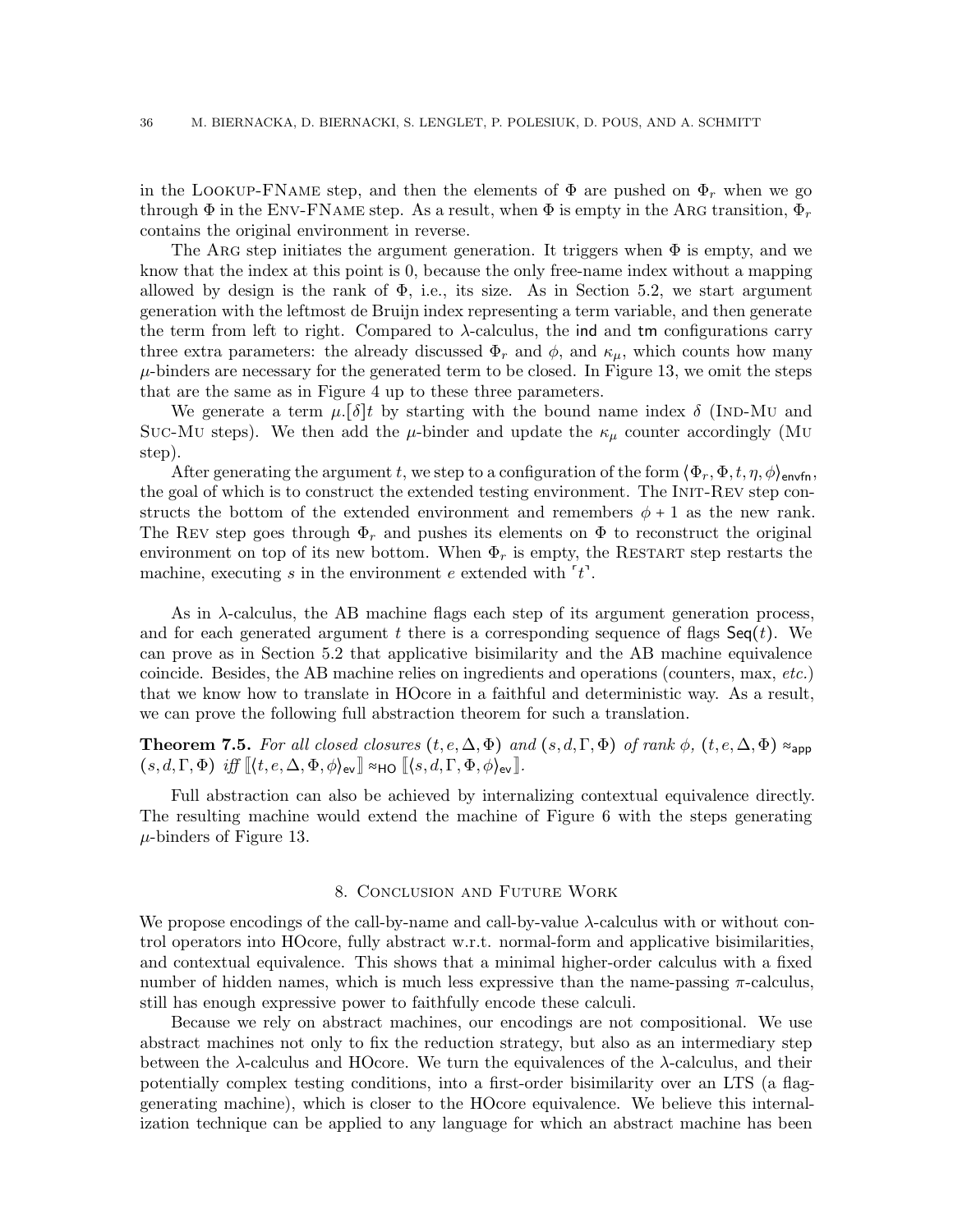in the Lookup-FName step, and then the elements of $\Phi$ are pushed on $\Phi_r$ when we go through $\Phi$ in the Env-FName step. As a result, when $\Phi$ is empty in the Arg transition, $\Phi_r$ contains the original environment in reverse.

The Arg step initiates the argument generation. It triggers when $\Phi$ is empty, and we know that the index at this point is 0, because the only free-name index without a mapping allowed by design is the rank of $\Phi$, i.e., its size. As in Section 5.2, we start argument generation with the leftmost de Bruijn index representing a term variable, and then generate the term from left to right. Compared to $\lambda$-calculus, the $\mathsf{ind}$ and $\mathsf{tm}$ configurations carry three extra parameters: the already discussed $\Phi_r$ and $\phi$, and $\kappa_\mu$, which counts how many $\mu$-binders are necessary for the generated term to be closed. In Figure 13, we omit the steps that are the same as in Figure 4 up to these three parameters.

We generate a term $\mu.[\delta]t$ by starting with the bound name index $\delta$ (Ind-Mu and Suc-Mu steps). We then add the $\mu$-binder and update the $\kappa_\mu$ counter accordingly (Mu step).

After generating the argument $t$, we step to a configuration of the form $\langle \Phi_r, \Phi, t, \eta, \phi \rangle_{\mathsf{envfn}}$, the goal of which is to construct the extended testing environment. The Init-Rev step constructs the bottom of the extended environment and remembers $\phi + 1$ as the new rank. The Rev step goes through $\Phi_r$ and pushes its elements on $\Phi$ to reconstruct the original environment on top of its new bottom. When $\Phi_r$ is empty, the Restart step restarts the machine, executing $s$ in the environment $e$ extended with $\ulcorner t \urcorner$.

As in $\lambda$-calculus, the AB machine flags each step of its argument generation process, and for each generated argument $t$ there is a corresponding sequence of flags $\mathsf{Seq}(t)$. We can prove as in Section 5.2 that applicative bisimilarity and the AB machine equivalence coincide. Besides, the AB machine relies on ingredients and operations (counters, max, *etc.*) that we know how to translate in HOcore in a faithful and deterministic way. As a result, we can prove the following full abstraction theorem for such a translation.

**Theorem 7.5.** *For all closed closures $(t, e, \Delta, \Phi)$ and $(s, d, \Gamma, \Phi)$ of rank $\phi$, $(t, e, \Delta, \Phi) \approx_{\mathsf{app}} (s, d, \Gamma, \Phi)$ iff $[\![\langle t, e, \Delta, \Phi, \phi \rangle_{\mathsf{ev}}]\!] \approx_{\mathsf{HO}} [\![\langle s, d, \Gamma, \Phi, \phi \rangle_{\mathsf{ev}}]\!]$.*

Full abstraction can also be achieved by internalizing contextual equivalence directly. The resulting machine would extend the machine of Figure 6 with the steps generating $\mu$-binders of Figure 13.

## 8. Conclusion and Future Work

We propose encodings of the call-by-name and call-by-value $\lambda$-calculus with or without control operators into HOcore, fully abstract w.r.t. normal-form and applicative bisimilarities, and contextual equivalence. This shows that a minimal higher-order calculus with a fixed number of hidden names, which is much less expressive than the name-passing $\pi$-calculus, still has enough expressive power to faithfully encode these calculi.

Because we rely on abstract machines, our encodings are not compositional. We use abstract machines not only to fix the reduction strategy, but also as an intermediary step between the $\lambda$-calculus and HOcore. We turn the equivalences of the $\lambda$-calculus, and their potentially complex testing conditions, into a first-order bisimilarity over an LTS (a flag-generating machine), which is closer to the HOcore equivalence. We believe this internalization technique can be applied to any language for which an abstract machine has been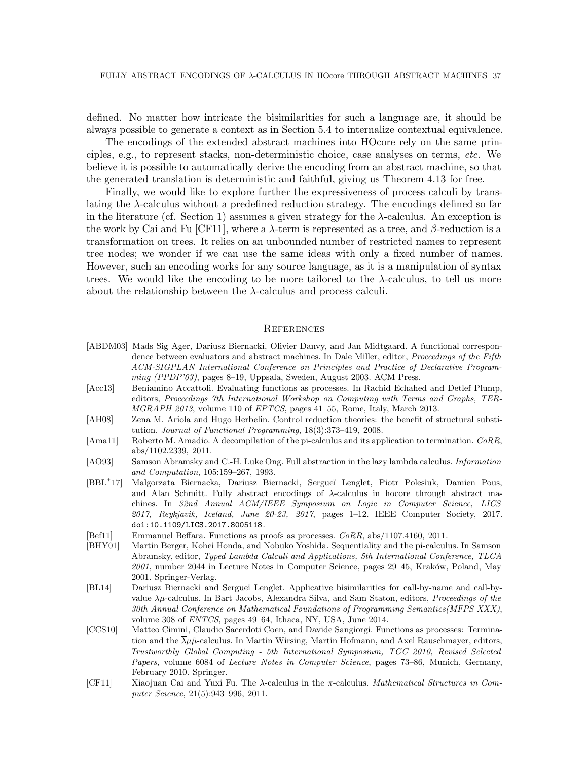defined. No matter how intricate the bisimilarities for such a language are, it should be always possible to generate a context as in Section 5.4 to internalize contextual equivalence.

The encodings of the extended abstract machines into HOcore rely on the same principles, e.g., to represent stacks, non-deterministic choice, case analyses on terms, *etc.* We believe it is possible to automatically derive the encoding from an abstract machine, so that the generated translation is deterministic and faithful, giving us Theorem 4.13 for free.

Finally, we would like to explore further the expressiveness of process calculi by translating the $\lambda$-calculus without a predefined reduction strategy. The encodings defined so far in the literature (cf. Section 1) assumes a given strategy for the $\lambda$-calculus. An exception is the work by Cai and Fu [CF11], where a $\lambda$-term is represented as a tree, and $\beta$-reduction is a transformation on trees. It relies on an unbounded number of restricted names to represent tree nodes; we wonder if we can use the same ideas with only a fixed number of names. However, such an encoding works for any source language, as it is a manipulation of syntax trees. We would like the encoding to be more tailored to the $\lambda$-calculus, to tell us more about the relationship between the $\lambda$-calculus and process calculi.

## References

[ABDM03] Mads Sig Ager, Dariusz Biernacki, Olivier Danvy, and Jan Midtgaard. A functional correspondence between evaluators and abstract machines. In Dale Miller, editor, *Proceedings of the Fifth ACM-SIGPLAN International Conference on Principles and Practice of Declarative Programming (PPDP'03)*, pages 8–19, Uppsala, Sweden, August 2003. ACM Press.

[Acc13] Beniamino Accattoli. Evaluating functions as processes. In Rachid Echahed and Detlef Plump, editors, *Proceedings 7th International Workshop on Computing with Terms and Graphs, TERMGRAPH 2013*, volume 110 of *EPTCS*, pages 41–55, Rome, Italy, March 2013.

[AH08] Zena M. Ariola and Hugo Herbelin. Control reduction theories: the benefit of structural substitution. *Journal of Functional Programming*, 18(3):373–419, 2008.

[Ama11] Roberto M. Amadio. A decompilation of the pi-calculus and its application to termination. *CoRR*, abs/1102.2339, 2011.

[AO93] Samson Abramsky and C.-H. Luke Ong. Full abstraction in the lazy lambda calculus. *Information and Computation*, 105:159–267, 1993.

[BBL+17] Malgorzata Biernacka, Dariusz Biernacki, Sergueï Lenglet, Piotr Polesiuk, Damien Pous, and Alan Schmitt. Fully abstract encodings of $\lambda$-calculus in hocore through abstract machines. In *32nd Annual ACM/IEEE Symposium on Logic in Computer Science, LICS 2017, Reykjavik, Iceland, June 20-23, 2017*, pages 1–12. IEEE Computer Society, 2017. doi:10.1109/LICS.2017.8005118.

[Bef11] Emmanuel Beffara. Functions as proofs as processes. *CoRR*, abs/1107.4160, 2011.

[BHY01] Martin Berger, Kohei Honda, and Nobuko Yoshida. Sequentiality and the pi-calculus. In Samson Abramsky, editor, *Typed Lambda Calculi and Applications, 5th International Conference, TLCA 2001*, number 2044 in Lecture Notes in Computer Science, pages 29–45, Kraków, Poland, May 2001. Springer-Verlag.

[BL14] Dariusz Biernacki and Sergueï Lenglet. Applicative bisimilarities for call-by-name and call-by-value $\lambda\mu$-calculus. In Bart Jacobs, Alexandra Silva, and Sam Staton, editors, *Proceedings of the 30th Annual Conference on Mathematical Foundations of Programming Semantics(MFPS XXX)*, volume 308 of *ENTCS*, pages 49–64, Ithaca, NY, USA, June 2014.

[CCS10] Matteo Cimini, Claudio Sacerdoti Coen, and Davide Sangiorgi. Functions as processes: Termination and the $\overline{\lambda}\mu\tilde{\mu}$-calculus. In Martin Wirsing, Martin Hofmann, and Axel Rauschmayer, editors, *Trustworthly Global Computing - 5th International Symposium, TGC 2010, Revised Selected Papers*, volume 6084 of *Lecture Notes in Computer Science*, pages 73–86, Munich, Germany, February 2010. Springer.

[CF11] Xiaojuan Cai and Yuxi Fu. The $\lambda$-calculus in the $\pi$-calculus. *Mathematical Structures in Computer Science*, 21(5):943–996, 2011.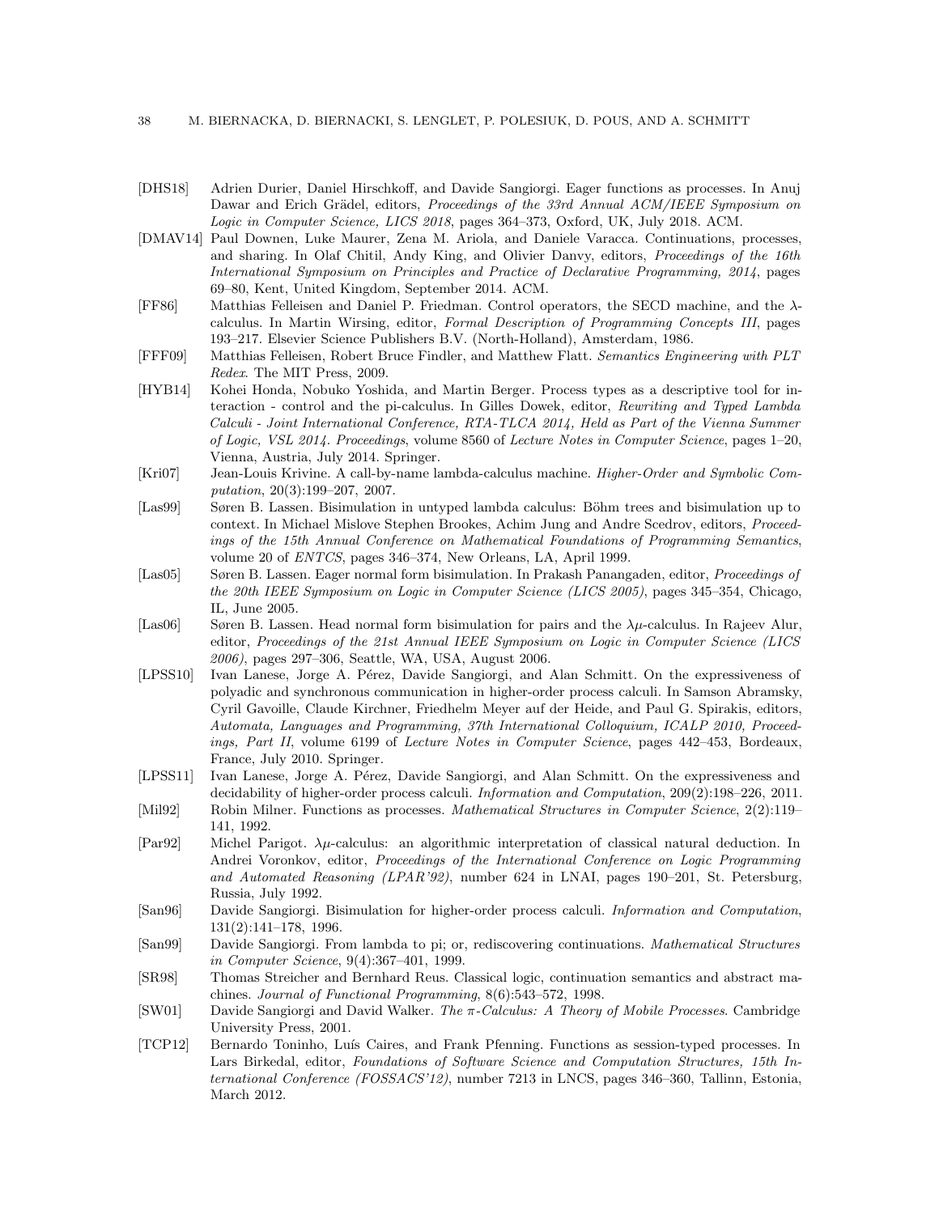[DHS18] Adrien Durier, Daniel Hirschkoff, and Davide Sangiorgi. Eager functions as processes. In Anuj Dawar and Erich Grädel, editors, *Proceedings of the 33rd Annual ACM/IEEE Symposium on Logic in Computer Science, LICS 2018*, pages 364–373, Oxford, UK, July 2018. ACM.

[DMAV14] Paul Downen, Luke Maurer, Zena M. Ariola, and Daniele Varacca. Continuations, processes, and sharing. In Olaf Chitil, Andy King, and Olivier Danvy, editors, *Proceedings of the 16th International Symposium on Principles and Practice of Declarative Programming, 2014*, pages 69–80, Kent, United Kingdom, September 2014. ACM.

[FF86] Matthias Felleisen and Daniel P. Friedman. Control operators, the SECD machine, and the $\lambda$-calculus. In Martin Wirsing, editor, *Formal Description of Programming Concepts III*, pages 193–217. Elsevier Science Publishers B.V. (North-Holland), Amsterdam, 1986.

[FFF09] Matthias Felleisen, Robert Bruce Findler, and Matthew Flatt. *Semantics Engineering with PLT Redex*. The MIT Press, 2009.

[HYB14] Kohei Honda, Nobuko Yoshida, and Martin Berger. Process types as a descriptive tool for interaction - control and the pi-calculus. In Gilles Dowek, editor, *Rewriting and Typed Lambda Calculi - Joint International Conference, RTA-TLCA 2014, Held as Part of the Vienna Summer of Logic, VSL 2014. Proceedings*, volume 8560 of *Lecture Notes in Computer Science*, pages 1–20, Vienna, Austria, July 2014. Springer.

[Kri07] Jean-Louis Krivine. A call-by-name lambda-calculus machine. *Higher-Order and Symbolic Computation*, 20(3):199–207, 2007.

[Las99] Søren B. Lassen. Bisimulation in untyped lambda calculus: Böhm trees and bisimulation up to context. In Michael Mislove Stephen Brookes, Achim Jung and Andre Scedrov, editors, *Proceedings of the 15th Annual Conference on Mathematical Foundations of Programming Semantics*, volume 20 of *ENTCS*, pages 346–374, New Orleans, LA, April 1999.

[Las05] Søren B. Lassen. Eager normal form bisimulation. In Prakash Panangaden, editor, *Proceedings of the 20th IEEE Symposium on Logic in Computer Science (LICS 2005)*, pages 345–354, Chicago, IL, June 2005.

[Las06] Søren B. Lassen. Head normal form bisimulation for pairs and the $\lambda\mu$-calculus. In Rajeev Alur, editor, *Proceedings of the 21st Annual IEEE Symposium on Logic in Computer Science (LICS 2006)*, pages 297–306, Seattle, WA, USA, August 2006.

[LPSS10] Ivan Lanese, Jorge A. Pérez, Davide Sangiorgi, and Alan Schmitt. On the expressiveness of polyadic and synchronous communication in higher-order process calculi. In Samson Abramsky, Cyril Gavoille, Claude Kirchner, Friedhelm Meyer auf der Heide, and Paul G. Spirakis, editors, *Automata, Languages and Programming, 37th International Colloquium, ICALP 2010, Proceedings, Part II*, volume 6199 of *Lecture Notes in Computer Science*, pages 442–453, Bordeaux, France, July 2010. Springer.

[LPSS11] Ivan Lanese, Jorge A. Pérez, Davide Sangiorgi, and Alan Schmitt. On the expressiveness and decidability of higher-order process calculi. *Information and Computation*, 209(2):198–226, 2011.

[Mil92] Robin Milner. Functions as processes. *Mathematical Structures in Computer Science*, 2(2):119–141, 1992.

[Par92] Michel Parigot. $\lambda\mu$-calculus: an algorithmic interpretation of classical natural deduction. In Andrei Voronkov, editor, *Proceedings of the International Conference on Logic Programming and Automated Reasoning (LPAR'92)*, number 624 in LNAI, pages 190–201, St. Petersburg, Russia, July 1992.

[San96] Davide Sangiorgi. Bisimulation for higher-order process calculi. *Information and Computation*, 131(2):141–178, 1996.

[San99] Davide Sangiorgi. From lambda to pi; or, rediscovering continuations. *Mathematical Structures in Computer Science*, 9(4):367–401, 1999.

[SR98] Thomas Streicher and Bernhard Reus. Classical logic, continuation semantics and abstract machines. *Journal of Functional Programming*, 8(6):543–572, 1998.

[SW01] Davide Sangiorgi and David Walker. *The $\pi$-Calculus: A Theory of Mobile Processes*. Cambridge University Press, 2001.

[TCP12] Bernardo Toninho, Luís Caires, and Frank Pfenning. Functions as session-typed processes. In Lars Birkedal, editor, *Foundations of Software Science and Computation Structures, 15th International Conference (FOSSACS'12)*, number 7213 in LNCS, pages 346–360, Tallinn, Estonia, March 2012.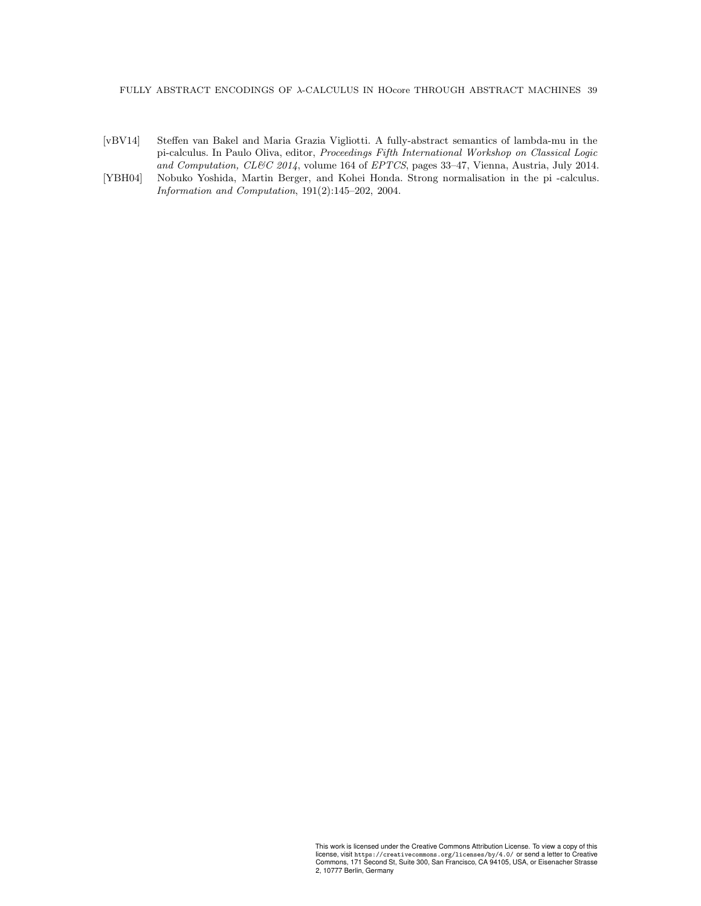[vBV14] Steffen van Bakel and Maria Grazia Vigliotti. A fully-abstract semantics of lambda-mu in the pi-calculus. In Paulo Oliva, editor, *Proceedings Fifth International Workshop on Classical Logic and Computation, CL&C 2014*, volume 164 of *EPTCS*, pages 33–47, Vienna, Austria, July 2014.

[YBH04] Nobuko Yoshida, Martin Berger, and Kohei Honda. Strong normalisation in the pi -calculus. *Information and Computation*, 191(2):145–202, 2004.

This work is licensed under the Creative Commons Attribution License. To view a copy of this license, visit https://creativecommons.org/licenses/by/4.0/ or send a letter to Creative Commons, 171 Second St, Suite 300, San Francisco, CA 94105, USA, or Eisenacher Strasse 2, 10777 Berlin, Germany